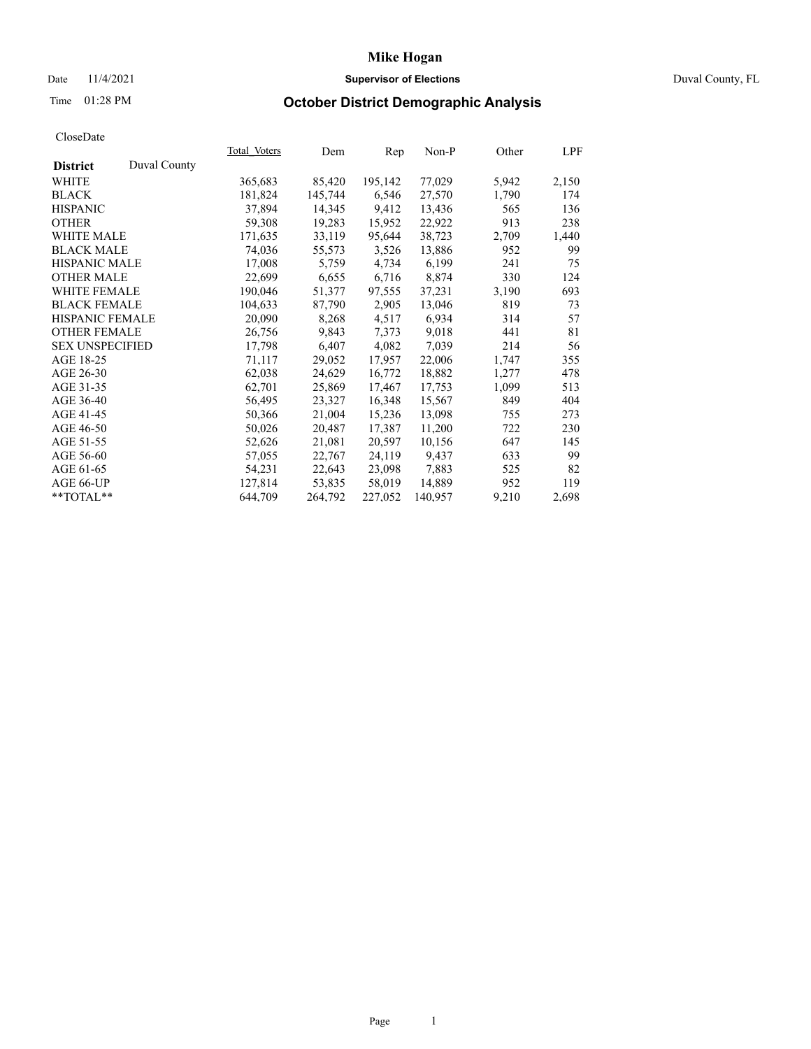# Mike Hogan

Date 11/4/2021 **Supervisor of Elections** Duval County, FL

Time 01:28 PM

## October District Demographic Analysis

CloseDate

| District | Duval County | Total_Voters | Dem | Rep | Non-P | Other | LPF |
|---|---|---|---|---|---|---|---|
| WHITE | | 365,683 | 85,420 | 195,142 | 77,029 | 5,942 | 2,150 |
| BLACK | | 181,824 | 145,744 | 6,546 | 27,570 | 1,790 | 174 |
| HISPANIC | | 37,894 | 14,345 | 9,412 | 13,436 | 565 | 136 |
| OTHER | | 59,308 | 19,283 | 15,952 | 22,922 | 913 | 238 |
| WHITE MALE | | 171,635 | 33,119 | 95,644 | 38,723 | 2,709 | 1,440 |
| BLACK MALE | | 74,036 | 55,573 | 3,526 | 13,886 | 952 | 99 |
| HISPANIC MALE | | 17,008 | 5,759 | 4,734 | 6,199 | 241 | 75 |
| OTHER MALE | | 22,699 | 6,655 | 6,716 | 8,874 | 330 | 124 |
| WHITE FEMALE | | 190,046 | 51,377 | 97,555 | 37,231 | 3,190 | 693 |
| BLACK FEMALE | | 104,633 | 87,790 | 2,905 | 13,046 | 819 | 73 |
| HISPANIC FEMALE | | 20,090 | 8,268 | 4,517 | 6,934 | 314 | 57 |
| OTHER FEMALE | | 26,756 | 9,843 | 7,373 | 9,018 | 441 | 81 |
| SEX UNSPECIFIED | | 17,798 | 6,407 | 4,082 | 7,039 | 214 | 56 |
| AGE 18-25 | | 71,117 | 29,052 | 17,957 | 22,006 | 1,747 | 355 |
| AGE 26-30 | | 62,038 | 24,629 | 16,772 | 18,882 | 1,277 | 478 |
| AGE 31-35 | | 62,701 | 25,869 | 17,467 | 17,753 | 1,099 | 513 |
| AGE 36-40 | | 56,495 | 23,327 | 16,348 | 15,567 | 849 | 404 |
| AGE 41-45 | | 50,366 | 21,004 | 15,236 | 13,098 | 755 | 273 |
| AGE 46-50 | | 50,026 | 20,487 | 17,387 | 11,200 | 722 | 230 |
| AGE 51-55 | | 52,626 | 21,081 | 20,597 | 10,156 | 647 | 145 |
| AGE 56-60 | | 57,055 | 22,767 | 24,119 | 9,437 | 633 | 99 |
| AGE 61-65 | | 54,231 | 22,643 | 23,098 | 7,883 | 525 | 82 |
| AGE 66-UP | | 127,814 | 53,835 | 58,019 | 14,889 | 952 | 119 |
| **TOTAL** | | 644,709 | 264,792 | 227,052 | 140,957 | 9,210 | 2,698 |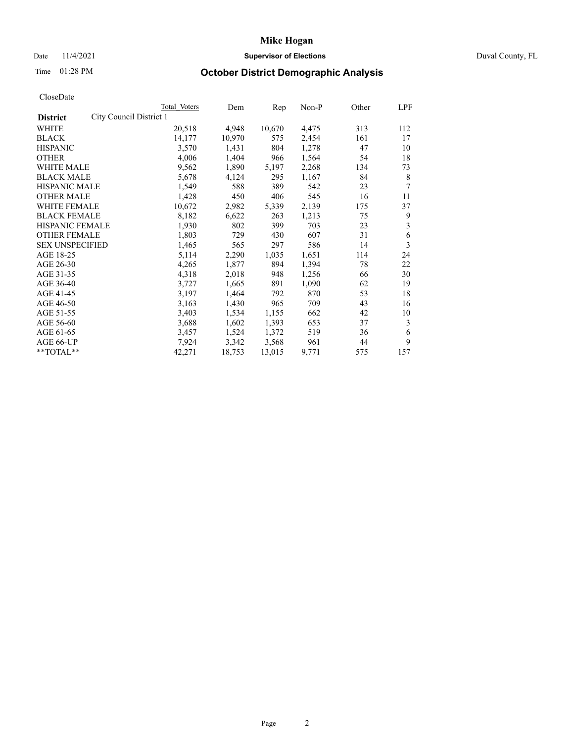# Mike Hogan

Date 11/4/2021 **Supervisor of Elections** Duval County, FL

Time 01:28 PM **October District Demographic Analysis**

CloseDate

| **District** | City Council District 1 | Total Voters | Dem | Rep | Non-P | Other | LPF |
|---|---|---|---|---|---|---|---|
| WHITE | | 20,518 | 4,948 | 10,670 | 4,475 | 313 | 112 |
| BLACK | | 14,177 | 10,970 | 575 | 2,454 | 161 | 17 |
| HISPANIC | | 3,570 | 1,431 | 804 | 1,278 | 47 | 10 |
| OTHER | | 4,006 | 1,404 | 966 | 1,564 | 54 | 18 |
| WHITE MALE | | 9,562 | 1,890 | 5,197 | 2,268 | 134 | 73 |
| BLACK MALE | | 5,678 | 4,124 | 295 | 1,167 | 84 | 8 |
| HISPANIC MALE | | 1,549 | 588 | 389 | 542 | 23 | 7 |
| OTHER MALE | | 1,428 | 450 | 406 | 545 | 16 | 11 |
| WHITE FEMALE | | 10,672 | 2,982 | 5,339 | 2,139 | 175 | 37 |
| BLACK FEMALE | | 8,182 | 6,622 | 263 | 1,213 | 75 | 9 |
| HISPANIC FEMALE | | 1,930 | 802 | 399 | 703 | 23 | 3 |
| OTHER FEMALE | | 1,803 | 729 | 430 | 607 | 31 | 6 |
| SEX UNSPECIFIED | | 1,465 | 565 | 297 | 586 | 14 | 3 |
| AGE 18-25 | | 5,114 | 2,290 | 1,035 | 1,651 | 114 | 24 |
| AGE 26-30 | | 4,265 | 1,877 | 894 | 1,394 | 78 | 22 |
| AGE 31-35 | | 4,318 | 2,018 | 948 | 1,256 | 66 | 30 |
| AGE 36-40 | | 3,727 | 1,665 | 891 | 1,090 | 62 | 19 |
| AGE 41-45 | | 3,197 | 1,464 | 792 | 870 | 53 | 18 |
| AGE 46-50 | | 3,163 | 1,430 | 965 | 709 | 43 | 16 |
| AGE 51-55 | | 3,403 | 1,534 | 1,155 | 662 | 42 | 10 |
| AGE 56-60 | | 3,688 | 1,602 | 1,393 | 653 | 37 | 3 |
| AGE 61-65 | | 3,457 | 1,524 | 1,372 | 519 | 36 | 6 |
| AGE 66-UP | | 7,924 | 3,342 | 3,568 | 961 | 44 | 9 |
| **TOTAL** | | 42,271 | 18,753 | 13,015 | 9,771 | 575 | 157 |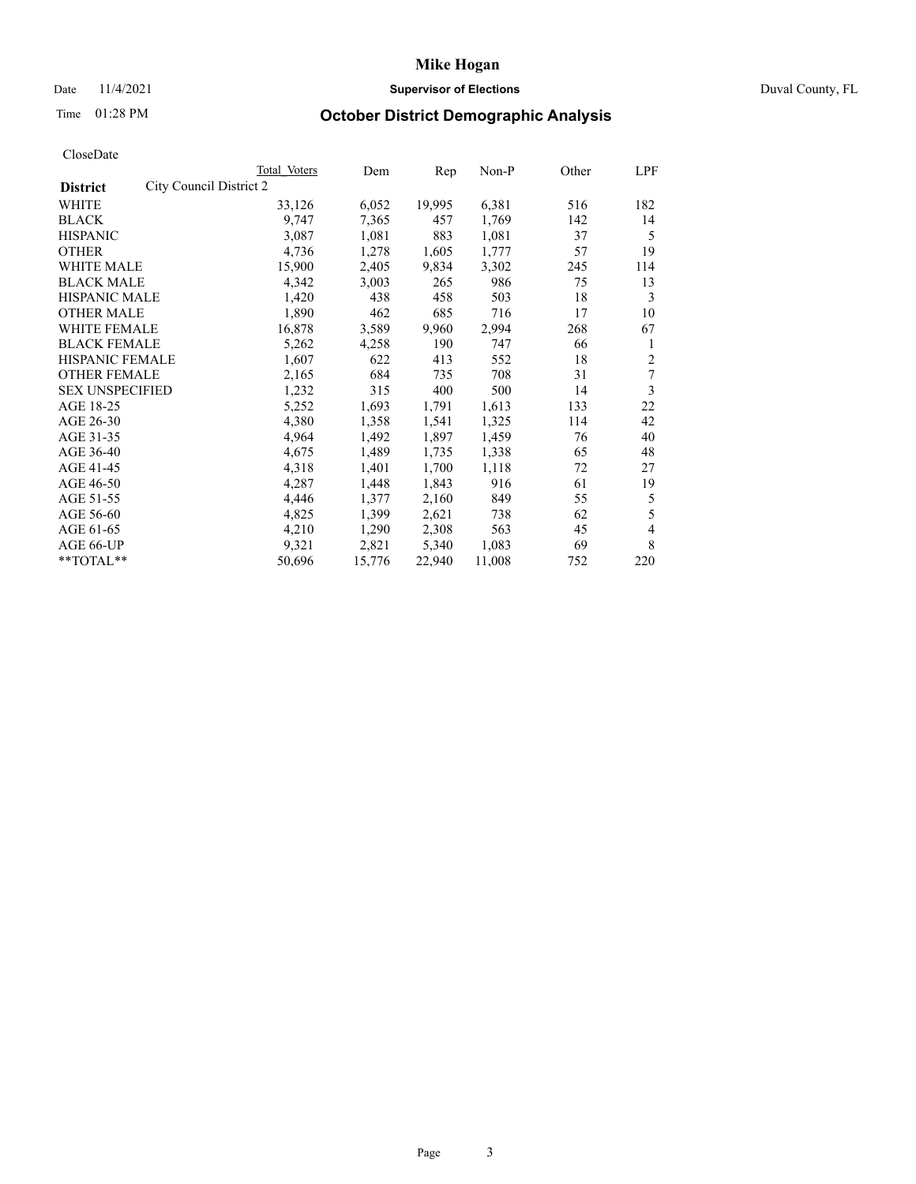# Mike Hogan

Date 11/4/2021 **Supervisor of Elections** Duval County, FL

Time 01:28 PM **October District Demographic Analysis**

CloseDate

| **District** City Council District 2 | Total Voters | Dem | Rep | Non-P | Other | LPF |
|---|---|---|---|---|---|---|
| WHITE | 33,126 | 6,052 | 19,995 | 6,381 | 516 | 182 |
| BLACK | 9,747 | 7,365 | 457 | 1,769 | 142 | 14 |
| HISPANIC | 3,087 | 1,081 | 883 | 1,081 | 37 | 5 |
| OTHER | 4,736 | 1,278 | 1,605 | 1,777 | 57 | 19 |
| WHITE MALE | 15,900 | 2,405 | 9,834 | 3,302 | 245 | 114 |
| BLACK MALE | 4,342 | 3,003 | 265 | 986 | 75 | 13 |
| HISPANIC MALE | 1,420 | 438 | 458 | 503 | 18 | 3 |
| OTHER MALE | 1,890 | 462 | 685 | 716 | 17 | 10 |
| WHITE FEMALE | 16,878 | 3,589 | 9,960 | 2,994 | 268 | 67 |
| BLACK FEMALE | 5,262 | 4,258 | 190 | 747 | 66 | 1 |
| HISPANIC FEMALE | 1,607 | 622 | 413 | 552 | 18 | 2 |
| OTHER FEMALE | 2,165 | 684 | 735 | 708 | 31 | 7 |
| SEX UNSPECIFIED | 1,232 | 315 | 400 | 500 | 14 | 3 |
| AGE 18-25 | 5,252 | 1,693 | 1,791 | 1,613 | 133 | 22 |
| AGE 26-30 | 4,380 | 1,358 | 1,541 | 1,325 | 114 | 42 |
| AGE 31-35 | 4,964 | 1,492 | 1,897 | 1,459 | 76 | 40 |
| AGE 36-40 | 4,675 | 1,489 | 1,735 | 1,338 | 65 | 48 |
| AGE 41-45 | 4,318 | 1,401 | 1,700 | 1,118 | 72 | 27 |
| AGE 46-50 | 4,287 | 1,448 | 1,843 | 916 | 61 | 19 |
| AGE 51-55 | 4,446 | 1,377 | 2,160 | 849 | 55 | 5 |
| AGE 56-60 | 4,825 | 1,399 | 2,621 | 738 | 62 | 5 |
| AGE 61-65 | 4,210 | 1,290 | 2,308 | 563 | 45 | 4 |
| AGE 66-UP | 9,321 | 2,821 | 5,340 | 1,083 | 69 | 8 |
| **TOTAL** | 50,696 | 15,776 | 22,940 | 11,008 | 752 | 220 |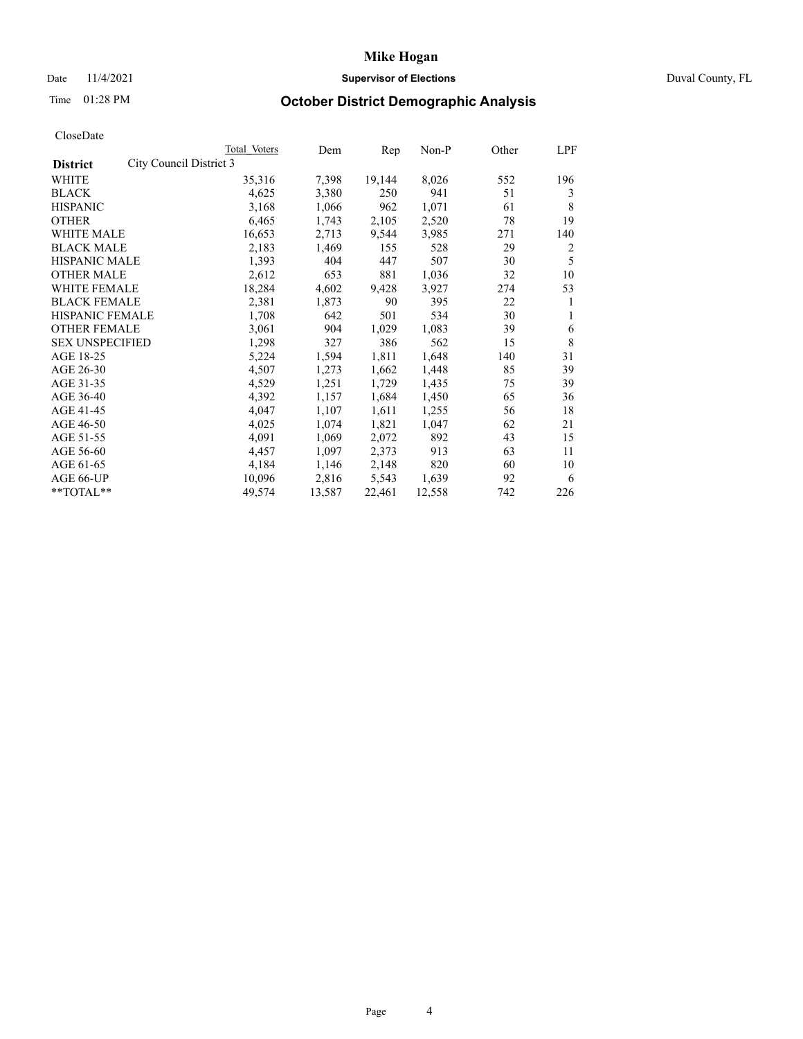# Mike Hogan

Date 11/4/2021 **Supervisor of Elections** Duval County, FL

Time 01:28 PM **October District Demographic Analysis**

CloseDate

| **District** City Council District 3 | Total Voters | Dem | Rep | Non-P | Other | LPF |
|---|---|---|---|---|---|---|
| WHITE | 35,316 | 7,398 | 19,144 | 8,026 | 552 | 196 |
| BLACK | 4,625 | 3,380 | 250 | 941 | 51 | 3 |
| HISPANIC | 3,168 | 1,066 | 962 | 1,071 | 61 | 8 |
| OTHER | 6,465 | 1,743 | 2,105 | 2,520 | 78 | 19 |
| WHITE MALE | 16,653 | 2,713 | 9,544 | 3,985 | 271 | 140 |
| BLACK MALE | 2,183 | 1,469 | 155 | 528 | 29 | 2 |
| HISPANIC MALE | 1,393 | 404 | 447 | 507 | 30 | 5 |
| OTHER MALE | 2,612 | 653 | 881 | 1,036 | 32 | 10 |
| WHITE FEMALE | 18,284 | 4,602 | 9,428 | 3,927 | 274 | 53 |
| BLACK FEMALE | 2,381 | 1,873 | 90 | 395 | 22 | 1 |
| HISPANIC FEMALE | 1,708 | 642 | 501 | 534 | 30 | 1 |
| OTHER FEMALE | 3,061 | 904 | 1,029 | 1,083 | 39 | 6 |
| SEX UNSPECIFIED | 1,298 | 327 | 386 | 562 | 15 | 8 |
| AGE 18-25 | 5,224 | 1,594 | 1,811 | 1,648 | 140 | 31 |
| AGE 26-30 | 4,507 | 1,273 | 1,662 | 1,448 | 85 | 39 |
| AGE 31-35 | 4,529 | 1,251 | 1,729 | 1,435 | 75 | 39 |
| AGE 36-40 | 4,392 | 1,157 | 1,684 | 1,450 | 65 | 36 |
| AGE 41-45 | 4,047 | 1,107 | 1,611 | 1,255 | 56 | 18 |
| AGE 46-50 | 4,025 | 1,074 | 1,821 | 1,047 | 62 | 21 |
| AGE 51-55 | 4,091 | 1,069 | 2,072 | 892 | 43 | 15 |
| AGE 56-60 | 4,457 | 1,097 | 2,373 | 913 | 63 | 11 |
| AGE 61-65 | 4,184 | 1,146 | 2,148 | 820 | 60 | 10 |
| AGE 66-UP | 10,096 | 2,816 | 5,543 | 1,639 | 92 | 6 |
| **TOTAL** | 49,574 | 13,587 | 22,461 | 12,558 | 742 | 226 |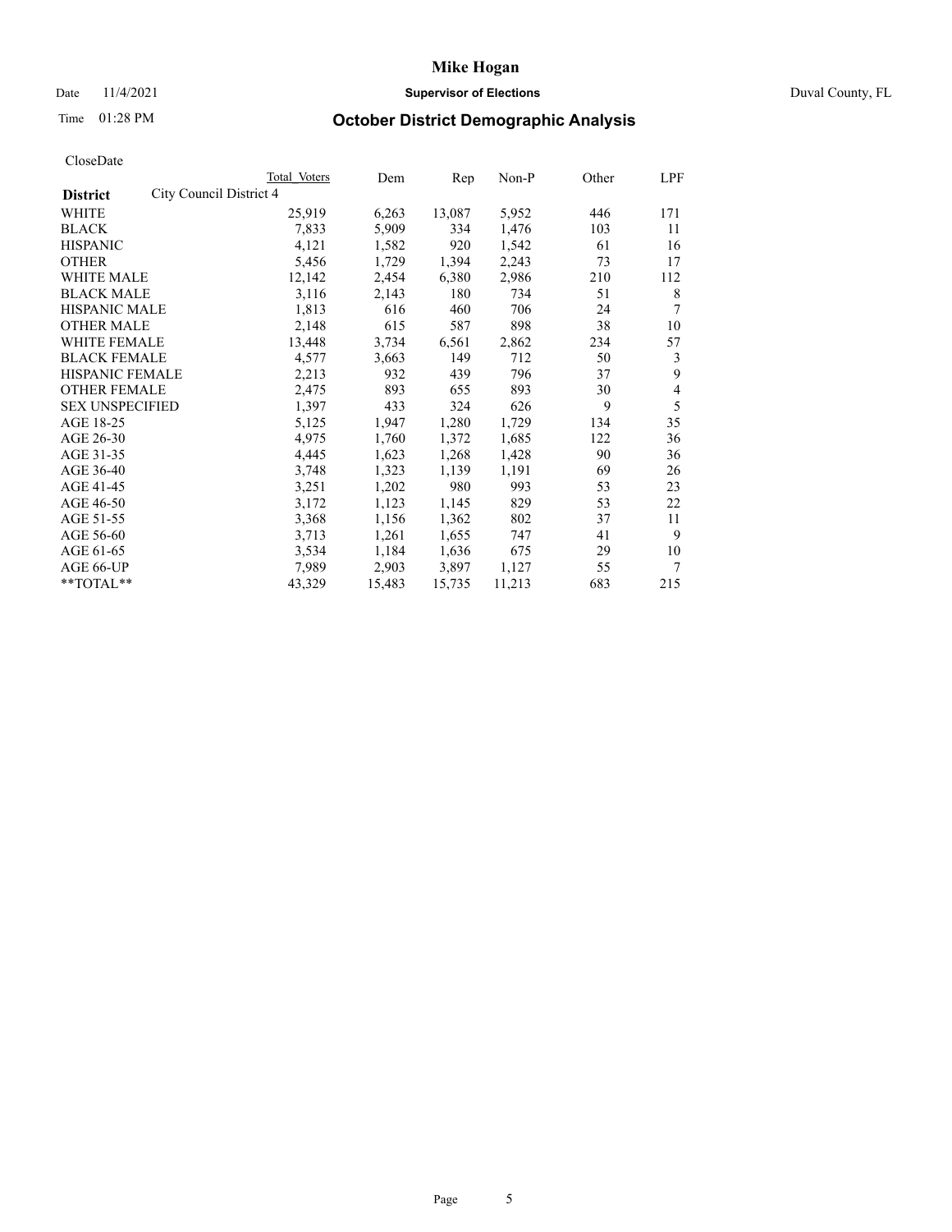CloseDate

| District | City Council District 4 | Total Voters | Dem | Rep | Non-P | Other | LPF |
|---|---|---|---|---|---|---|---|
| WHITE | | 25,919 | 6,263 | 13,087 | 5,952 | 446 | 171 |
| BLACK | | 7,833 | 5,909 | 334 | 1,476 | 103 | 11 |
| HISPANIC | | 4,121 | 1,582 | 920 | 1,542 | 61 | 16 |
| OTHER | | 5,456 | 1,729 | 1,394 | 2,243 | 73 | 17 |
| WHITE MALE | | 12,142 | 2,454 | 6,380 | 2,986 | 210 | 112 |
| BLACK MALE | | 3,116 | 2,143 | 180 | 734 | 51 | 8 |
| HISPANIC MALE | | 1,813 | 616 | 460 | 706 | 24 | 7 |
| OTHER MALE | | 2,148 | 615 | 587 | 898 | 38 | 10 |
| WHITE FEMALE | | 13,448 | 3,734 | 6,561 | 2,862 | 234 | 57 |
| BLACK FEMALE | | 4,577 | 3,663 | 149 | 712 | 50 | 3 |
| HISPANIC FEMALE | | 2,213 | 932 | 439 | 796 | 37 | 9 |
| OTHER FEMALE | | 2,475 | 893 | 655 | 893 | 30 | 4 |
| SEX UNSPECIFIED | | 1,397 | 433 | 324 | 626 | 9 | 5 |
| AGE 18-25 | | 5,125 | 1,947 | 1,280 | 1,729 | 134 | 35 |
| AGE 26-30 | | 4,975 | 1,760 | 1,372 | 1,685 | 122 | 36 |
| AGE 31-35 | | 4,445 | 1,623 | 1,268 | 1,428 | 90 | 36 |
| AGE 36-40 | | 3,748 | 1,323 | 1,139 | 1,191 | 69 | 26 |
| AGE 41-45 | | 3,251 | 1,202 | 980 | 993 | 53 | 23 |
| AGE 46-50 | | 3,172 | 1,123 | 1,145 | 829 | 53 | 22 |
| AGE 51-55 | | 3,368 | 1,156 | 1,362 | 802 | 37 | 11 |
| AGE 56-60 | | 3,713 | 1,261 | 1,655 | 747 | 41 | 9 |
| AGE 61-65 | | 3,534 | 1,184 | 1,636 | 675 | 29 | 10 |
| AGE 66-UP | | 7,989 | 2,903 | 3,897 | 1,127 | 55 | 7 |
| **TOTAL** | | 43,329 | 15,483 | 15,735 | 11,213 | 683 | 215 |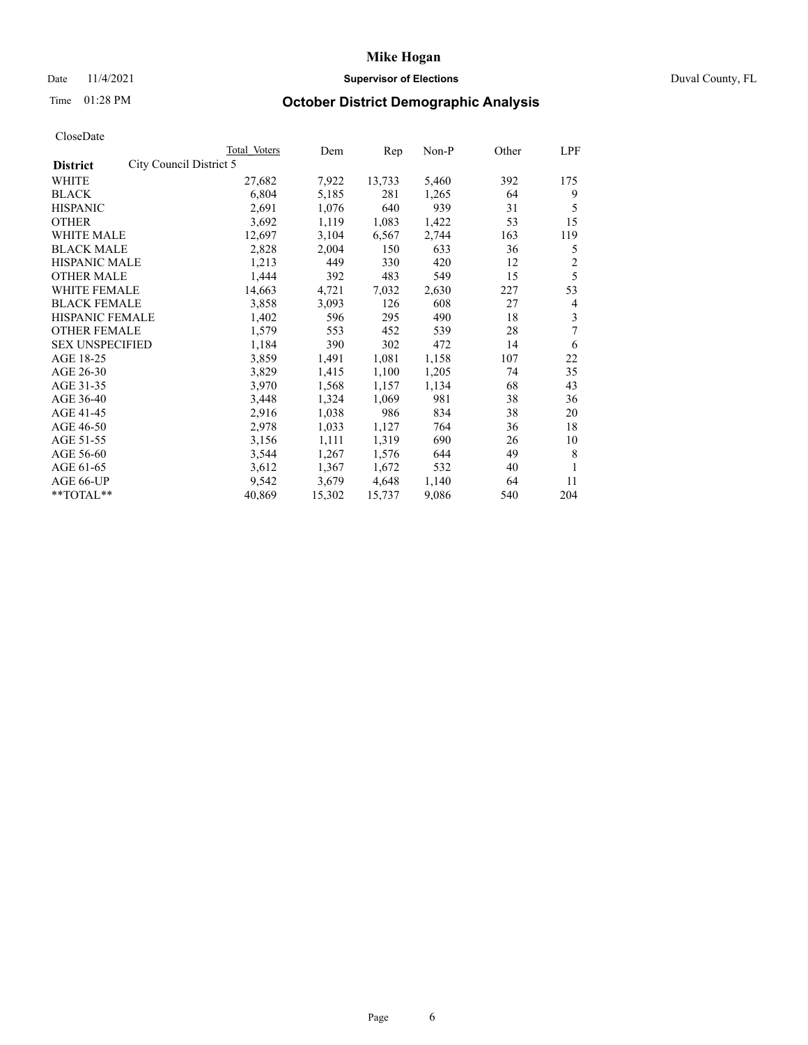# Mike Hogan

Date 11/4/2021 **Supervisor of Elections** Duval County, FL

Time 01:28 PM **October District Demographic Analysis**

CloseDate

| **District** City Council District 5 | Total Voters | Dem | Rep | Non-P | Other | LPF |
|---|---|---|---|---|---|---|
| WHITE | 27,682 | 7,922 | 13,733 | 5,460 | 392 | 175 |
| BLACK | 6,804 | 5,185 | 281 | 1,265 | 64 | 9 |
| HISPANIC | 2,691 | 1,076 | 640 | 939 | 31 | 5 |
| OTHER | 3,692 | 1,119 | 1,083 | 1,422 | 53 | 15 |
| WHITE MALE | 12,697 | 3,104 | 6,567 | 2,744 | 163 | 119 |
| BLACK MALE | 2,828 | 2,004 | 150 | 633 | 36 | 5 |
| HISPANIC MALE | 1,213 | 449 | 330 | 420 | 12 | 2 |
| OTHER MALE | 1,444 | 392 | 483 | 549 | 15 | 5 |
| WHITE FEMALE | 14,663 | 4,721 | 7,032 | 2,630 | 227 | 53 |
| BLACK FEMALE | 3,858 | 3,093 | 126 | 608 | 27 | 4 |
| HISPANIC FEMALE | 1,402 | 596 | 295 | 490 | 18 | 3 |
| OTHER FEMALE | 1,579 | 553 | 452 | 539 | 28 | 7 |
| SEX UNSPECIFIED | 1,184 | 390 | 302 | 472 | 14 | 6 |
| AGE 18-25 | 3,859 | 1,491 | 1,081 | 1,158 | 107 | 22 |
| AGE 26-30 | 3,829 | 1,415 | 1,100 | 1,205 | 74 | 35 |
| AGE 31-35 | 3,970 | 1,568 | 1,157 | 1,134 | 68 | 43 |
| AGE 36-40 | 3,448 | 1,324 | 1,069 | 981 | 38 | 36 |
| AGE 41-45 | 2,916 | 1,038 | 986 | 834 | 38 | 20 |
| AGE 46-50 | 2,978 | 1,033 | 1,127 | 764 | 36 | 18 |
| AGE 51-55 | 3,156 | 1,111 | 1,319 | 690 | 26 | 10 |
| AGE 56-60 | 3,544 | 1,267 | 1,576 | 644 | 49 | 8 |
| AGE 61-65 | 3,612 | 1,367 | 1,672 | 532 | 40 | 1 |
| AGE 66-UP | 9,542 | 3,679 | 4,648 | 1,140 | 64 | 11 |
| **TOTAL** | 40,869 | 15,302 | 15,737 | 9,086 | 540 | 204 |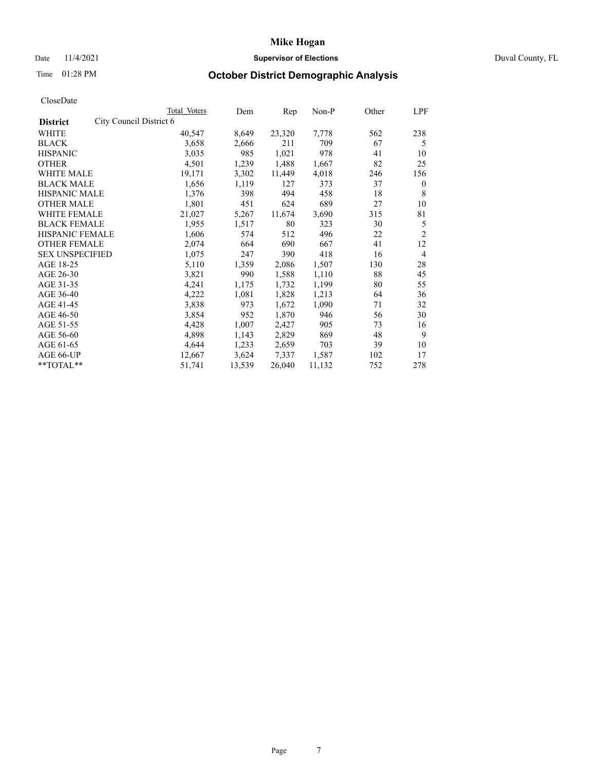# Mike Hogan

Date 11/4/2021 **Supervisor of Elections** Duval County, FL

Time 01:28 PM **October District Demographic Analysis**

CloseDate

| District | City Council District 6 Total Voters | Dem | Rep | Non-P | Other | LPF |
|---|---|---|---|---|---|---|
| WHITE | 40,547 | 8,649 | 23,320 | 7,778 | 562 | 238 |
| BLACK | 3,658 | 2,666 | 211 | 709 | 67 | 5 |
| HISPANIC | 3,035 | 985 | 1,021 | 978 | 41 | 10 |
| OTHER | 4,501 | 1,239 | 1,488 | 1,667 | 82 | 25 |
| WHITE MALE | 19,171 | 3,302 | 11,449 | 4,018 | 246 | 156 |
| BLACK MALE | 1,656 | 1,119 | 127 | 373 | 37 | 0 |
| HISPANIC MALE | 1,376 | 398 | 494 | 458 | 18 | 8 |
| OTHER MALE | 1,801 | 451 | 624 | 689 | 27 | 10 |
| WHITE FEMALE | 21,027 | 5,267 | 11,674 | 3,690 | 315 | 81 |
| BLACK FEMALE | 1,955 | 1,517 | 80 | 323 | 30 | 5 |
| HISPANIC FEMALE | 1,606 | 574 | 512 | 496 | 22 | 2 |
| OTHER FEMALE | 2,074 | 664 | 690 | 667 | 41 | 12 |
| SEX UNSPECIFIED | 1,075 | 247 | 390 | 418 | 16 | 4 |
| AGE 18-25 | 5,110 | 1,359 | 2,086 | 1,507 | 130 | 28 |
| AGE 26-30 | 3,821 | 990 | 1,588 | 1,110 | 88 | 45 |
| AGE 31-35 | 4,241 | 1,175 | 1,732 | 1,199 | 80 | 55 |
| AGE 36-40 | 4,222 | 1,081 | 1,828 | 1,213 | 64 | 36 |
| AGE 41-45 | 3,838 | 973 | 1,672 | 1,090 | 71 | 32 |
| AGE 46-50 | 3,854 | 952 | 1,870 | 946 | 56 | 30 |
| AGE 51-55 | 4,428 | 1,007 | 2,427 | 905 | 73 | 16 |
| AGE 56-60 | 4,898 | 1,143 | 2,829 | 869 | 48 | 9 |
| AGE 61-65 | 4,644 | 1,233 | 2,659 | 703 | 39 | 10 |
| AGE 66-UP | 12,667 | 3,624 | 7,337 | 1,587 | 102 | 17 |
| **TOTAL** | 51,741 | 13,539 | 26,040 | 11,132 | 752 | 278 |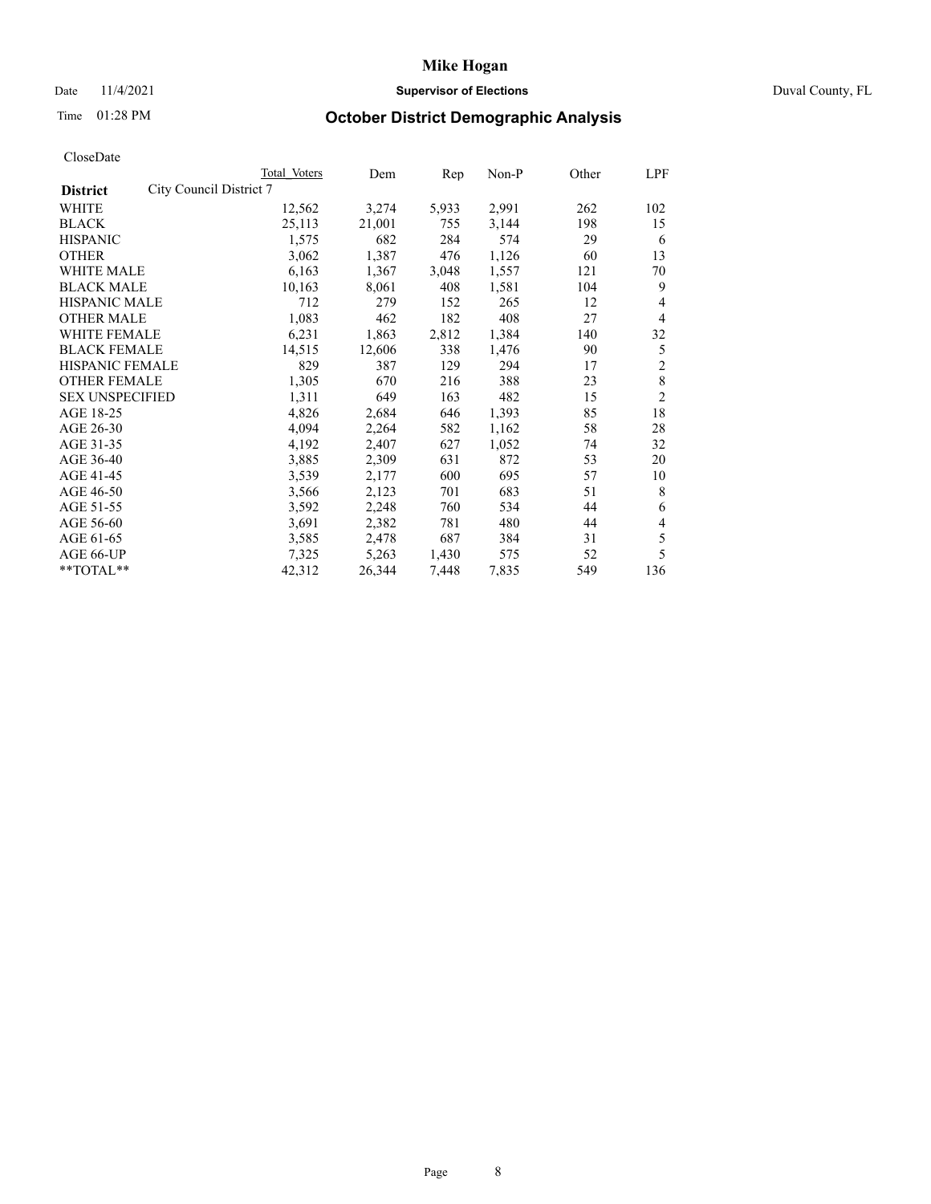# Mike Hogan

Date 11/4/2021 **Supervisor of Elections** Duval County, FL

Time 01:28 PM **October District Demographic Analysis**

CloseDate

| **District** City Council District 7 | Total Voters | Dem | Rep | Non-P | Other | LPF |
|---|---|---|---|---|---|---|
| WHITE | 12,562 | 3,274 | 5,933 | 2,991 | 262 | 102 |
| BLACK | 25,113 | 21,001 | 755 | 3,144 | 198 | 15 |
| HISPANIC | 1,575 | 682 | 284 | 574 | 29 | 6 |
| OTHER | 3,062 | 1,387 | 476 | 1,126 | 60 | 13 |
| WHITE MALE | 6,163 | 1,367 | 3,048 | 1,557 | 121 | 70 |
| BLACK MALE | 10,163 | 8,061 | 408 | 1,581 | 104 | 9 |
| HISPANIC MALE | 712 | 279 | 152 | 265 | 12 | 4 |
| OTHER MALE | 1,083 | 462 | 182 | 408 | 27 | 4 |
| WHITE FEMALE | 6,231 | 1,863 | 2,812 | 1,384 | 140 | 32 |
| BLACK FEMALE | 14,515 | 12,606 | 338 | 1,476 | 90 | 5 |
| HISPANIC FEMALE | 829 | 387 | 129 | 294 | 17 | 2 |
| OTHER FEMALE | 1,305 | 670 | 216 | 388 | 23 | 8 |
| SEX UNSPECIFIED | 1,311 | 649 | 163 | 482 | 15 | 2 |
| AGE 18-25 | 4,826 | 2,684 | 646 | 1,393 | 85 | 18 |
| AGE 26-30 | 4,094 | 2,264 | 582 | 1,162 | 58 | 28 |
| AGE 31-35 | 4,192 | 2,407 | 627 | 1,052 | 74 | 32 |
| AGE 36-40 | 3,885 | 2,309 | 631 | 872 | 53 | 20 |
| AGE 41-45 | 3,539 | 2,177 | 600 | 695 | 57 | 10 |
| AGE 46-50 | 3,566 | 2,123 | 701 | 683 | 51 | 8 |
| AGE 51-55 | 3,592 | 2,248 | 760 | 534 | 44 | 6 |
| AGE 56-60 | 3,691 | 2,382 | 781 | 480 | 44 | 4 |
| AGE 61-65 | 3,585 | 2,478 | 687 | 384 | 31 | 5 |
| AGE 66-UP | 7,325 | 5,263 | 1,430 | 575 | 52 | 5 |
| **TOTAL** | 42,312 | 26,344 | 7,448 | 7,835 | 549 | 136 |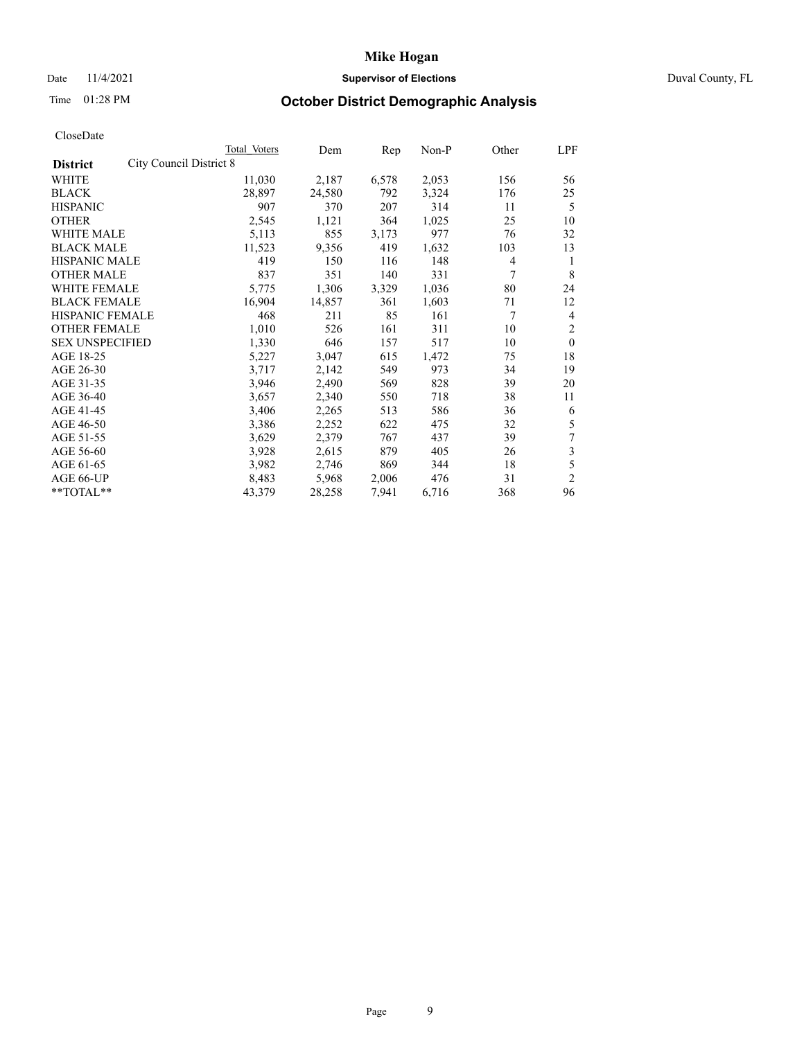# Mike Hogan

Date 11/4/2021 **Supervisor of Elections** Duval County, FL

Time 01:28 PM **October District Demographic Analysis**

CloseDate

| **District** | City Council District 8 | Total Voters | Dem | Rep | Non-P | Other | LPF |
|---|---|---|---|---|---|---|---|
| WHITE | | 11,030 | 2,187 | 6,578 | 2,053 | 156 | 56 |
| BLACK | | 28,897 | 24,580 | 792 | 3,324 | 176 | 25 |
| HISPANIC | | 907 | 370 | 207 | 314 | 11 | 5 |
| OTHER | | 2,545 | 1,121 | 364 | 1,025 | 25 | 10 |
| WHITE MALE | | 5,113 | 855 | 3,173 | 977 | 76 | 32 |
| BLACK MALE | | 11,523 | 9,356 | 419 | 1,632 | 103 | 13 |
| HISPANIC MALE | | 419 | 150 | 116 | 148 | 4 | 1 |
| OTHER MALE | | 837 | 351 | 140 | 331 | 7 | 8 |
| WHITE FEMALE | | 5,775 | 1,306 | 3,329 | 1,036 | 80 | 24 |
| BLACK FEMALE | | 16,904 | 14,857 | 361 | 1,603 | 71 | 12 |
| HISPANIC FEMALE | | 468 | 211 | 85 | 161 | 7 | 4 |
| OTHER FEMALE | | 1,010 | 526 | 161 | 311 | 10 | 2 |
| SEX UNSPECIFIED | | 1,330 | 646 | 157 | 517 | 10 | 0 |
| AGE 18-25 | | 5,227 | 3,047 | 615 | 1,472 | 75 | 18 |
| AGE 26-30 | | 3,717 | 2,142 | 549 | 973 | 34 | 19 |
| AGE 31-35 | | 3,946 | 2,490 | 569 | 828 | 39 | 20 |
| AGE 36-40 | | 3,657 | 2,340 | 550 | 718 | 38 | 11 |
| AGE 41-45 | | 3,406 | 2,265 | 513 | 586 | 36 | 6 |
| AGE 46-50 | | 3,386 | 2,252 | 622 | 475 | 32 | 5 |
| AGE 51-55 | | 3,629 | 2,379 | 767 | 437 | 39 | 7 |
| AGE 56-60 | | 3,928 | 2,615 | 879 | 405 | 26 | 3 |
| AGE 61-65 | | 3,982 | 2,746 | 869 | 344 | 18 | 5 |
| AGE 66-UP | | 8,483 | 5,968 | 2,006 | 476 | 31 | 2 |
| **TOTAL** | | 43,379 | 28,258 | 7,941 | 6,716 | 368 | 96 |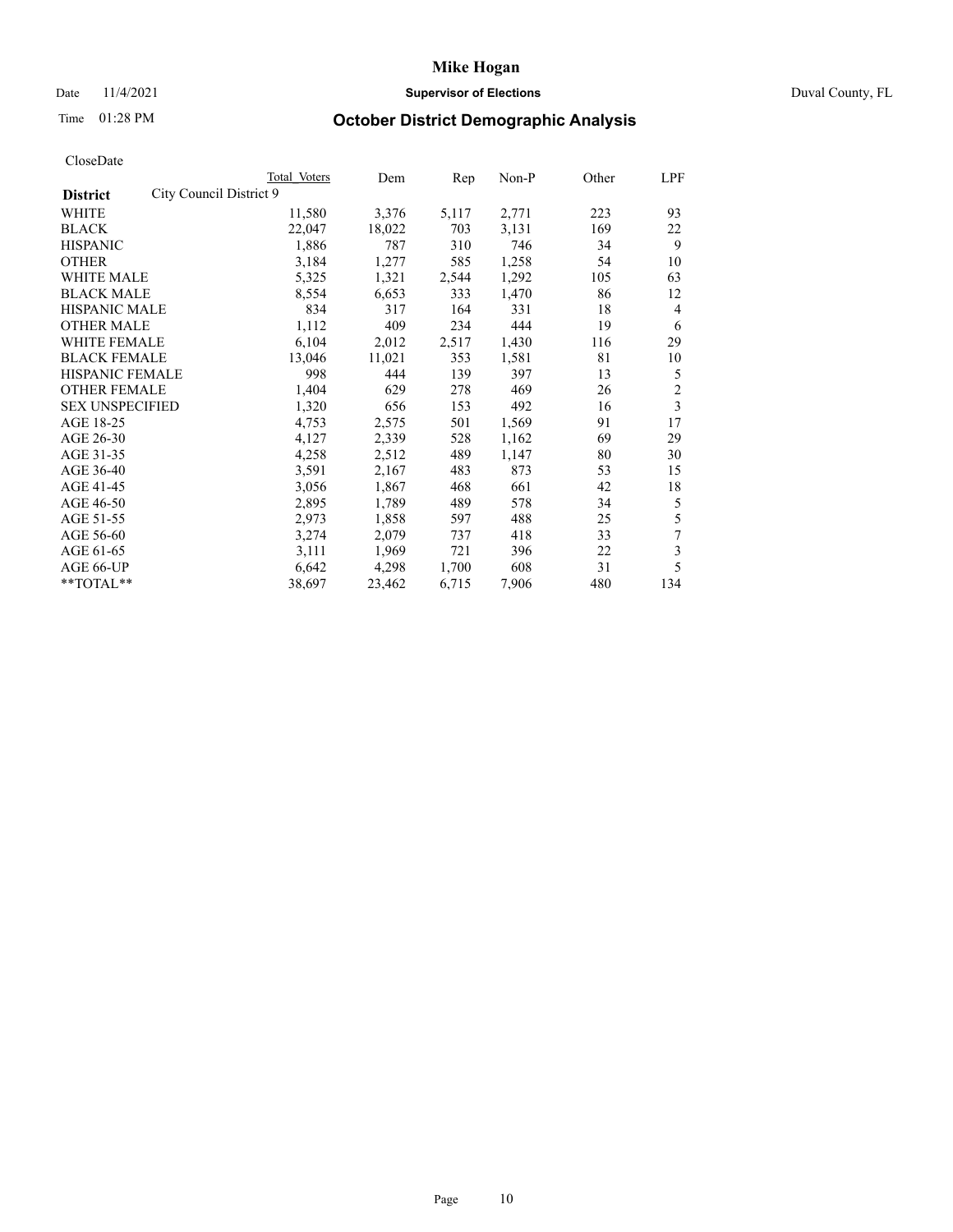# Mike Hogan

Date 11/4/2021 **Supervisor of Elections** Duval County, FL

Time 01:28 PM **October District Demographic Analysis**

CloseDate

| **District** City Council District 9 | Total Voters | Dem | Rep | Non-P | Other | LPF |
|---|---|---|---|---|---|---|
| WHITE | 11,580 | 3,376 | 5,117 | 2,771 | 223 | 93 |
| BLACK | 22,047 | 18,022 | 703 | 3,131 | 169 | 22 |
| HISPANIC | 1,886 | 787 | 310 | 746 | 34 | 9 |
| OTHER | 3,184 | 1,277 | 585 | 1,258 | 54 | 10 |
| WHITE MALE | 5,325 | 1,321 | 2,544 | 1,292 | 105 | 63 |
| BLACK MALE | 8,554 | 6,653 | 333 | 1,470 | 86 | 12 |
| HISPANIC MALE | 834 | 317 | 164 | 331 | 18 | 4 |
| OTHER MALE | 1,112 | 409 | 234 | 444 | 19 | 6 |
| WHITE FEMALE | 6,104 | 2,012 | 2,517 | 1,430 | 116 | 29 |
| BLACK FEMALE | 13,046 | 11,021 | 353 | 1,581 | 81 | 10 |
| HISPANIC FEMALE | 998 | 444 | 139 | 397 | 13 | 5 |
| OTHER FEMALE | 1,404 | 629 | 278 | 469 | 26 | 2 |
| SEX UNSPECIFIED | 1,320 | 656 | 153 | 492 | 16 | 3 |
| AGE 18-25 | 4,753 | 2,575 | 501 | 1,569 | 91 | 17 |
| AGE 26-30 | 4,127 | 2,339 | 528 | 1,162 | 69 | 29 |
| AGE 31-35 | 4,258 | 2,512 | 489 | 1,147 | 80 | 30 |
| AGE 36-40 | 3,591 | 2,167 | 483 | 873 | 53 | 15 |
| AGE 41-45 | 3,056 | 1,867 | 468 | 661 | 42 | 18 |
| AGE 46-50 | 2,895 | 1,789 | 489 | 578 | 34 | 5 |
| AGE 51-55 | 2,973 | 1,858 | 597 | 488 | 25 | 5 |
| AGE 56-60 | 3,274 | 2,079 | 737 | 418 | 33 | 7 |
| AGE 61-65 | 3,111 | 1,969 | 721 | 396 | 22 | 3 |
| AGE 66-UP | 6,642 | 4,298 | 1,700 | 608 | 31 | 5 |
| **TOTAL** | 38,697 | 23,462 | 6,715 | 7,906 | 480 | 134 |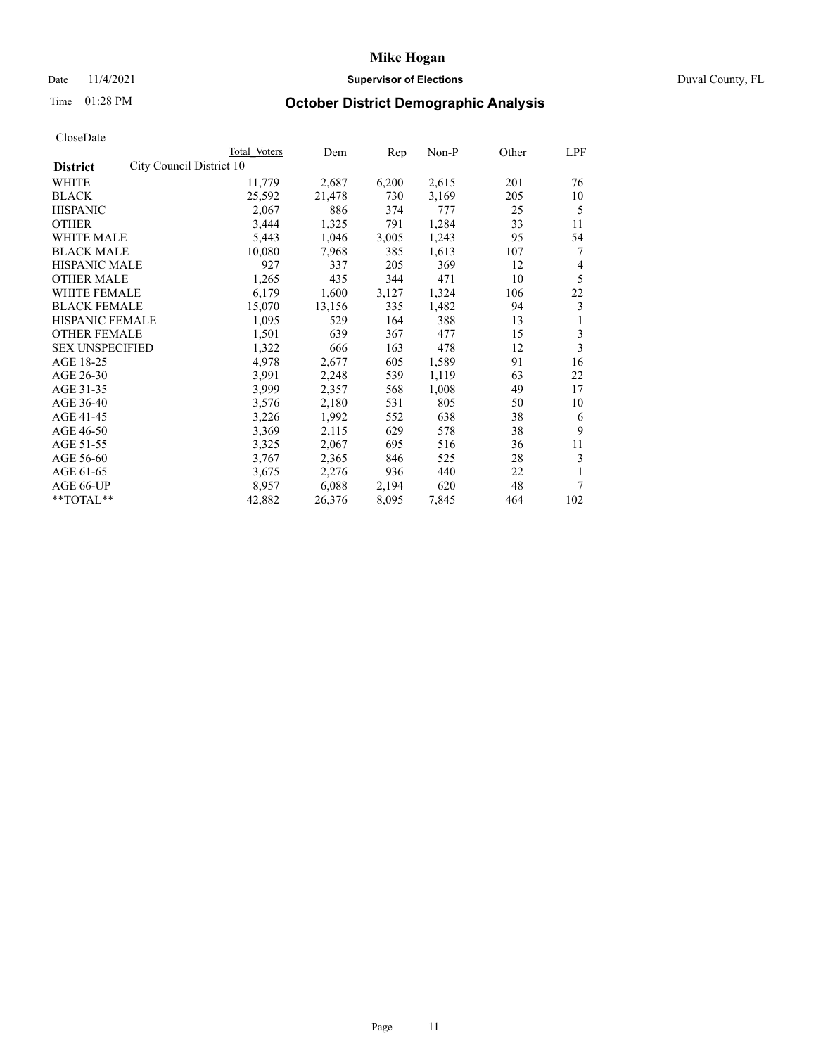# Mike Hogan

Date 11/4/2021 **Supervisor of Elections** Duval County, FL

Time 01:28 PM **October District Demographic Analysis**

CloseDate

| District | City Council District 10 | Total Voters | Dem | Rep | Non-P | Other | LPF |
|---|---|---|---|---|---|---|---|
| WHITE | | 11,779 | 2,687 | 6,200 | 2,615 | 201 | 76 |
| BLACK | | 25,592 | 21,478 | 730 | 3,169 | 205 | 10 |
| HISPANIC | | 2,067 | 886 | 374 | 777 | 25 | 5 |
| OTHER | | 3,444 | 1,325 | 791 | 1,284 | 33 | 11 |
| WHITE MALE | | 5,443 | 1,046 | 3,005 | 1,243 | 95 | 54 |
| BLACK MALE | | 10,080 | 7,968 | 385 | 1,613 | 107 | 7 |
| HISPANIC MALE | | 927 | 337 | 205 | 369 | 12 | 4 |
| OTHER MALE | | 1,265 | 435 | 344 | 471 | 10 | 5 |
| WHITE FEMALE | | 6,179 | 1,600 | 3,127 | 1,324 | 106 | 22 |
| BLACK FEMALE | | 15,070 | 13,156 | 335 | 1,482 | 94 | 3 |
| HISPANIC FEMALE | | 1,095 | 529 | 164 | 388 | 13 | 1 |
| OTHER FEMALE | | 1,501 | 639 | 367 | 477 | 15 | 3 |
| SEX UNSPECIFIED | | 1,322 | 666 | 163 | 478 | 12 | 3 |
| AGE 18-25 | | 4,978 | 2,677 | 605 | 1,589 | 91 | 16 |
| AGE 26-30 | | 3,991 | 2,248 | 539 | 1,119 | 63 | 22 |
| AGE 31-35 | | 3,999 | 2,357 | 568 | 1,008 | 49 | 17 |
| AGE 36-40 | | 3,576 | 2,180 | 531 | 805 | 50 | 10 |
| AGE 41-45 | | 3,226 | 1,992 | 552 | 638 | 38 | 6 |
| AGE 46-50 | | 3,369 | 2,115 | 629 | 578 | 38 | 9 |
| AGE 51-55 | | 3,325 | 2,067 | 695 | 516 | 36 | 11 |
| AGE 56-60 | | 3,767 | 2,365 | 846 | 525 | 28 | 3 |
| AGE 61-65 | | 3,675 | 2,276 | 936 | 440 | 22 | 1 |
| AGE 66-UP | | 8,957 | 6,088 | 2,194 | 620 | 48 | 7 |
| **TOTAL** | | 42,882 | 26,376 | 8,095 | 7,845 | 464 | 102 |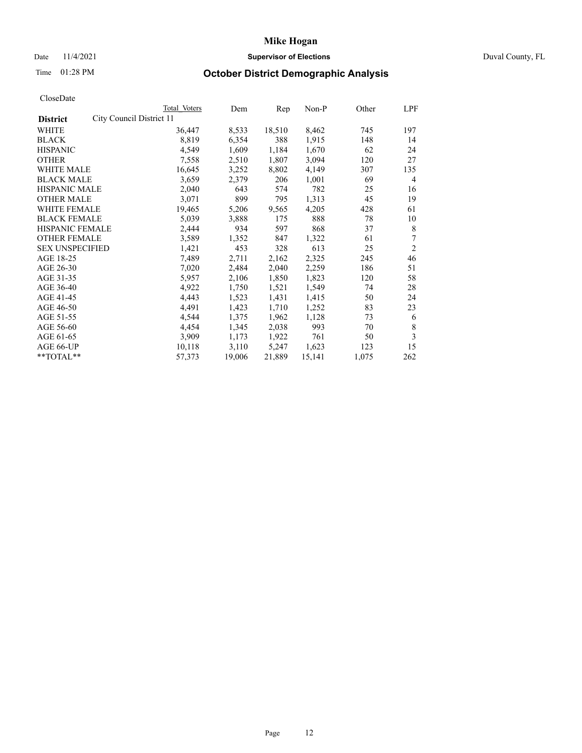# Mike Hogan

Date 11/4/2021 **Supervisor of Elections** Duval County, FL

Time 01:28 PM **October District Demographic Analysis**

CloseDate

| **District** City Council District 11 | Total Voters | Dem | Rep | Non-P | Other | LPF |
|---|---|---|---|---|---|---|
| WHITE | 36,447 | 8,533 | 18,510 | 8,462 | 745 | 197 |
| BLACK | 8,819 | 6,354 | 388 | 1,915 | 148 | 14 |
| HISPANIC | 4,549 | 1,609 | 1,184 | 1,670 | 62 | 24 |
| OTHER | 7,558 | 2,510 | 1,807 | 3,094 | 120 | 27 |
| WHITE MALE | 16,645 | 3,252 | 8,802 | 4,149 | 307 | 135 |
| BLACK MALE | 3,659 | 2,379 | 206 | 1,001 | 69 | 4 |
| HISPANIC MALE | 2,040 | 643 | 574 | 782 | 25 | 16 |
| OTHER MALE | 3,071 | 899 | 795 | 1,313 | 45 | 19 |
| WHITE FEMALE | 19,465 | 5,206 | 9,565 | 4,205 | 428 | 61 |
| BLACK FEMALE | 5,039 | 3,888 | 175 | 888 | 78 | 10 |
| HISPANIC FEMALE | 2,444 | 934 | 597 | 868 | 37 | 8 |
| OTHER FEMALE | 3,589 | 1,352 | 847 | 1,322 | 61 | 7 |
| SEX UNSPECIFIED | 1,421 | 453 | 328 | 613 | 25 | 2 |
| AGE 18-25 | 7,489 | 2,711 | 2,162 | 2,325 | 245 | 46 |
| AGE 26-30 | 7,020 | 2,484 | 2,040 | 2,259 | 186 | 51 |
| AGE 31-35 | 5,957 | 2,106 | 1,850 | 1,823 | 120 | 58 |
| AGE 36-40 | 4,922 | 1,750 | 1,521 | 1,549 | 74 | 28 |
| AGE 41-45 | 4,443 | 1,523 | 1,431 | 1,415 | 50 | 24 |
| AGE 46-50 | 4,491 | 1,423 | 1,710 | 1,252 | 83 | 23 |
| AGE 51-55 | 4,544 | 1,375 | 1,962 | 1,128 | 73 | 6 |
| AGE 56-60 | 4,454 | 1,345 | 2,038 | 993 | 70 | 8 |
| AGE 61-65 | 3,909 | 1,173 | 1,922 | 761 | 50 | 3 |
| AGE 66-UP | 10,118 | 3,110 | 5,247 | 1,623 | 123 | 15 |
| **TOTAL** | 57,373 | 19,006 | 21,889 | 15,141 | 1,075 | 262 |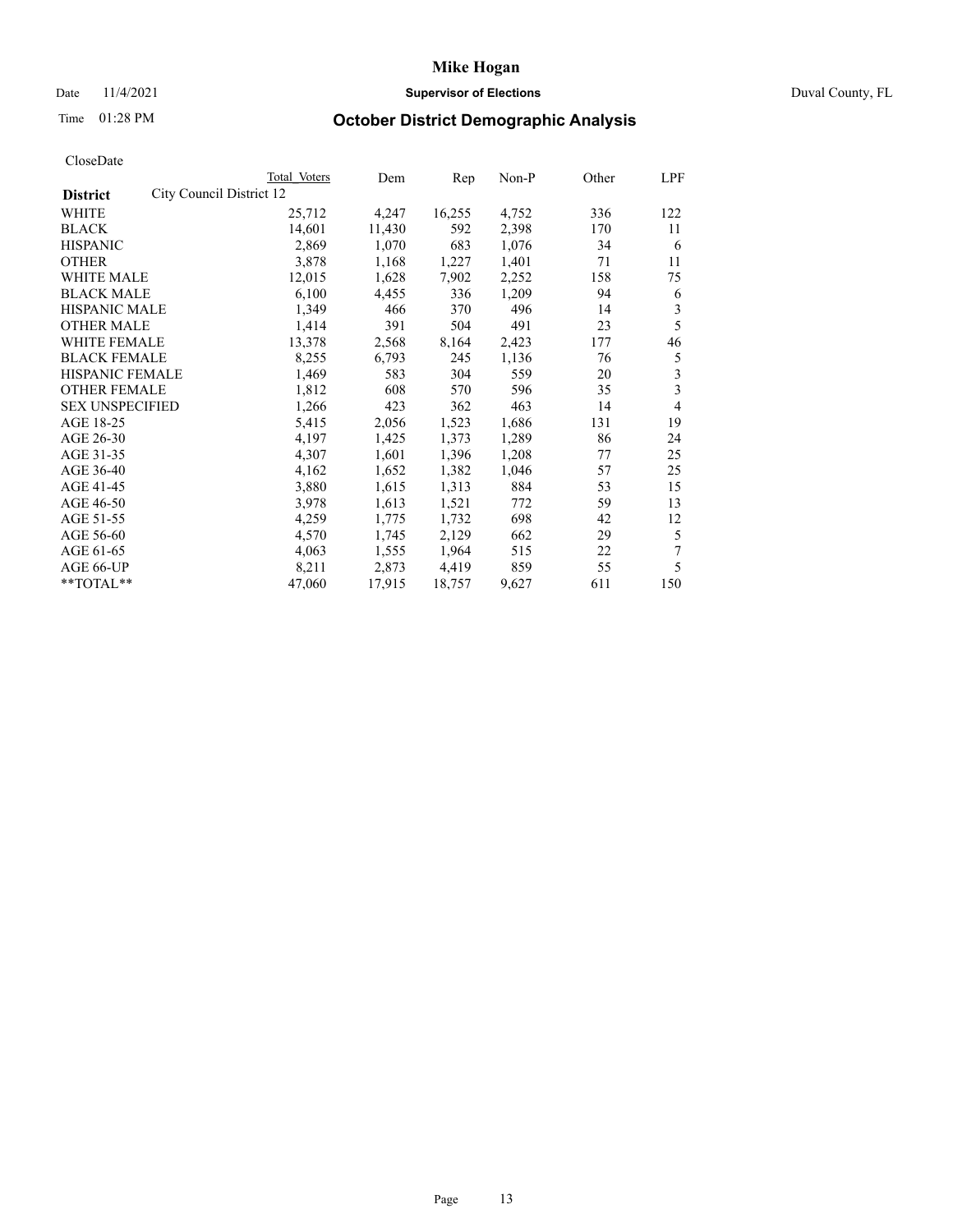# Mike Hogan

Date 11/4/2021 **Supervisor of Elections** Duval County, FL

Time 01:28 PM **October District Demographic Analysis**

CloseDate

| **District** | City Council District 12 | Total Voters | Dem | Rep | Non-P | Other | LPF |
|---|---|---|---|---|---|---|---|
| WHITE | | 25,712 | 4,247 | 16,255 | 4,752 | 336 | 122 |
| BLACK | | 14,601 | 11,430 | 592 | 2,398 | 170 | 11 |
| HISPANIC | | 2,869 | 1,070 | 683 | 1,076 | 34 | 6 |
| OTHER | | 3,878 | 1,168 | 1,227 | 1,401 | 71 | 11 |
| WHITE MALE | | 12,015 | 1,628 | 7,902 | 2,252 | 158 | 75 |
| BLACK MALE | | 6,100 | 4,455 | 336 | 1,209 | 94 | 6 |
| HISPANIC MALE | | 1,349 | 466 | 370 | 496 | 14 | 3 |
| OTHER MALE | | 1,414 | 391 | 504 | 491 | 23 | 5 |
| WHITE FEMALE | | 13,378 | 2,568 | 8,164 | 2,423 | 177 | 46 |
| BLACK FEMALE | | 8,255 | 6,793 | 245 | 1,136 | 76 | 5 |
| HISPANIC FEMALE | | 1,469 | 583 | 304 | 559 | 20 | 3 |
| OTHER FEMALE | | 1,812 | 608 | 570 | 596 | 35 | 3 |
| SEX UNSPECIFIED | | 1,266 | 423 | 362 | 463 | 14 | 4 |
| AGE 18-25 | | 5,415 | 2,056 | 1,523 | 1,686 | 131 | 19 |
| AGE 26-30 | | 4,197 | 1,425 | 1,373 | 1,289 | 86 | 24 |
| AGE 31-35 | | 4,307 | 1,601 | 1,396 | 1,208 | 77 | 25 |
| AGE 36-40 | | 4,162 | 1,652 | 1,382 | 1,046 | 57 | 25 |
| AGE 41-45 | | 3,880 | 1,615 | 1,313 | 884 | 53 | 15 |
| AGE 46-50 | | 3,978 | 1,613 | 1,521 | 772 | 59 | 13 |
| AGE 51-55 | | 4,259 | 1,775 | 1,732 | 698 | 42 | 12 |
| AGE 56-60 | | 4,570 | 1,745 | 2,129 | 662 | 29 | 5 |
| AGE 61-65 | | 4,063 | 1,555 | 1,964 | 515 | 22 | 7 |
| AGE 66-UP | | 8,211 | 2,873 | 4,419 | 859 | 55 | 5 |
| **TOTAL** | | 47,060 | 17,915 | 18,757 | 9,627 | 611 | 150 |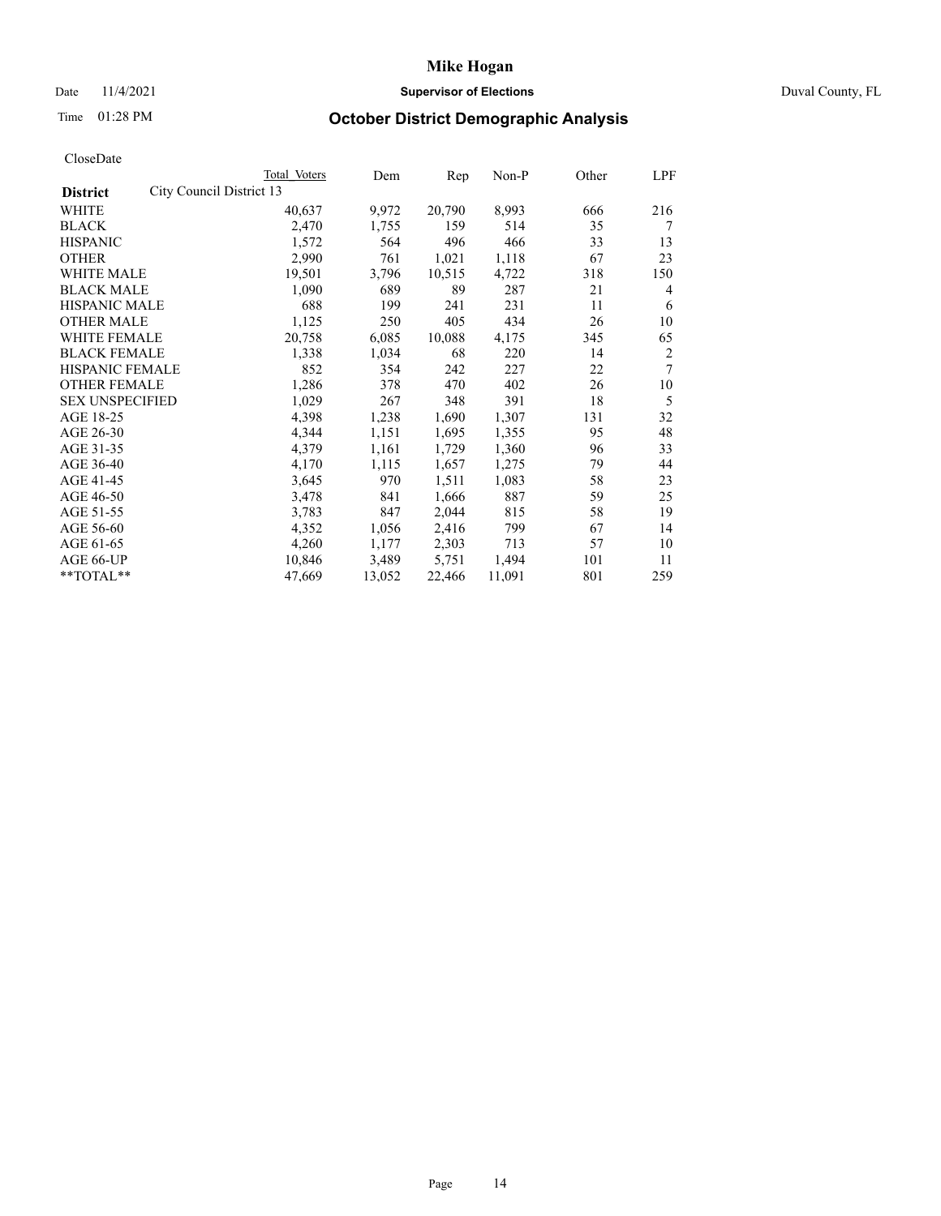# Mike Hogan

Date 11/4/2021 **Supervisor of Elections** Duval County, FL

Time 01:28 PM **October District Demographic Analysis**

CloseDate

| **District** City Council District 13 | Total Voters | Dem | Rep | Non-P | Other | LPF |
|---|---|---|---|---|---|---|
| WHITE | 40,637 | 9,972 | 20,790 | 8,993 | 666 | 216 |
| BLACK | 2,470 | 1,755 | 159 | 514 | 35 | 7 |
| HISPANIC | 1,572 | 564 | 496 | 466 | 33 | 13 |
| OTHER | 2,990 | 761 | 1,021 | 1,118 | 67 | 23 |
| WHITE MALE | 19,501 | 3,796 | 10,515 | 4,722 | 318 | 150 |
| BLACK MALE | 1,090 | 689 | 89 | 287 | 21 | 4 |
| HISPANIC MALE | 688 | 199 | 241 | 231 | 11 | 6 |
| OTHER MALE | 1,125 | 250 | 405 | 434 | 26 | 10 |
| WHITE FEMALE | 20,758 | 6,085 | 10,088 | 4,175 | 345 | 65 |
| BLACK FEMALE | 1,338 | 1,034 | 68 | 220 | 14 | 2 |
| HISPANIC FEMALE | 852 | 354 | 242 | 227 | 22 | 7 |
| OTHER FEMALE | 1,286 | 378 | 470 | 402 | 26 | 10 |
| SEX UNSPECIFIED | 1,029 | 267 | 348 | 391 | 18 | 5 |
| AGE 18-25 | 4,398 | 1,238 | 1,690 | 1,307 | 131 | 32 |
| AGE 26-30 | 4,344 | 1,151 | 1,695 | 1,355 | 95 | 48 |
| AGE 31-35 | 4,379 | 1,161 | 1,729 | 1,360 | 96 | 33 |
| AGE 36-40 | 4,170 | 1,115 | 1,657 | 1,275 | 79 | 44 |
| AGE 41-45 | 3,645 | 970 | 1,511 | 1,083 | 58 | 23 |
| AGE 46-50 | 3,478 | 841 | 1,666 | 887 | 59 | 25 |
| AGE 51-55 | 3,783 | 847 | 2,044 | 815 | 58 | 19 |
| AGE 56-60 | 4,352 | 1,056 | 2,416 | 799 | 67 | 14 |
| AGE 61-65 | 4,260 | 1,177 | 2,303 | 713 | 57 | 10 |
| AGE 66-UP | 10,846 | 3,489 | 5,751 | 1,494 | 101 | 11 |
| **TOTAL** | 47,669 | 13,052 | 22,466 | 11,091 | 801 | 259 |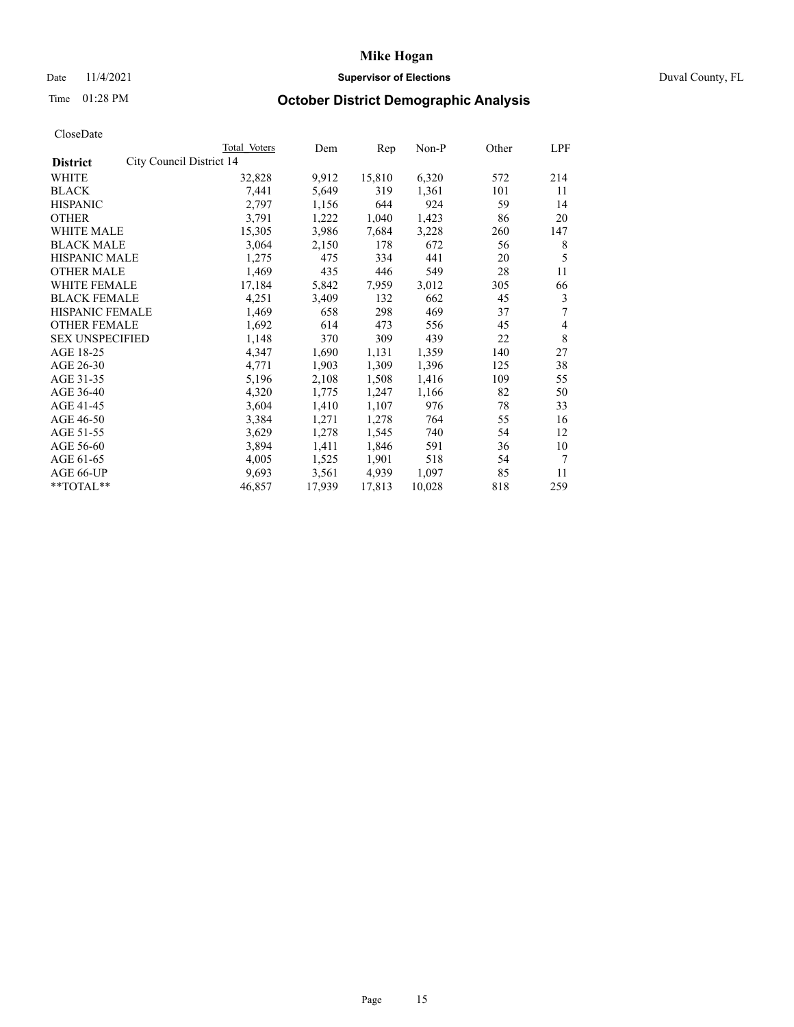# Mike Hogan

Date 11/4/2021 **Supervisor of Elections** Duval County, FL

Time 01:28 PM **October District Demographic Analysis**

CloseDate

| District | Total Voters | Dem | Rep | Non-P | Other | LPF |
|---|---|---|---|---|---|---|
| City Council District 14 | | | | | | |
| WHITE | 32,828 | 9,912 | 15,810 | 6,320 | 572 | 214 |
| BLACK | 7,441 | 5,649 | 319 | 1,361 | 101 | 11 |
| HISPANIC | 2,797 | 1,156 | 644 | 924 | 59 | 14 |
| OTHER | 3,791 | 1,222 | 1,040 | 1,423 | 86 | 20 |
| WHITE MALE | 15,305 | 3,986 | 7,684 | 3,228 | 260 | 147 |
| BLACK MALE | 3,064 | 2,150 | 178 | 672 | 56 | 8 |
| HISPANIC MALE | 1,275 | 475 | 334 | 441 | 20 | 5 |
| OTHER MALE | 1,469 | 435 | 446 | 549 | 28 | 11 |
| WHITE FEMALE | 17,184 | 5,842 | 7,959 | 3,012 | 305 | 66 |
| BLACK FEMALE | 4,251 | 3,409 | 132 | 662 | 45 | 3 |
| HISPANIC FEMALE | 1,469 | 658 | 298 | 469 | 37 | 7 |
| OTHER FEMALE | 1,692 | 614 | 473 | 556 | 45 | 4 |
| SEX UNSPECIFIED | 1,148 | 370 | 309 | 439 | 22 | 8 |
| AGE 18-25 | 4,347 | 1,690 | 1,131 | 1,359 | 140 | 27 |
| AGE 26-30 | 4,771 | 1,903 | 1,309 | 1,396 | 125 | 38 |
| AGE 31-35 | 5,196 | 2,108 | 1,508 | 1,416 | 109 | 55 |
| AGE 36-40 | 4,320 | 1,775 | 1,247 | 1,166 | 82 | 50 |
| AGE 41-45 | 3,604 | 1,410 | 1,107 | 976 | 78 | 33 |
| AGE 46-50 | 3,384 | 1,271 | 1,278 | 764 | 55 | 16 |
| AGE 51-55 | 3,629 | 1,278 | 1,545 | 740 | 54 | 12 |
| AGE 56-60 | 3,894 | 1,411 | 1,846 | 591 | 36 | 10 |
| AGE 61-65 | 4,005 | 1,525 | 1,901 | 518 | 54 | 7 |
| AGE 66-UP | 9,693 | 3,561 | 4,939 | 1,097 | 85 | 11 |
| **TOTAL** | 46,857 | 17,939 | 17,813 | 10,028 | 818 | 259 |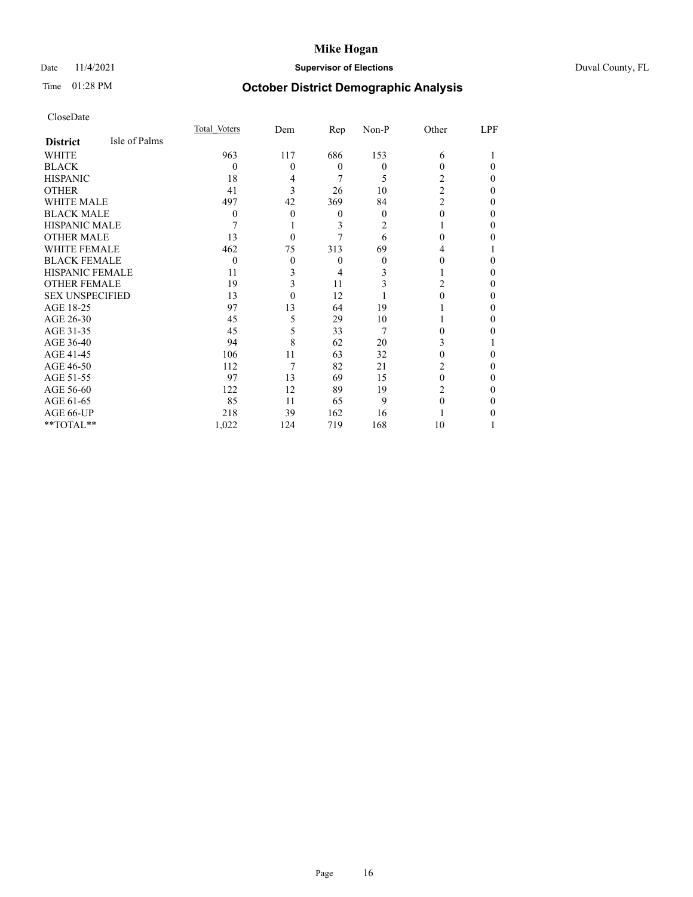# Mike Hogan

Date 11/4/2021 **Supervisor of Elections** Duval County, FL

Time 01:28 PM **October District Demographic Analysis**

CloseDate

| **District** Isle of Palms | Total Voters | Dem | Rep | Non-P | Other | LPF |
|---|---|---|---|---|---|---|
| WHITE | 963 | 117 | 686 | 153 | 6 | 1 |
| BLACK | 0 | 0 | 0 | 0 | 0 | 0 |
| HISPANIC | 18 | 4 | 7 | 5 | 2 | 0 |
| OTHER | 41 | 3 | 26 | 10 | 2 | 0 |
| WHITE MALE | 497 | 42 | 369 | 84 | 2 | 0 |
| BLACK MALE | 0 | 0 | 0 | 0 | 0 | 0 |
| HISPANIC MALE | 7 | 1 | 3 | 2 | 1 | 0 |
| OTHER MALE | 13 | 0 | 7 | 6 | 0 | 0 |
| WHITE FEMALE | 462 | 75 | 313 | 69 | 4 | 1 |
| BLACK FEMALE | 0 | 0 | 0 | 0 | 0 | 0 |
| HISPANIC FEMALE | 11 | 3 | 4 | 3 | 1 | 0 |
| OTHER FEMALE | 19 | 3 | 11 | 3 | 2 | 0 |
| SEX UNSPECIFIED | 13 | 0 | 12 | 1 | 0 | 0 |
| AGE 18-25 | 97 | 13 | 64 | 19 | 1 | 0 |
| AGE 26-30 | 45 | 5 | 29 | 10 | 1 | 0 |
| AGE 31-35 | 45 | 5 | 33 | 7 | 0 | 0 |
| AGE 36-40 | 94 | 8 | 62 | 20 | 3 | 1 |
| AGE 41-45 | 106 | 11 | 63 | 32 | 0 | 0 |
| AGE 46-50 | 112 | 7 | 82 | 21 | 2 | 0 |
| AGE 51-55 | 97 | 13 | 69 | 15 | 0 | 0 |
| AGE 56-60 | 122 | 12 | 89 | 19 | 2 | 0 |
| AGE 61-65 | 85 | 11 | 65 | 9 | 0 | 0 |
| AGE 66-UP | 218 | 39 | 162 | 16 | 1 | 0 |
| **TOTAL** | 1,022 | 124 | 719 | 168 | 10 | 1 |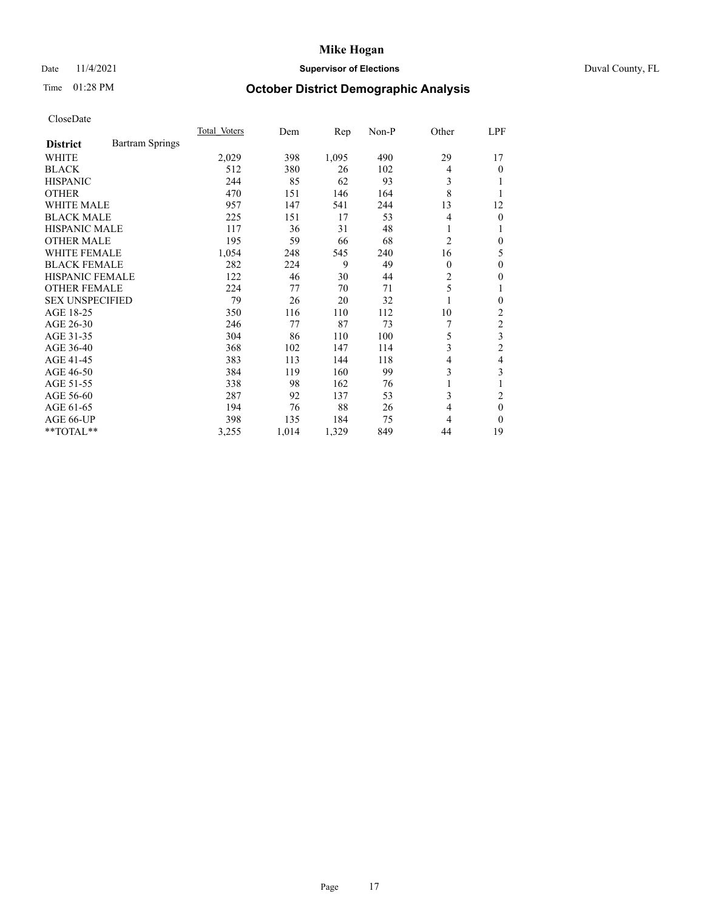# Mike Hogan

Date 11/4/2021 **Supervisor of Elections** Duval County, FL

Time 01:28 PM **October District Demographic Analysis**

CloseDate

| **District** Bartram Springs | Total Voters | Dem | Rep | Non-P | Other | LPF |
|---|---|---|---|---|---|---|
| WHITE | 2,029 | 398 | 1,095 | 490 | 29 | 17 |
| BLACK | 512 | 380 | 26 | 102 | 4 | 0 |
| HISPANIC | 244 | 85 | 62 | 93 | 3 | 1 |
| OTHER | 470 | 151 | 146 | 164 | 8 | 1 |
| WHITE MALE | 957 | 147 | 541 | 244 | 13 | 12 |
| BLACK MALE | 225 | 151 | 17 | 53 | 4 | 0 |
| HISPANIC MALE | 117 | 36 | 31 | 48 | 1 | 1 |
| OTHER MALE | 195 | 59 | 66 | 68 | 2 | 0 |
| WHITE FEMALE | 1,054 | 248 | 545 | 240 | 16 | 5 |
| BLACK FEMALE | 282 | 224 | 9 | 49 | 0 | 0 |
| HISPANIC FEMALE | 122 | 46 | 30 | 44 | 2 | 0 |
| OTHER FEMALE | 224 | 77 | 70 | 71 | 5 | 1 |
| SEX UNSPECIFIED | 79 | 26 | 20 | 32 | 1 | 0 |
| AGE 18-25 | 350 | 116 | 110 | 112 | 10 | 2 |
| AGE 26-30 | 246 | 77 | 87 | 73 | 7 | 2 |
| AGE 31-35 | 304 | 86 | 110 | 100 | 5 | 3 |
| AGE 36-40 | 368 | 102 | 147 | 114 | 3 | 2 |
| AGE 41-45 | 383 | 113 | 144 | 118 | 4 | 4 |
| AGE 46-50 | 384 | 119 | 160 | 99 | 3 | 3 |
| AGE 51-55 | 338 | 98 | 162 | 76 | 1 | 1 |
| AGE 56-60 | 287 | 92 | 137 | 53 | 3 | 2 |
| AGE 61-65 | 194 | 76 | 88 | 26 | 4 | 0 |
| AGE 66-UP | 398 | 135 | 184 | 75 | 4 | 0 |
| **TOTAL** | 3,255 | 1,014 | 1,329 | 849 | 44 | 19 |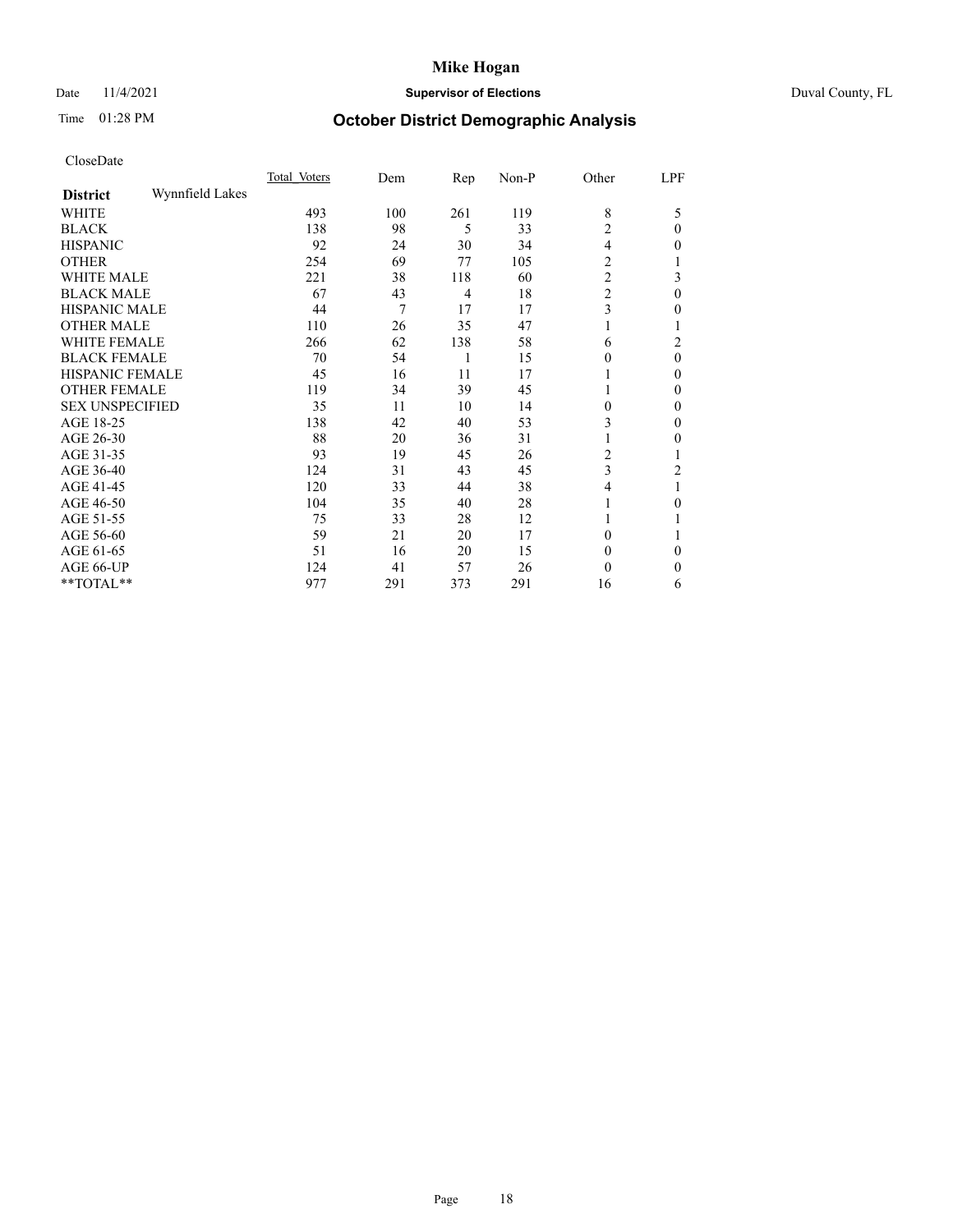CloseDate

| District | Wynnfield Lakes | Total_Voters | Dem | Rep | Non-P | Other | LPF |
|---|---|---|---|---|---|---|---|
| WHITE | | 493 | 100 | 261 | 119 | 8 | 5 |
| BLACK | | 138 | 98 | 5 | 33 | 2 | 0 |
| HISPANIC | | 92 | 24 | 30 | 34 | 4 | 0 |
| OTHER | | 254 | 69 | 77 | 105 | 2 | 1 |
| WHITE MALE | | 221 | 38 | 118 | 60 | 2 | 3 |
| BLACK MALE | | 67 | 43 | 4 | 18 | 2 | 0 |
| HISPANIC MALE | | 44 | 7 | 17 | 17 | 3 | 0 |
| OTHER MALE | | 110 | 26 | 35 | 47 | 1 | 1 |
| WHITE FEMALE | | 266 | 62 | 138 | 58 | 6 | 2 |
| BLACK FEMALE | | 70 | 54 | 1 | 15 | 0 | 0 |
| HISPANIC FEMALE | | 45 | 16 | 11 | 17 | 1 | 0 |
| OTHER FEMALE | | 119 | 34 | 39 | 45 | 1 | 0 |
| SEX UNSPECIFIED | | 35 | 11 | 10 | 14 | 0 | 0 |
| AGE 18-25 | | 138 | 42 | 40 | 53 | 3 | 0 |
| AGE 26-30 | | 88 | 20 | 36 | 31 | 1 | 0 |
| AGE 31-35 | | 93 | 19 | 45 | 26 | 2 | 1 |
| AGE 36-40 | | 124 | 31 | 43 | 45 | 3 | 2 |
| AGE 41-45 | | 120 | 33 | 44 | 38 | 4 | 1 |
| AGE 46-50 | | 104 | 35 | 40 | 28 | 1 | 0 |
| AGE 51-55 | | 75 | 33 | 28 | 12 | 1 | 1 |
| AGE 56-60 | | 59 | 21 | 20 | 17 | 0 | 1 |
| AGE 61-65 | | 51 | 16 | 20 | 15 | 0 | 0 |
| AGE 66-UP | | 124 | 41 | 57 | 26 | 0 | 0 |
| **TOTAL** | | 977 | 291 | 373 | 291 | 16 | 6 |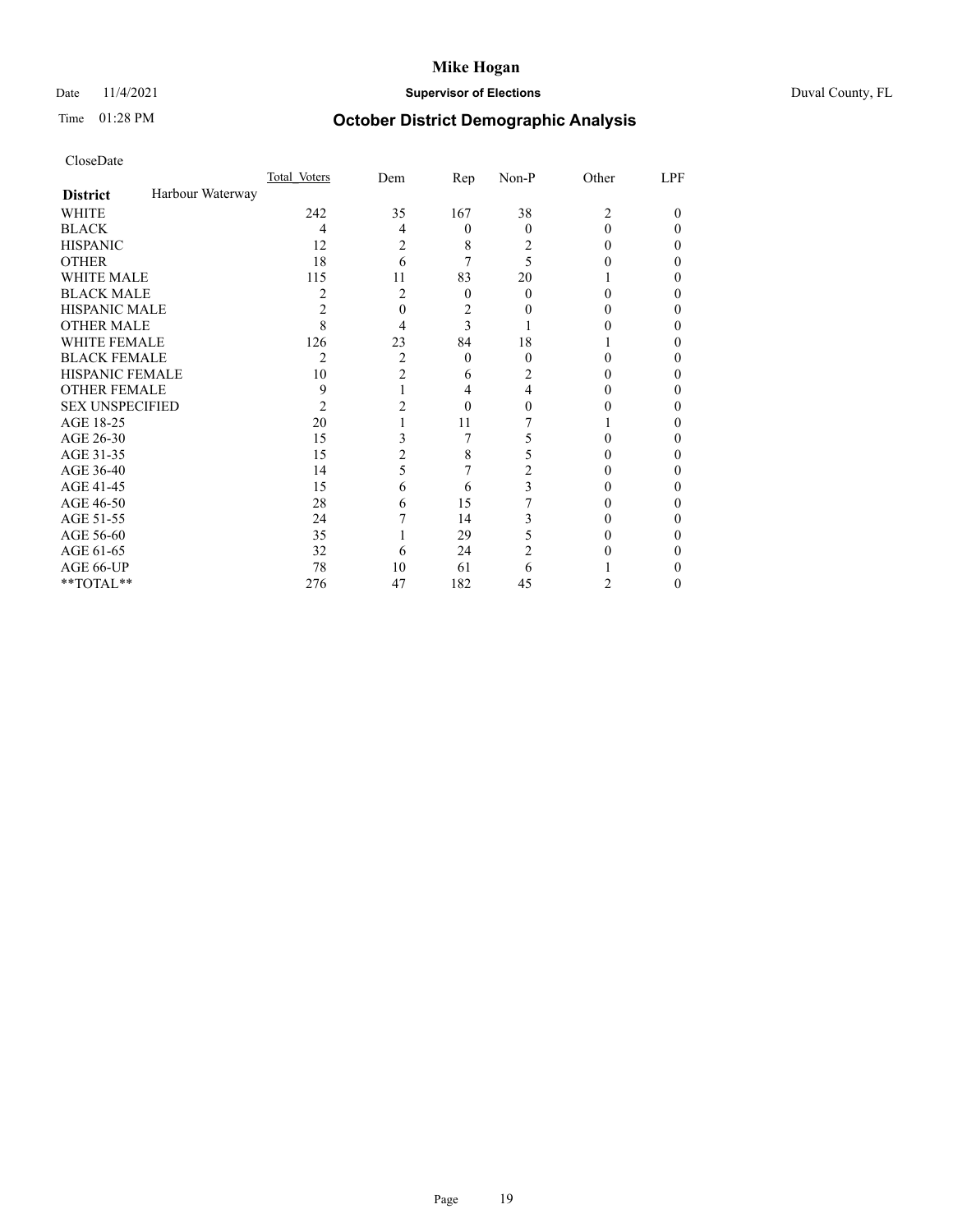# Mike Hogan

Date 11/4/2021 **Supervisor of Elections** Duval County, FL

Time 01:28 PM **October District Demographic Analysis**

CloseDate

| District: Harbour Waterway | Total Voters | Dem | Rep | Non-P | Other | LPF |
|---|---|---|---|---|---|---|
| WHITE | 242 | 35 | 167 | 38 | 2 | 0 |
| BLACK | 4 | 4 | 0 | 0 | 0 | 0 |
| HISPANIC | 12 | 2 | 8 | 2 | 0 | 0 |
| OTHER | 18 | 6 | 7 | 5 | 0 | 0 |
| WHITE MALE | 115 | 11 | 83 | 20 | 1 | 0 |
| BLACK MALE | 2 | 2 | 0 | 0 | 0 | 0 |
| HISPANIC MALE | 2 | 0 | 2 | 0 | 0 | 0 |
| OTHER MALE | 8 | 4 | 3 | 1 | 0 | 0 |
| WHITE FEMALE | 126 | 23 | 84 | 18 | 1 | 0 |
| BLACK FEMALE | 2 | 2 | 0 | 0 | 0 | 0 |
| HISPANIC FEMALE | 10 | 2 | 6 | 2 | 0 | 0 |
| OTHER FEMALE | 9 | 1 | 4 | 4 | 0 | 0 |
| SEX UNSPECIFIED | 2 | 2 | 0 | 0 | 0 | 0 |
| AGE 18-25 | 20 | 1 | 11 | 7 | 1 | 0 |
| AGE 26-30 | 15 | 3 | 7 | 5 | 0 | 0 |
| AGE 31-35 | 15 | 2 | 8 | 5 | 0 | 0 |
| AGE 36-40 | 14 | 5 | 7 | 2 | 0 | 0 |
| AGE 41-45 | 15 | 6 | 6 | 3 | 0 | 0 |
| AGE 46-50 | 28 | 6 | 15 | 7 | 0 | 0 |
| AGE 51-55 | 24 | 7 | 14 | 3 | 0 | 0 |
| AGE 56-60 | 35 | 1 | 29 | 5 | 0 | 0 |
| AGE 61-65 | 32 | 6 | 24 | 2 | 0 | 0 |
| AGE 66-UP | 78 | 10 | 61 | 6 | 1 | 0 |
| **TOTAL** | 276 | 47 | 182 | 45 | 2 | 0 |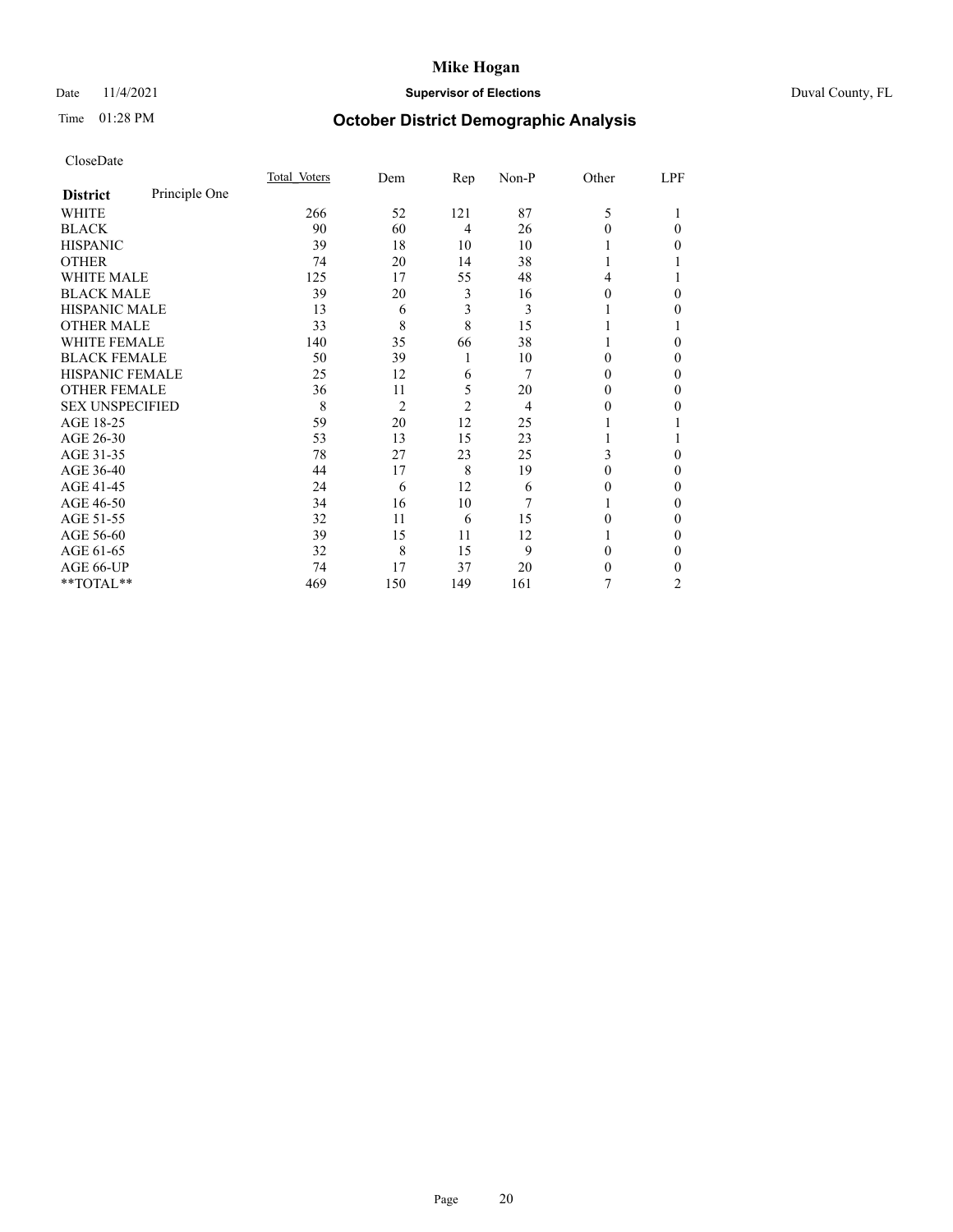# Mike Hogan

Date 11/4/2021 **Supervisor of Elections** Duval County, FL

Time 01:28 PM **October District Demographic Analysis**

CloseDate

| **District** Principle One | Total Voters | Dem | Rep | Non-P | Other | LPF |
|---|---|---|---|---|---|---|
| WHITE | 266 | 52 | 121 | 87 | 5 | 1 |
| BLACK | 90 | 60 | 4 | 26 | 0 | 0 |
| HISPANIC | 39 | 18 | 10 | 10 | 1 | 0 |
| OTHER | 74 | 20 | 14 | 38 | 1 | 1 |
| WHITE MALE | 125 | 17 | 55 | 48 | 4 | 1 |
| BLACK MALE | 39 | 20 | 3 | 16 | 0 | 0 |
| HISPANIC MALE | 13 | 6 | 3 | 3 | 1 | 0 |
| OTHER MALE | 33 | 8 | 8 | 15 | 1 | 1 |
| WHITE FEMALE | 140 | 35 | 66 | 38 | 1 | 0 |
| BLACK FEMALE | 50 | 39 | 1 | 10 | 0 | 0 |
| HISPANIC FEMALE | 25 | 12 | 6 | 7 | 0 | 0 |
| OTHER FEMALE | 36 | 11 | 5 | 20 | 0 | 0 |
| SEX UNSPECIFIED | 8 | 2 | 2 | 4 | 0 | 0 |
| AGE 18-25 | 59 | 20 | 12 | 25 | 1 | 1 |
| AGE 26-30 | 53 | 13 | 15 | 23 | 1 | 1 |
| AGE 31-35 | 78 | 27 | 23 | 25 | 3 | 0 |
| AGE 36-40 | 44 | 17 | 8 | 19 | 0 | 0 |
| AGE 41-45 | 24 | 6 | 12 | 6 | 0 | 0 |
| AGE 46-50 | 34 | 16 | 10 | 7 | 1 | 0 |
| AGE 51-55 | 32 | 11 | 6 | 15 | 0 | 0 |
| AGE 56-60 | 39 | 15 | 11 | 12 | 1 | 0 |
| AGE 61-65 | 32 | 8 | 15 | 9 | 0 | 0 |
| AGE 66-UP | 74 | 17 | 37 | 20 | 0 | 0 |
| **TOTAL** | 469 | 150 | 149 | 161 | 7 | 2 |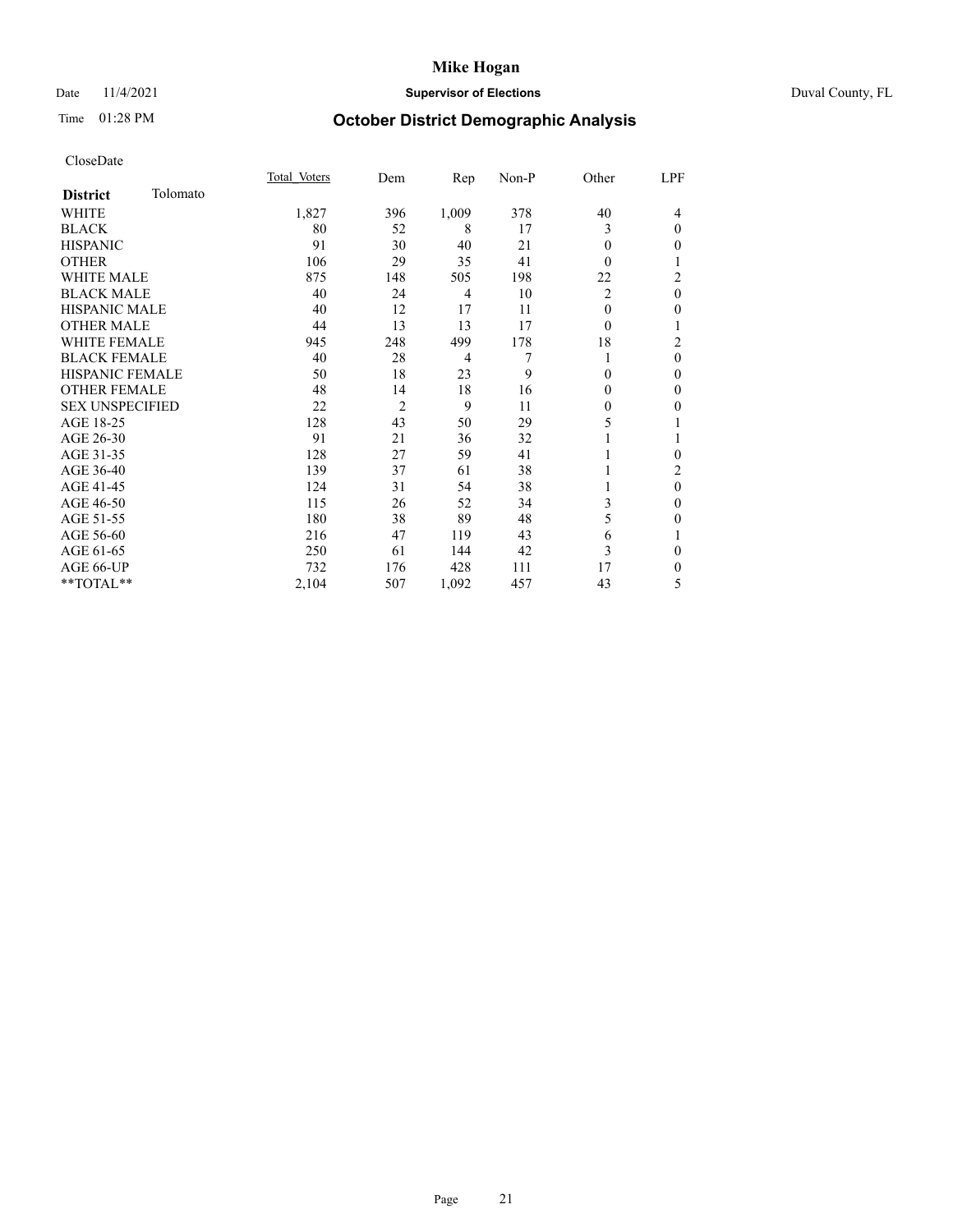# Mike Hogan

Date 11/4/2021 **Supervisor of Elections** Duval County, FL

Time 01:28 PM

## October District Demographic Analysis

CloseDate

| **District** Tolomato | Total Voters | Dem | Rep | Non-P | Other | LPF |
|---|---|---|---|---|---|---|
| WHITE | 1,827 | 396 | 1,009 | 378 | 40 | 4 |
| BLACK | 80 | 52 | 8 | 17 | 3 | 0 |
| HISPANIC | 91 | 30 | 40 | 21 | 0 | 0 |
| OTHER | 106 | 29 | 35 | 41 | 0 | 1 |
| WHITE MALE | 875 | 148 | 505 | 198 | 22 | 2 |
| BLACK MALE | 40 | 24 | 4 | 10 | 2 | 0 |
| HISPANIC MALE | 40 | 12 | 17 | 11 | 0 | 0 |
| OTHER MALE | 44 | 13 | 13 | 17 | 0 | 1 |
| WHITE FEMALE | 945 | 248 | 499 | 178 | 18 | 2 |
| BLACK FEMALE | 40 | 28 | 4 | 7 | 1 | 0 |
| HISPANIC FEMALE | 50 | 18 | 23 | 9 | 0 | 0 |
| OTHER FEMALE | 48 | 14 | 18 | 16 | 0 | 0 |
| SEX UNSPECIFIED | 22 | 2 | 9 | 11 | 0 | 0 |
| AGE 18-25 | 128 | 43 | 50 | 29 | 5 | 1 |
| AGE 26-30 | 91 | 21 | 36 | 32 | 1 | 1 |
| AGE 31-35 | 128 | 27 | 59 | 41 | 1 | 0 |
| AGE 36-40 | 139 | 37 | 61 | 38 | 1 | 2 |
| AGE 41-45 | 124 | 31 | 54 | 38 | 1 | 0 |
| AGE 46-50 | 115 | 26 | 52 | 34 | 3 | 0 |
| AGE 51-55 | 180 | 38 | 89 | 48 | 5 | 0 |
| AGE 56-60 | 216 | 47 | 119 | 43 | 6 | 1 |
| AGE 61-65 | 250 | 61 | 144 | 42 | 3 | 0 |
| AGE 66-UP | 732 | 176 | 428 | 111 | 17 | 0 |
| **TOTAL** | 2,104 | 507 | 1,092 | 457 | 43 | 5 |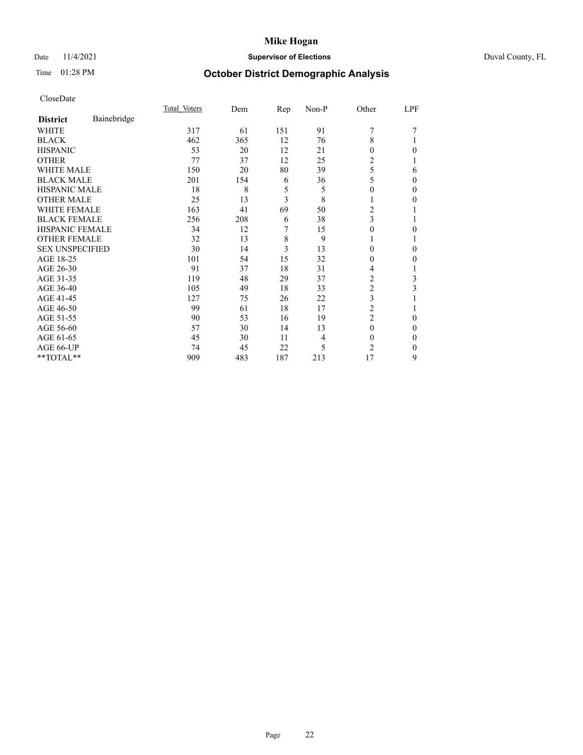CloseDate

| District | Bainebridge | Total Voters | Dem | Rep | Non-P | Other | LPF |
|---|---|---|---|---|---|---|---|
| WHITE | | 317 | 61 | 151 | 91 | 7 | 7 |
| BLACK | | 462 | 365 | 12 | 76 | 8 | 1 |
| HISPANIC | | 53 | 20 | 12 | 21 | 0 | 0 |
| OTHER | | 77 | 37 | 12 | 25 | 2 | 1 |
| WHITE MALE | | 150 | 20 | 80 | 39 | 5 | 6 |
| BLACK MALE | | 201 | 154 | 6 | 36 | 5 | 0 |
| HISPANIC MALE | | 18 | 8 | 5 | 5 | 0 | 0 |
| OTHER MALE | | 25 | 13 | 3 | 8 | 1 | 0 |
| WHITE FEMALE | | 163 | 41 | 69 | 50 | 2 | 1 |
| BLACK FEMALE | | 256 | 208 | 6 | 38 | 3 | 1 |
| HISPANIC FEMALE | | 34 | 12 | 7 | 15 | 0 | 0 |
| OTHER FEMALE | | 32 | 13 | 8 | 9 | 1 | 1 |
| SEX UNSPECIFIED | | 30 | 14 | 3 | 13 | 0 | 0 |
| AGE 18-25 | | 101 | 54 | 15 | 32 | 0 | 0 |
| AGE 26-30 | | 91 | 37 | 18 | 31 | 4 | 1 |
| AGE 31-35 | | 119 | 48 | 29 | 37 | 2 | 3 |
| AGE 36-40 | | 105 | 49 | 18 | 33 | 2 | 3 |
| AGE 41-45 | | 127 | 75 | 26 | 22 | 3 | 1 |
| AGE 46-50 | | 99 | 61 | 18 | 17 | 2 | 1 |
| AGE 51-55 | | 90 | 53 | 16 | 19 | 2 | 0 |
| AGE 56-60 | | 57 | 30 | 14 | 13 | 0 | 0 |
| AGE 61-65 | | 45 | 30 | 11 | 4 | 0 | 0 |
| AGE 66-UP | | 74 | 45 | 22 | 5 | 2 | 0 |
| **TOTAL** | | 909 | 483 | 187 | 213 | 17 | 9 |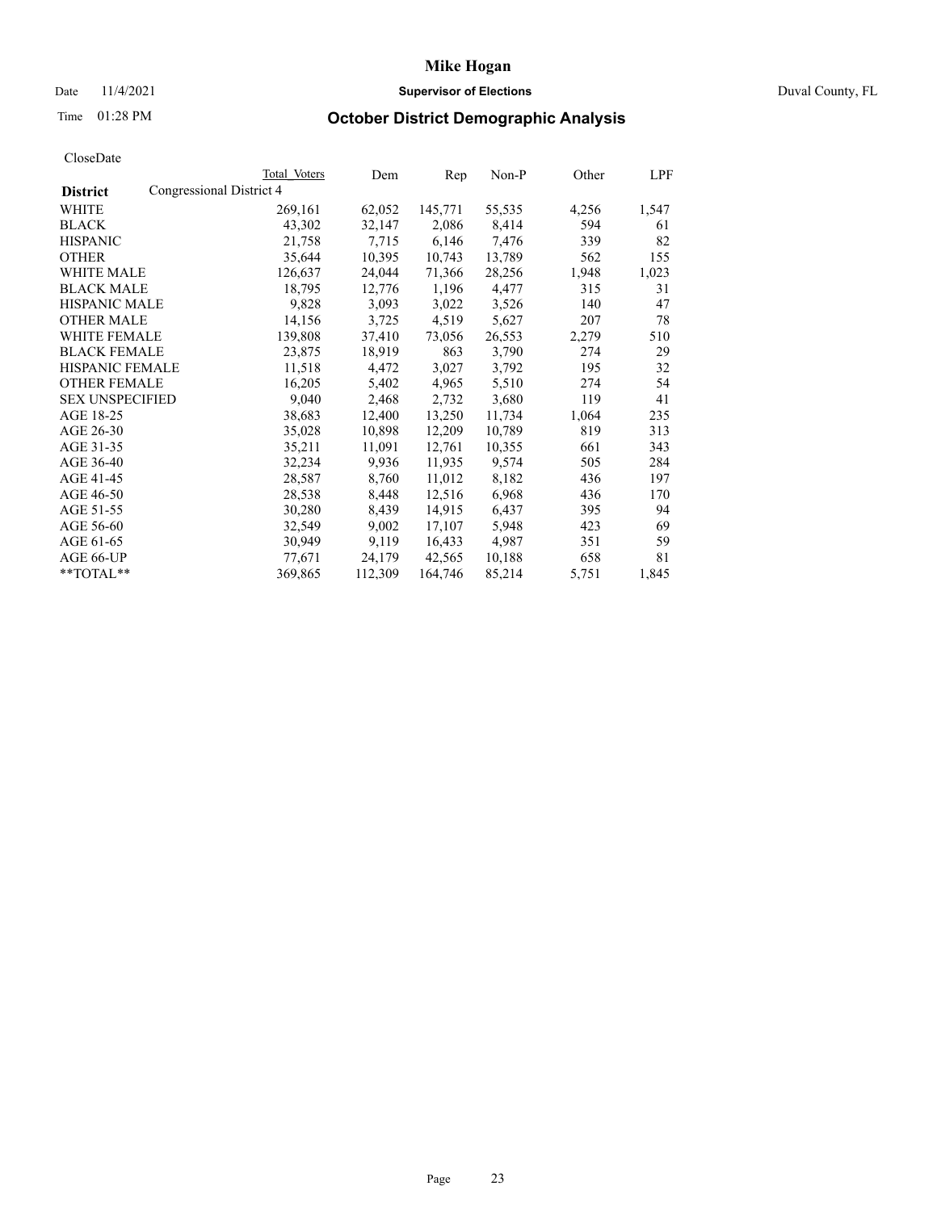# Mike Hogan

Date 11/4/2021 **Supervisor of Elections** Duval County, FL

Time 01:28 PM **October District Demographic Analysis**

CloseDate

| **District** | Total Voters | Dem | Rep | Non-P | Other | LPF |
|---|---|---|---|---|---|---|
| Congressional District 4 | | | | | | |
| WHITE | 269,161 | 62,052 | 145,771 | 55,535 | 4,256 | 1,547 |
| BLACK | 43,302 | 32,147 | 2,086 | 8,414 | 594 | 61 |
| HISPANIC | 21,758 | 7,715 | 6,146 | 7,476 | 339 | 82 |
| OTHER | 35,644 | 10,395 | 10,743 | 13,789 | 562 | 155 |
| WHITE MALE | 126,637 | 24,044 | 71,366 | 28,256 | 1,948 | 1,023 |
| BLACK MALE | 18,795 | 12,776 | 1,196 | 4,477 | 315 | 31 |
| HISPANIC MALE | 9,828 | 3,093 | 3,022 | 3,526 | 140 | 47 |
| OTHER MALE | 14,156 | 3,725 | 4,519 | 5,627 | 207 | 78 |
| WHITE FEMALE | 139,808 | 37,410 | 73,056 | 26,553 | 2,279 | 510 |
| BLACK FEMALE | 23,875 | 18,919 | 863 | 3,790 | 274 | 29 |
| HISPANIC FEMALE | 11,518 | 4,472 | 3,027 | 3,792 | 195 | 32 |
| OTHER FEMALE | 16,205 | 5,402 | 4,965 | 5,510 | 274 | 54 |
| SEX UNSPECIFIED | 9,040 | 2,468 | 2,732 | 3,680 | 119 | 41 |
| AGE 18-25 | 38,683 | 12,400 | 13,250 | 11,734 | 1,064 | 235 |
| AGE 26-30 | 35,028 | 10,898 | 12,209 | 10,789 | 819 | 313 |
| AGE 31-35 | 35,211 | 11,091 | 12,761 | 10,355 | 661 | 343 |
| AGE 36-40 | 32,234 | 9,936 | 11,935 | 9,574 | 505 | 284 |
| AGE 41-45 | 28,587 | 8,760 | 11,012 | 8,182 | 436 | 197 |
| AGE 46-50 | 28,538 | 8,448 | 12,516 | 6,968 | 436 | 170 |
| AGE 51-55 | 30,280 | 8,439 | 14,915 | 6,437 | 395 | 94 |
| AGE 56-60 | 32,549 | 9,002 | 17,107 | 5,948 | 423 | 69 |
| AGE 61-65 | 30,949 | 9,119 | 16,433 | 4,987 | 351 | 59 |
| AGE 66-UP | 77,671 | 24,179 | 42,565 | 10,188 | 658 | 81 |
| **TOTAL** | 369,865 | 112,309 | 164,746 | 85,214 | 5,751 | 1,845 |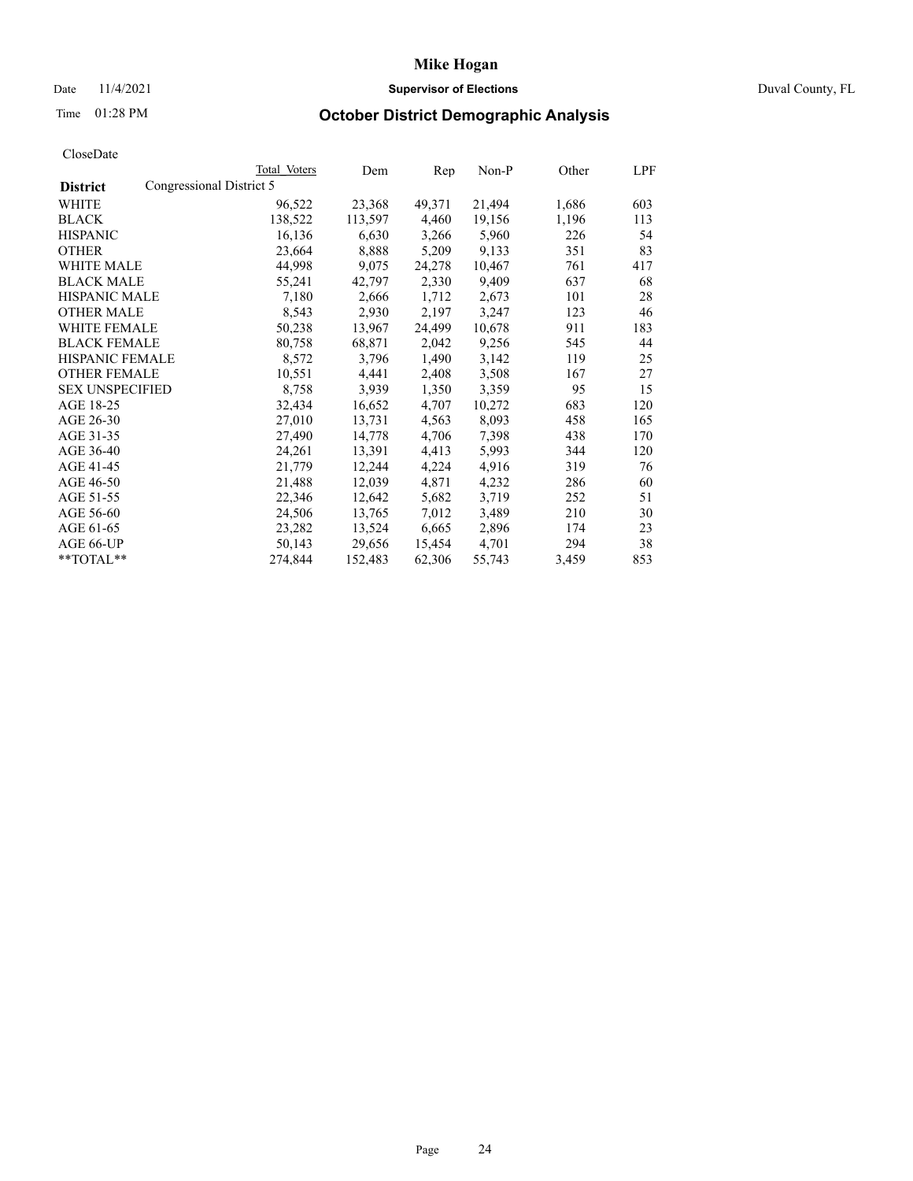# Mike Hogan

Date 11/4/2021 **Supervisor of Elections** Duval County, FL

Time 01:28 PM **October District Demographic Analysis**

CloseDate

| District | Total Voters | Dem | Rep | Non-P | Other | LPF |
|---|---|---|---|---|---|---|
| Congressional District 5 | | | | | | |
| WHITE | 96,522 | 23,368 | 49,371 | 21,494 | 1,686 | 603 |
| BLACK | 138,522 | 113,597 | 4,460 | 19,156 | 1,196 | 113 |
| HISPANIC | 16,136 | 6,630 | 3,266 | 5,960 | 226 | 54 |
| OTHER | 23,664 | 8,888 | 5,209 | 9,133 | 351 | 83 |
| WHITE MALE | 44,998 | 9,075 | 24,278 | 10,467 | 761 | 417 |
| BLACK MALE | 55,241 | 42,797 | 2,330 | 9,409 | 637 | 68 |
| HISPANIC MALE | 7,180 | 2,666 | 1,712 | 2,673 | 101 | 28 |
| OTHER MALE | 8,543 | 2,930 | 2,197 | 3,247 | 123 | 46 |
| WHITE FEMALE | 50,238 | 13,967 | 24,499 | 10,678 | 911 | 183 |
| BLACK FEMALE | 80,758 | 68,871 | 2,042 | 9,256 | 545 | 44 |
| HISPANIC FEMALE | 8,572 | 3,796 | 1,490 | 3,142 | 119 | 25 |
| OTHER FEMALE | 10,551 | 4,441 | 2,408 | 3,508 | 167 | 27 |
| SEX UNSPECIFIED | 8,758 | 3,939 | 1,350 | 3,359 | 95 | 15 |
| AGE 18-25 | 32,434 | 16,652 | 4,707 | 10,272 | 683 | 120 |
| AGE 26-30 | 27,010 | 13,731 | 4,563 | 8,093 | 458 | 165 |
| AGE 31-35 | 27,490 | 14,778 | 4,706 | 7,398 | 438 | 170 |
| AGE 36-40 | 24,261 | 13,391 | 4,413 | 5,993 | 344 | 120 |
| AGE 41-45 | 21,779 | 12,244 | 4,224 | 4,916 | 319 | 76 |
| AGE 46-50 | 21,488 | 12,039 | 4,871 | 4,232 | 286 | 60 |
| AGE 51-55 | 22,346 | 12,642 | 5,682 | 3,719 | 252 | 51 |
| AGE 56-60 | 24,506 | 13,765 | 7,012 | 3,489 | 210 | 30 |
| AGE 61-65 | 23,282 | 13,524 | 6,665 | 2,896 | 174 | 23 |
| AGE 66-UP | 50,143 | 29,656 | 15,454 | 4,701 | 294 | 38 |
| **TOTAL** | 274,844 | 152,483 | 62,306 | 55,743 | 3,459 | 853 |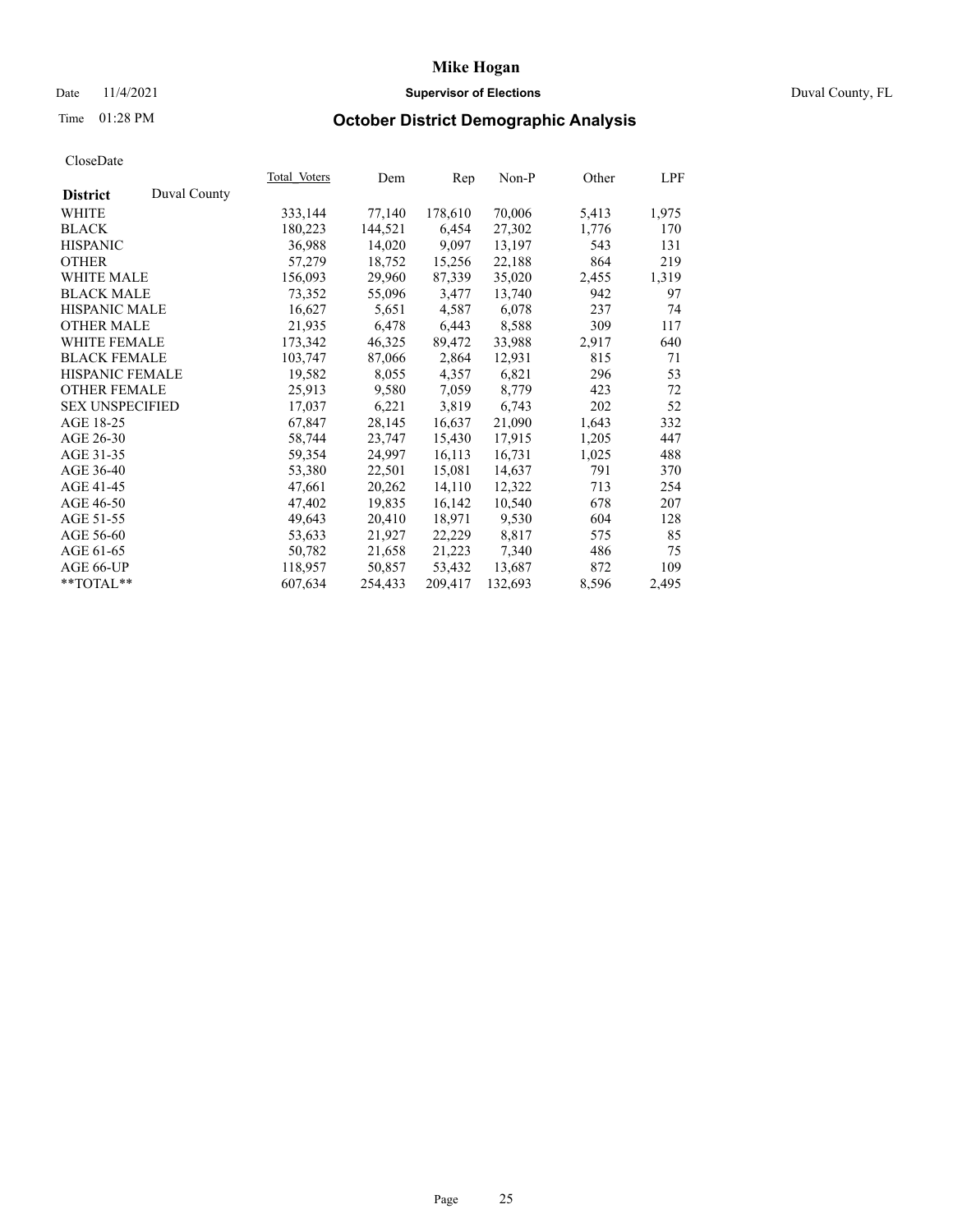# Mike Hogan

Date 11/4/2021 **Supervisor of Elections** Duval County, FL

Time 01:28 PM **October District Demographic Analysis**

CloseDate

| District | Duval County | Total_Voters | Dem | Rep | Non-P | Other | LPF |
|---|---|---|---|---|---|---|---|
| WHITE | | 333,144 | 77,140 | 178,610 | 70,006 | 5,413 | 1,975 |
| BLACK | | 180,223 | 144,521 | 6,454 | 27,302 | 1,776 | 170 |
| HISPANIC | | 36,988 | 14,020 | 9,097 | 13,197 | 543 | 131 |
| OTHER | | 57,279 | 18,752 | 15,256 | 22,188 | 864 | 219 |
| WHITE MALE | | 156,093 | 29,960 | 87,339 | 35,020 | 2,455 | 1,319 |
| BLACK MALE | | 73,352 | 55,096 | 3,477 | 13,740 | 942 | 97 |
| HISPANIC MALE | | 16,627 | 5,651 | 4,587 | 6,078 | 237 | 74 |
| OTHER MALE | | 21,935 | 6,478 | 6,443 | 8,588 | 309 | 117 |
| WHITE FEMALE | | 173,342 | 46,325 | 89,472 | 33,988 | 2,917 | 640 |
| BLACK FEMALE | | 103,747 | 87,066 | 2,864 | 12,931 | 815 | 71 |
| HISPANIC FEMALE | | 19,582 | 8,055 | 4,357 | 6,821 | 296 | 53 |
| OTHER FEMALE | | 25,913 | 9,580 | 7,059 | 8,779 | 423 | 72 |
| SEX UNSPECIFIED | | 17,037 | 6,221 | 3,819 | 6,743 | 202 | 52 |
| AGE 18-25 | | 67,847 | 28,145 | 16,637 | 21,090 | 1,643 | 332 |
| AGE 26-30 | | 58,744 | 23,747 | 15,430 | 17,915 | 1,205 | 447 |
| AGE 31-35 | | 59,354 | 24,997 | 16,113 | 16,731 | 1,025 | 488 |
| AGE 36-40 | | 53,380 | 22,501 | 15,081 | 14,637 | 791 | 370 |
| AGE 41-45 | | 47,661 | 20,262 | 14,110 | 12,322 | 713 | 254 |
| AGE 46-50 | | 47,402 | 19,835 | 16,142 | 10,540 | 678 | 207 |
| AGE 51-55 | | 49,643 | 20,410 | 18,971 | 9,530 | 604 | 128 |
| AGE 56-60 | | 53,633 | 21,927 | 22,229 | 8,817 | 575 | 85 |
| AGE 61-65 | | 50,782 | 21,658 | 21,223 | 7,340 | 486 | 75 |
| AGE 66-UP | | 118,957 | 50,857 | 53,432 | 13,687 | 872 | 109 |
| **TOTAL** | | 607,634 | 254,433 | 209,417 | 132,693 | 8,596 | 2,495 |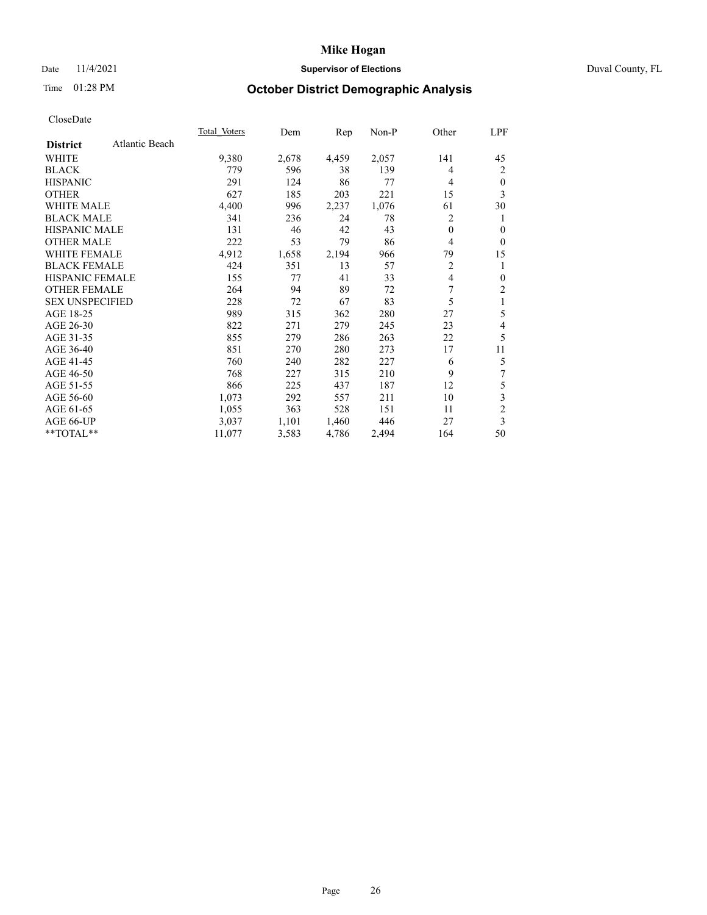# Mike Hogan

Date 11/4/2021 **Supervisor of Elections** Duval County, FL

Time 01:28 PM **October District Demographic Analysis**

CloseDate

| **District** Atlantic Beach | Total Voters | Dem | Rep | Non-P | Other | LPF |
|---|---|---|---|---|---|---|
| WHITE | 9,380 | 2,678 | 4,459 | 2,057 | 141 | 45 |
| BLACK | 779 | 596 | 38 | 139 | 4 | 2 |
| HISPANIC | 291 | 124 | 86 | 77 | 4 | 0 |
| OTHER | 627 | 185 | 203 | 221 | 15 | 3 |
| WHITE MALE | 4,400 | 996 | 2,237 | 1,076 | 61 | 30 |
| BLACK MALE | 341 | 236 | 24 | 78 | 2 | 1 |
| HISPANIC MALE | 131 | 46 | 42 | 43 | 0 | 0 |
| OTHER MALE | 222 | 53 | 79 | 86 | 4 | 0 |
| WHITE FEMALE | 4,912 | 1,658 | 2,194 | 966 | 79 | 15 |
| BLACK FEMALE | 424 | 351 | 13 | 57 | 2 | 1 |
| HISPANIC FEMALE | 155 | 77 | 41 | 33 | 4 | 0 |
| OTHER FEMALE | 264 | 94 | 89 | 72 | 7 | 2 |
| SEX UNSPECIFIED | 228 | 72 | 67 | 83 | 5 | 1 |
| AGE 18-25 | 989 | 315 | 362 | 280 | 27 | 5 |
| AGE 26-30 | 822 | 271 | 279 | 245 | 23 | 4 |
| AGE 31-35 | 855 | 279 | 286 | 263 | 22 | 5 |
| AGE 36-40 | 851 | 270 | 280 | 273 | 17 | 11 |
| AGE 41-45 | 760 | 240 | 282 | 227 | 6 | 5 |
| AGE 46-50 | 768 | 227 | 315 | 210 | 9 | 7 |
| AGE 51-55 | 866 | 225 | 437 | 187 | 12 | 5 |
| AGE 56-60 | 1,073 | 292 | 557 | 211 | 10 | 3 |
| AGE 61-65 | 1,055 | 363 | 528 | 151 | 11 | 2 |
| AGE 66-UP | 3,037 | 1,101 | 1,460 | 446 | 27 | 3 |
| **TOTAL** | 11,077 | 3,583 | 4,786 | 2,494 | 164 | 50 |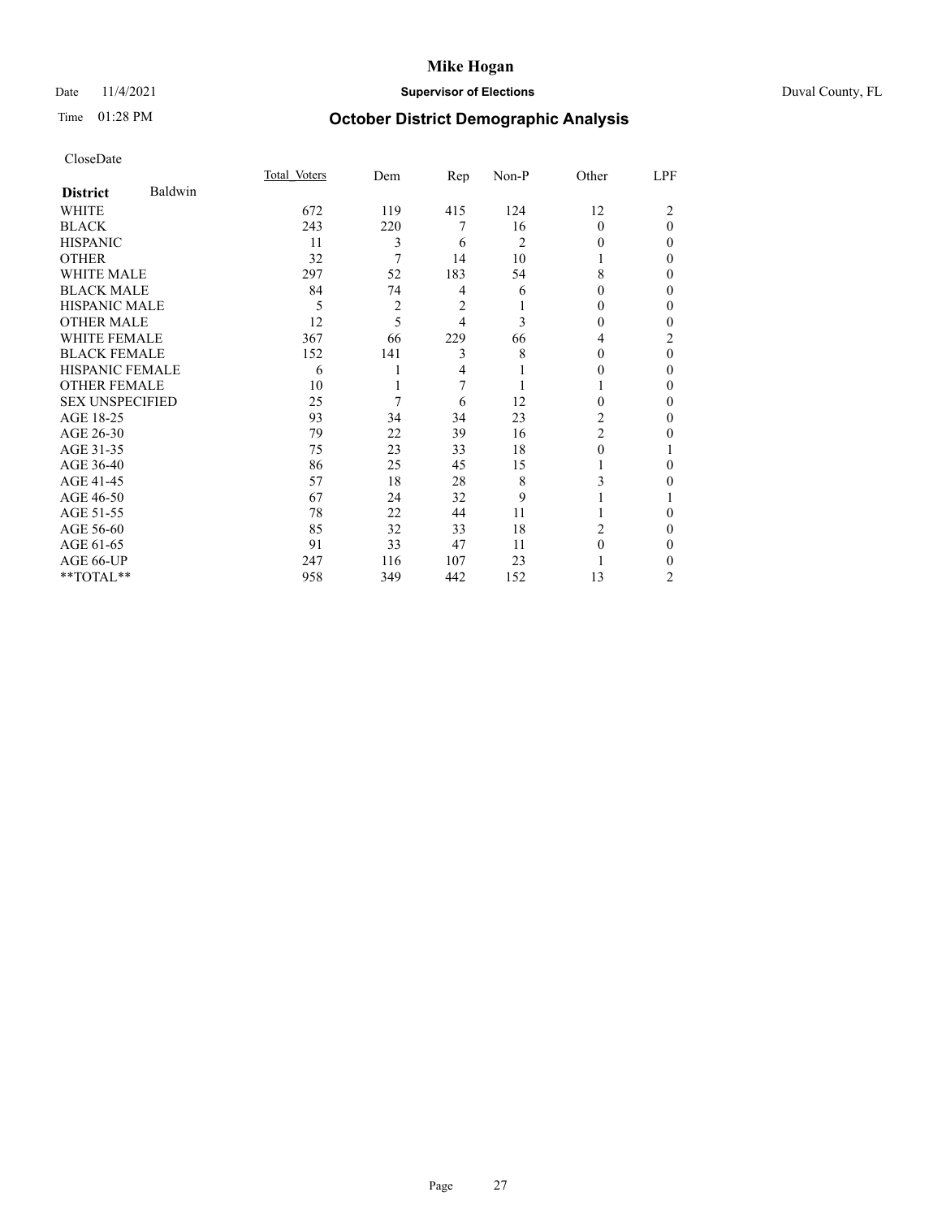# Mike Hogan

Date 11/4/2021 **Supervisor of Elections** Duval County, FL

Time 01:28 PM **October District Demographic Analysis**

CloseDate

| **District** Baldwin | Total Voters | Dem | Rep | Non-P | Other | LPF |
|---|---|---|---|---|---|---|
| WHITE | 672 | 119 | 415 | 124 | 12 | 2 |
| BLACK | 243 | 220 | 7 | 16 | 0 | 0 |
| HISPANIC | 11 | 3 | 6 | 2 | 0 | 0 |
| OTHER | 32 | 7 | 14 | 10 | 1 | 0 |
| WHITE MALE | 297 | 52 | 183 | 54 | 8 | 0 |
| BLACK MALE | 84 | 74 | 4 | 6 | 0 | 0 |
| HISPANIC MALE | 5 | 2 | 2 | 1 | 0 | 0 |
| OTHER MALE | 12 | 5 | 4 | 3 | 0 | 0 |
| WHITE FEMALE | 367 | 66 | 229 | 66 | 4 | 2 |
| BLACK FEMALE | 152 | 141 | 3 | 8 | 0 | 0 |
| HISPANIC FEMALE | 6 | 1 | 4 | 1 | 0 | 0 |
| OTHER FEMALE | 10 | 1 | 7 | 1 | 1 | 0 |
| SEX UNSPECIFIED | 25 | 7 | 6 | 12 | 0 | 0 |
| AGE 18-25 | 93 | 34 | 34 | 23 | 2 | 0 |
| AGE 26-30 | 79 | 22 | 39 | 16 | 2 | 0 |
| AGE 31-35 | 75 | 23 | 33 | 18 | 0 | 1 |
| AGE 36-40 | 86 | 25 | 45 | 15 | 1 | 0 |
| AGE 41-45 | 57 | 18 | 28 | 8 | 3 | 0 |
| AGE 46-50 | 67 | 24 | 32 | 9 | 1 | 1 |
| AGE 51-55 | 78 | 22 | 44 | 11 | 1 | 0 |
| AGE 56-60 | 85 | 32 | 33 | 18 | 2 | 0 |
| AGE 61-65 | 91 | 33 | 47 | 11 | 0 | 0 |
| AGE 66-UP | 247 | 116 | 107 | 23 | 1 | 0 |
| **TOTAL** | 958 | 349 | 442 | 152 | 13 | 2 |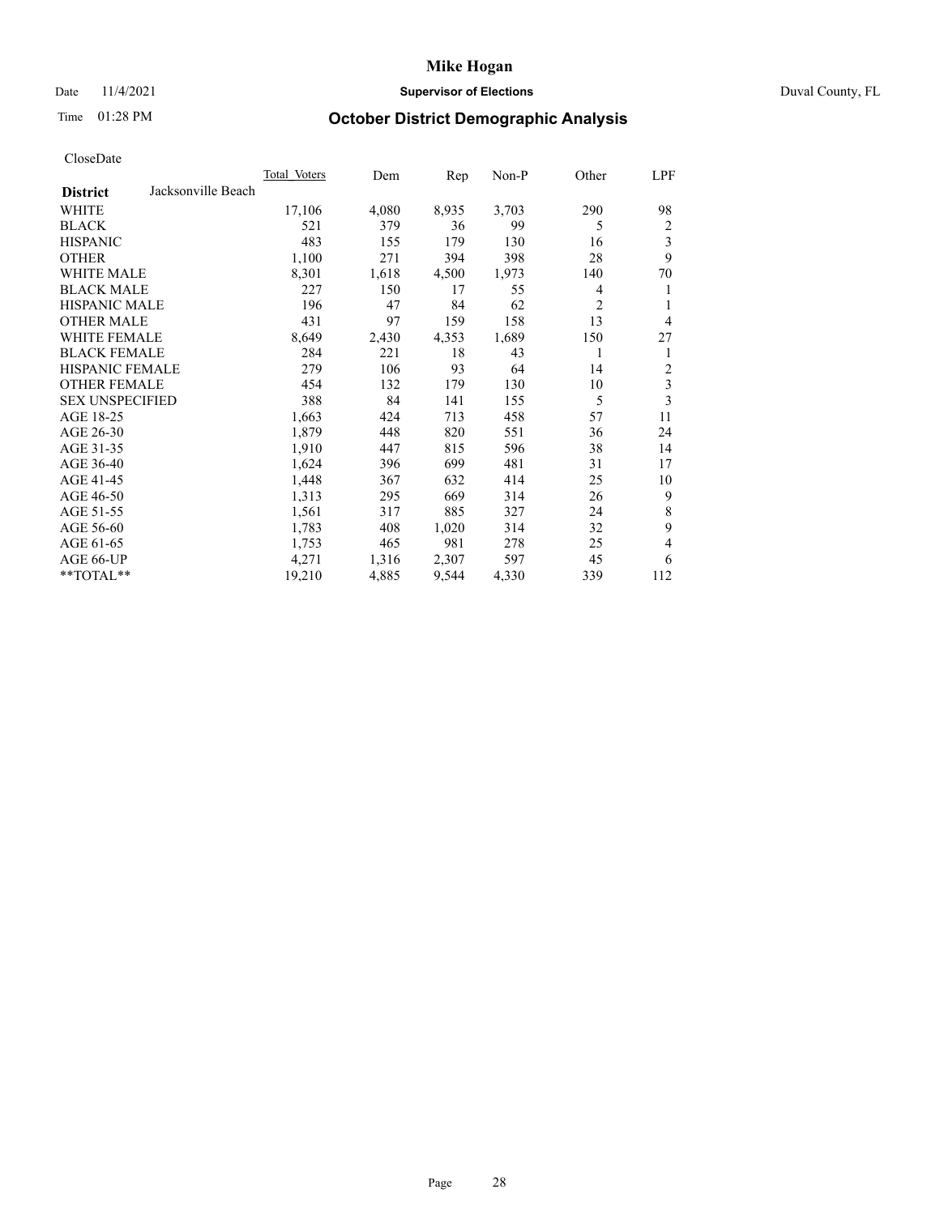CloseDate

| District | Jacksonville Beach | Total_Voters | Dem | Rep | Non-P | Other | LPF |
|---|---|---|---|---|---|---|---|
| WHITE | | 17,106 | 4,080 | 8,935 | 3,703 | 290 | 98 |
| BLACK | | 521 | 379 | 36 | 99 | 5 | 2 |
| HISPANIC | | 483 | 155 | 179 | 130 | 16 | 3 |
| OTHER | | 1,100 | 271 | 394 | 398 | 28 | 9 |
| WHITE MALE | | 8,301 | 1,618 | 4,500 | 1,973 | 140 | 70 |
| BLACK MALE | | 227 | 150 | 17 | 55 | 4 | 1 |
| HISPANIC MALE | | 196 | 47 | 84 | 62 | 2 | 1 |
| OTHER MALE | | 431 | 97 | 159 | 158 | 13 | 4 |
| WHITE FEMALE | | 8,649 | 2,430 | 4,353 | 1,689 | 150 | 27 |
| BLACK FEMALE | | 284 | 221 | 18 | 43 | 1 | 1 |
| HISPANIC FEMALE | | 279 | 106 | 93 | 64 | 14 | 2 |
| OTHER FEMALE | | 454 | 132 | 179 | 130 | 10 | 3 |
| SEX UNSPECIFIED | | 388 | 84 | 141 | 155 | 5 | 3 |
| AGE 18-25 | | 1,663 | 424 | 713 | 458 | 57 | 11 |
| AGE 26-30 | | 1,879 | 448 | 820 | 551 | 36 | 24 |
| AGE 31-35 | | 1,910 | 447 | 815 | 596 | 38 | 14 |
| AGE 36-40 | | 1,624 | 396 | 699 | 481 | 31 | 17 |
| AGE 41-45 | | 1,448 | 367 | 632 | 414 | 25 | 10 |
| AGE 46-50 | | 1,313 | 295 | 669 | 314 | 26 | 9 |
| AGE 51-55 | | 1,561 | 317 | 885 | 327 | 24 | 8 |
| AGE 56-60 | | 1,783 | 408 | 1,020 | 314 | 32 | 9 |
| AGE 61-65 | | 1,753 | 465 | 981 | 278 | 25 | 4 |
| AGE 66-UP | | 4,271 | 1,316 | 2,307 | 597 | 45 | 6 |
| **TOTAL** | | 19,210 | 4,885 | 9,544 | 4,330 | 339 | 112 |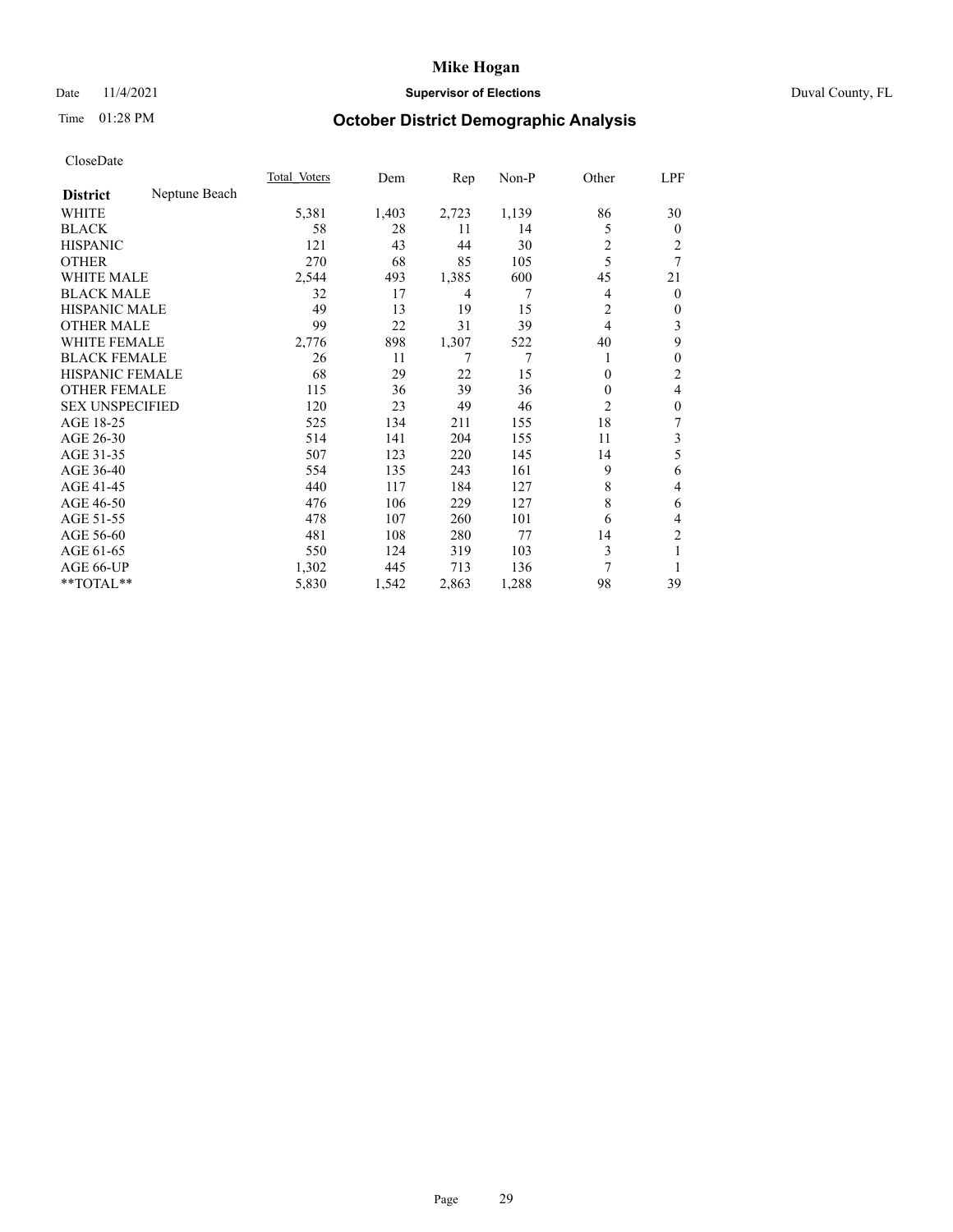# Mike Hogan

Date 11/4/2021 **Supervisor of Elections** Duval County, FL

Time 01:28 PM **October District Demographic Analysis**

CloseDate

| **District** Neptune Beach | Total Voters | Dem | Rep | Non-P | Other | LPF |
|---|---|---|---|---|---|---|
| WHITE | 5,381 | 1,403 | 2,723 | 1,139 | 86 | 30 |
| BLACK | 58 | 28 | 11 | 14 | 5 | 0 |
| HISPANIC | 121 | 43 | 44 | 30 | 2 | 2 |
| OTHER | 270 | 68 | 85 | 105 | 5 | 7 |
| WHITE MALE | 2,544 | 493 | 1,385 | 600 | 45 | 21 |
| BLACK MALE | 32 | 17 | 4 | 7 | 4 | 0 |
| HISPANIC MALE | 49 | 13 | 19 | 15 | 2 | 0 |
| OTHER MALE | 99 | 22 | 31 | 39 | 4 | 3 |
| WHITE FEMALE | 2,776 | 898 | 1,307 | 522 | 40 | 9 |
| BLACK FEMALE | 26 | 11 | 7 | 7 | 1 | 0 |
| HISPANIC FEMALE | 68 | 29 | 22 | 15 | 0 | 2 |
| OTHER FEMALE | 115 | 36 | 39 | 36 | 0 | 4 |
| SEX UNSPECIFIED | 120 | 23 | 49 | 46 | 2 | 0 |
| AGE 18-25 | 525 | 134 | 211 | 155 | 18 | 7 |
| AGE 26-30 | 514 | 141 | 204 | 155 | 11 | 3 |
| AGE 31-35 | 507 | 123 | 220 | 145 | 14 | 5 |
| AGE 36-40 | 554 | 135 | 243 | 161 | 9 | 6 |
| AGE 41-45 | 440 | 117 | 184 | 127 | 8 | 4 |
| AGE 46-50 | 476 | 106 | 229 | 127 | 8 | 6 |
| AGE 51-55 | 478 | 107 | 260 | 101 | 6 | 4 |
| AGE 56-60 | 481 | 108 | 280 | 77 | 14 | 2 |
| AGE 61-65 | 550 | 124 | 319 | 103 | 3 | 1 |
| AGE 66-UP | 1,302 | 445 | 713 | 136 | 7 | 1 |
| **TOTAL** | 5,830 | 1,542 | 2,863 | 1,288 | 98 | 39 |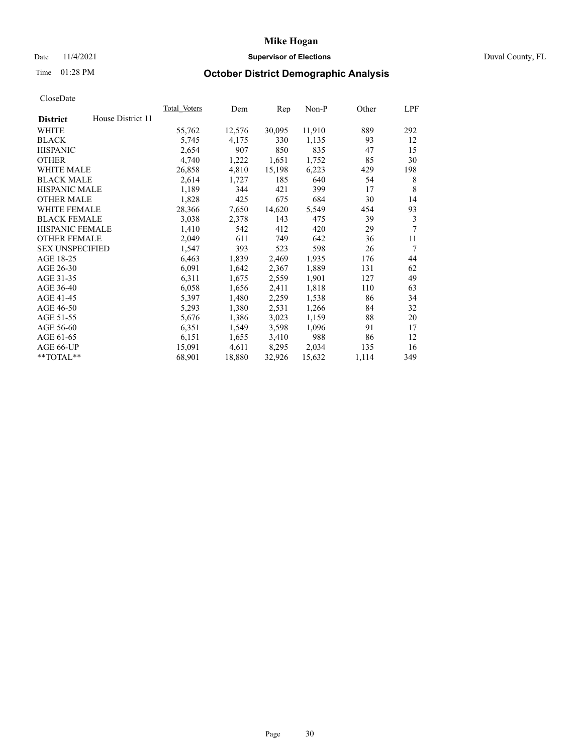# Mike Hogan

Date 11/4/2021 **Supervisor of Elections** Duval County, FL

Time 01:28 PM **October District Demographic Analysis**

CloseDate

| **District** House District 11 | Total Voters | Dem | Rep | Non-P | Other | LPF |
|---|---|---|---|---|---|---|
| WHITE | 55,762 | 12,576 | 30,095 | 11,910 | 889 | 292 |
| BLACK | 5,745 | 4,175 | 330 | 1,135 | 93 | 12 |
| HISPANIC | 2,654 | 907 | 850 | 835 | 47 | 15 |
| OTHER | 4,740 | 1,222 | 1,651 | 1,752 | 85 | 30 |
| WHITE MALE | 26,858 | 4,810 | 15,198 | 6,223 | 429 | 198 |
| BLACK MALE | 2,614 | 1,727 | 185 | 640 | 54 | 8 |
| HISPANIC MALE | 1,189 | 344 | 421 | 399 | 17 | 8 |
| OTHER MALE | 1,828 | 425 | 675 | 684 | 30 | 14 |
| WHITE FEMALE | 28,366 | 7,650 | 14,620 | 5,549 | 454 | 93 |
| BLACK FEMALE | 3,038 | 2,378 | 143 | 475 | 39 | 3 |
| HISPANIC FEMALE | 1,410 | 542 | 412 | 420 | 29 | 7 |
| OTHER FEMALE | 2,049 | 611 | 749 | 642 | 36 | 11 |
| SEX UNSPECIFIED | 1,547 | 393 | 523 | 598 | 26 | 7 |
| AGE 18-25 | 6,463 | 1,839 | 2,469 | 1,935 | 176 | 44 |
| AGE 26-30 | 6,091 | 1,642 | 2,367 | 1,889 | 131 | 62 |
| AGE 31-35 | 6,311 | 1,675 | 2,559 | 1,901 | 127 | 49 |
| AGE 36-40 | 6,058 | 1,656 | 2,411 | 1,818 | 110 | 63 |
| AGE 41-45 | 5,397 | 1,480 | 2,259 | 1,538 | 86 | 34 |
| AGE 46-50 | 5,293 | 1,380 | 2,531 | 1,266 | 84 | 32 |
| AGE 51-55 | 5,676 | 1,386 | 3,023 | 1,159 | 88 | 20 |
| AGE 56-60 | 6,351 | 1,549 | 3,598 | 1,096 | 91 | 17 |
| AGE 61-65 | 6,151 | 1,655 | 3,410 | 988 | 86 | 12 |
| AGE 66-UP | 15,091 | 4,611 | 8,295 | 2,034 | 135 | 16 |
| **TOTAL** | 68,901 | 18,880 | 32,926 | 15,632 | 1,114 | 349 |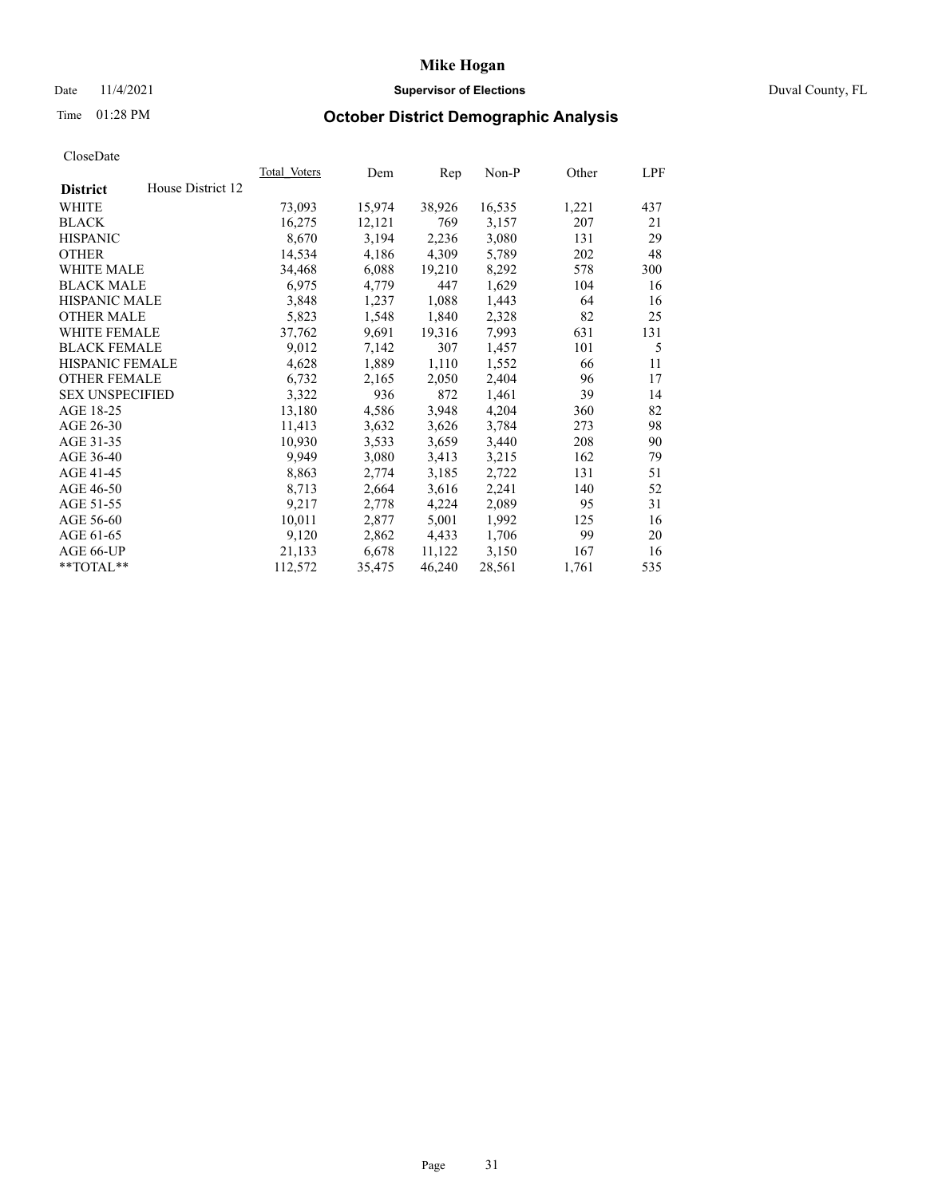# Mike Hogan

Date 11/4/2021 **Supervisor of Elections** Duval County, FL

Time 01:28 PM **October District Demographic Analysis**

CloseDate

| **District** House District 12 | Total Voters | Dem | Rep | Non-P | Other | LPF |
|---|---|---|---|---|---|---|
| WHITE | 73,093 | 15,974 | 38,926 | 16,535 | 1,221 | 437 |
| BLACK | 16,275 | 12,121 | 769 | 3,157 | 207 | 21 |
| HISPANIC | 8,670 | 3,194 | 2,236 | 3,080 | 131 | 29 |
| OTHER | 14,534 | 4,186 | 4,309 | 5,789 | 202 | 48 |
| WHITE MALE | 34,468 | 6,088 | 19,210 | 8,292 | 578 | 300 |
| BLACK MALE | 6,975 | 4,779 | 447 | 1,629 | 104 | 16 |
| HISPANIC MALE | 3,848 | 1,237 | 1,088 | 1,443 | 64 | 16 |
| OTHER MALE | 5,823 | 1,548 | 1,840 | 2,328 | 82 | 25 |
| WHITE FEMALE | 37,762 | 9,691 | 19,316 | 7,993 | 631 | 131 |
| BLACK FEMALE | 9,012 | 7,142 | 307 | 1,457 | 101 | 5 |
| HISPANIC FEMALE | 4,628 | 1,889 | 1,110 | 1,552 | 66 | 11 |
| OTHER FEMALE | 6,732 | 2,165 | 2,050 | 2,404 | 96 | 17 |
| SEX UNSPECIFIED | 3,322 | 936 | 872 | 1,461 | 39 | 14 |
| AGE 18-25 | 13,180 | 4,586 | 3,948 | 4,204 | 360 | 82 |
| AGE 26-30 | 11,413 | 3,632 | 3,626 | 3,784 | 273 | 98 |
| AGE 31-35 | 10,930 | 3,533 | 3,659 | 3,440 | 208 | 90 |
| AGE 36-40 | 9,949 | 3,080 | 3,413 | 3,215 | 162 | 79 |
| AGE 41-45 | 8,863 | 2,774 | 3,185 | 2,722 | 131 | 51 |
| AGE 46-50 | 8,713 | 2,664 | 3,616 | 2,241 | 140 | 52 |
| AGE 51-55 | 9,217 | 2,778 | 4,224 | 2,089 | 95 | 31 |
| AGE 56-60 | 10,011 | 2,877 | 5,001 | 1,992 | 125 | 16 |
| AGE 61-65 | 9,120 | 2,862 | 4,433 | 1,706 | 99 | 20 |
| AGE 66-UP | 21,133 | 6,678 | 11,122 | 3,150 | 167 | 16 |
| **TOTAL** | 112,572 | 35,475 | 46,240 | 28,561 | 1,761 | 535 |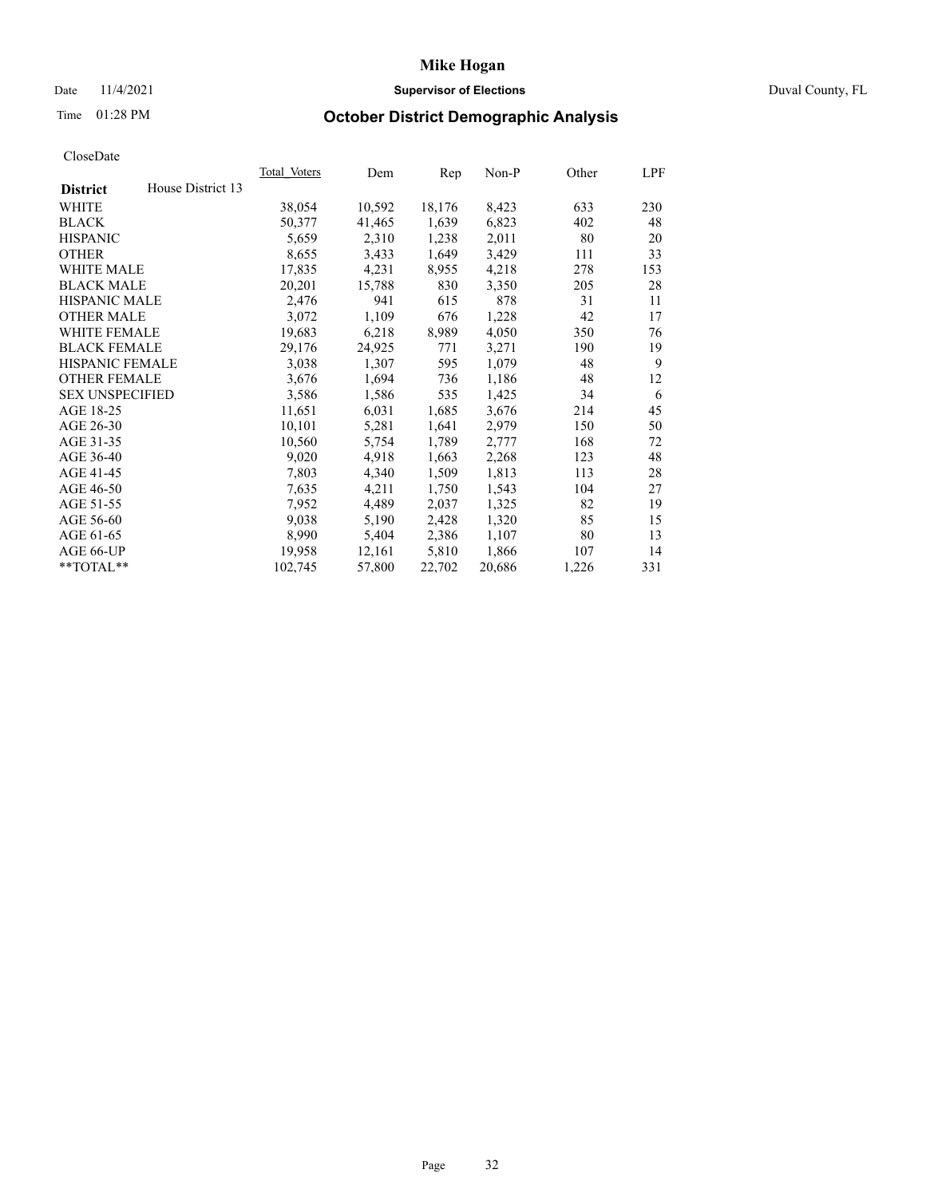**Mike Hogan**

Date 11/4/2021 **Supervisor of Elections** Duval County, FL

Time 01:28 PM **October District Demographic Analysis**

CloseDate

| **District** House District 13 | Total Voters | Dem | Rep | Non-P | Other | LPF |
|---|---|---|---|---|---|---|
| WHITE | 38,054 | 10,592 | 18,176 | 8,423 | 633 | 230 |
| BLACK | 50,377 | 41,465 | 1,639 | 6,823 | 402 | 48 |
| HISPANIC | 5,659 | 2,310 | 1,238 | 2,011 | 80 | 20 |
| OTHER | 8,655 | 3,433 | 1,649 | 3,429 | 111 | 33 |
| WHITE MALE | 17,835 | 4,231 | 8,955 | 4,218 | 278 | 153 |
| BLACK MALE | 20,201 | 15,788 | 830 | 3,350 | 205 | 28 |
| HISPANIC MALE | 2,476 | 941 | 615 | 878 | 31 | 11 |
| OTHER MALE | 3,072 | 1,109 | 676 | 1,228 | 42 | 17 |
| WHITE FEMALE | 19,683 | 6,218 | 8,989 | 4,050 | 350 | 76 |
| BLACK FEMALE | 29,176 | 24,925 | 771 | 3,271 | 190 | 19 |
| HISPANIC FEMALE | 3,038 | 1,307 | 595 | 1,079 | 48 | 9 |
| OTHER FEMALE | 3,676 | 1,694 | 736 | 1,186 | 48 | 12 |
| SEX UNSPECIFIED | 3,586 | 1,586 | 535 | 1,425 | 34 | 6 |
| AGE 18-25 | 11,651 | 6,031 | 1,685 | 3,676 | 214 | 45 |
| AGE 26-30 | 10,101 | 5,281 | 1,641 | 2,979 | 150 | 50 |
| AGE 31-35 | 10,560 | 5,754 | 1,789 | 2,777 | 168 | 72 |
| AGE 36-40 | 9,020 | 4,918 | 1,663 | 2,268 | 123 | 48 |
| AGE 41-45 | 7,803 | 4,340 | 1,509 | 1,813 | 113 | 28 |
| AGE 46-50 | 7,635 | 4,211 | 1,750 | 1,543 | 104 | 27 |
| AGE 51-55 | 7,952 | 4,489 | 2,037 | 1,325 | 82 | 19 |
| AGE 56-60 | 9,038 | 5,190 | 2,428 | 1,320 | 85 | 15 |
| AGE 61-65 | 8,990 | 5,404 | 2,386 | 1,107 | 80 | 13 |
| AGE 66-UP | 19,958 | 12,161 | 5,810 | 1,866 | 107 | 14 |
| **TOTAL** | 102,745 | 57,800 | 22,702 | 20,686 | 1,226 | 331 |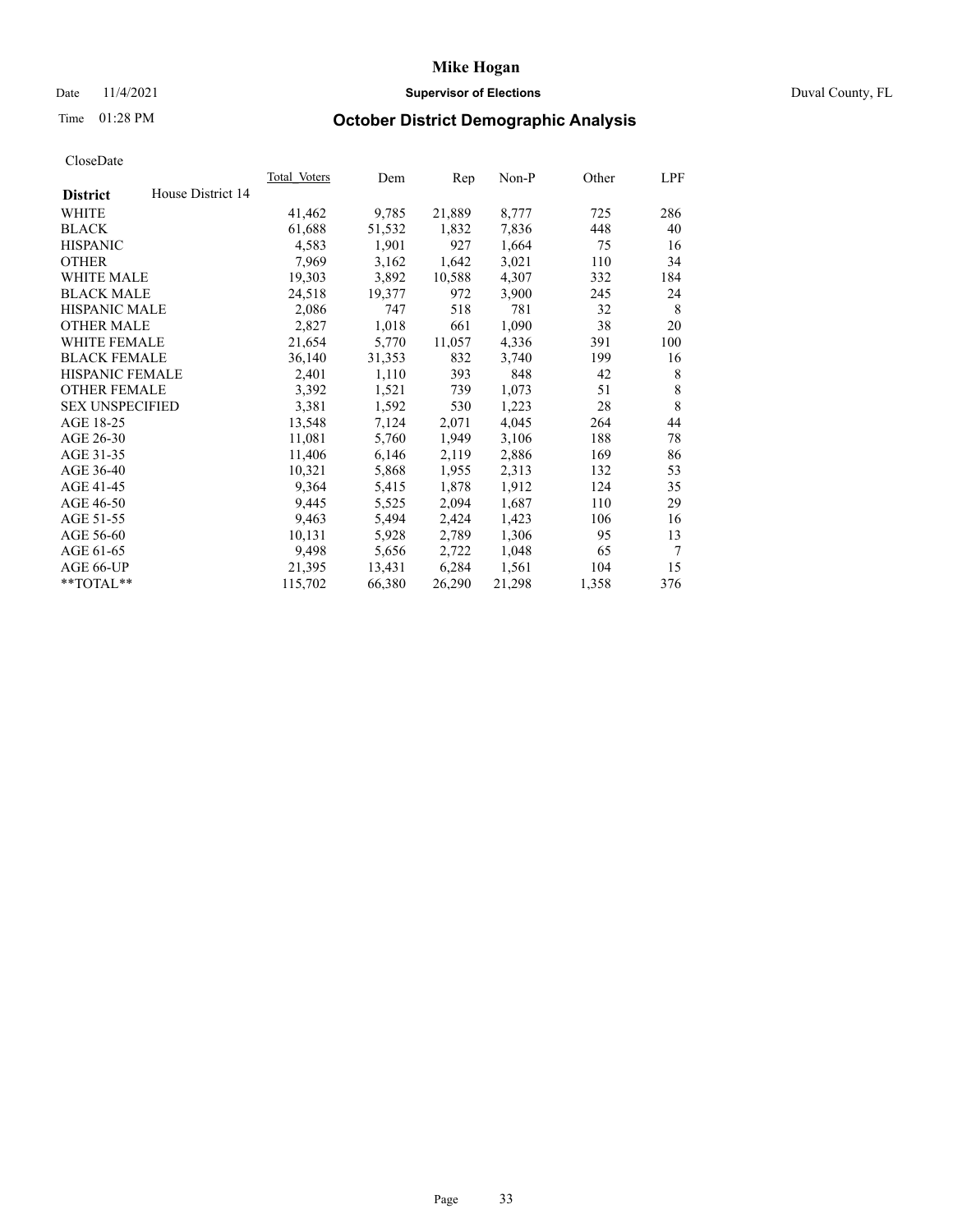# Mike Hogan

Date 11/4/2021 **Supervisor of Elections** Duval County, FL

Time 01:28 PM **October District Demographic Analysis**

CloseDate

| **District** House District 14 | Total Voters | Dem | Rep | Non-P | Other | LPF |
|---|---|---|---|---|---|---|
| WHITE | 41,462 | 9,785 | 21,889 | 8,777 | 725 | 286 |
| BLACK | 61,688 | 51,532 | 1,832 | 7,836 | 448 | 40 |
| HISPANIC | 4,583 | 1,901 | 927 | 1,664 | 75 | 16 |
| OTHER | 7,969 | 3,162 | 1,642 | 3,021 | 110 | 34 |
| WHITE MALE | 19,303 | 3,892 | 10,588 | 4,307 | 332 | 184 |
| BLACK MALE | 24,518 | 19,377 | 972 | 3,900 | 245 | 24 |
| HISPANIC MALE | 2,086 | 747 | 518 | 781 | 32 | 8 |
| OTHER MALE | 2,827 | 1,018 | 661 | 1,090 | 38 | 20 |
| WHITE FEMALE | 21,654 | 5,770 | 11,057 | 4,336 | 391 | 100 |
| BLACK FEMALE | 36,140 | 31,353 | 832 | 3,740 | 199 | 16 |
| HISPANIC FEMALE | 2,401 | 1,110 | 393 | 848 | 42 | 8 |
| OTHER FEMALE | 3,392 | 1,521 | 739 | 1,073 | 51 | 8 |
| SEX UNSPECIFIED | 3,381 | 1,592 | 530 | 1,223 | 28 | 8 |
| AGE 18-25 | 13,548 | 7,124 | 2,071 | 4,045 | 264 | 44 |
| AGE 26-30 | 11,081 | 5,760 | 1,949 | 3,106 | 188 | 78 |
| AGE 31-35 | 11,406 | 6,146 | 2,119 | 2,886 | 169 | 86 |
| AGE 36-40 | 10,321 | 5,868 | 1,955 | 2,313 | 132 | 53 |
| AGE 41-45 | 9,364 | 5,415 | 1,878 | 1,912 | 124 | 35 |
| AGE 46-50 | 9,445 | 5,525 | 2,094 | 1,687 | 110 | 29 |
| AGE 51-55 | 9,463 | 5,494 | 2,424 | 1,423 | 106 | 16 |
| AGE 56-60 | 10,131 | 5,928 | 2,789 | 1,306 | 95 | 13 |
| AGE 61-65 | 9,498 | 5,656 | 2,722 | 1,048 | 65 | 7 |
| AGE 66-UP | 21,395 | 13,431 | 6,284 | 1,561 | 104 | 15 |
| **TOTAL** | 115,702 | 66,380 | 26,290 | 21,298 | 1,358 | 376 |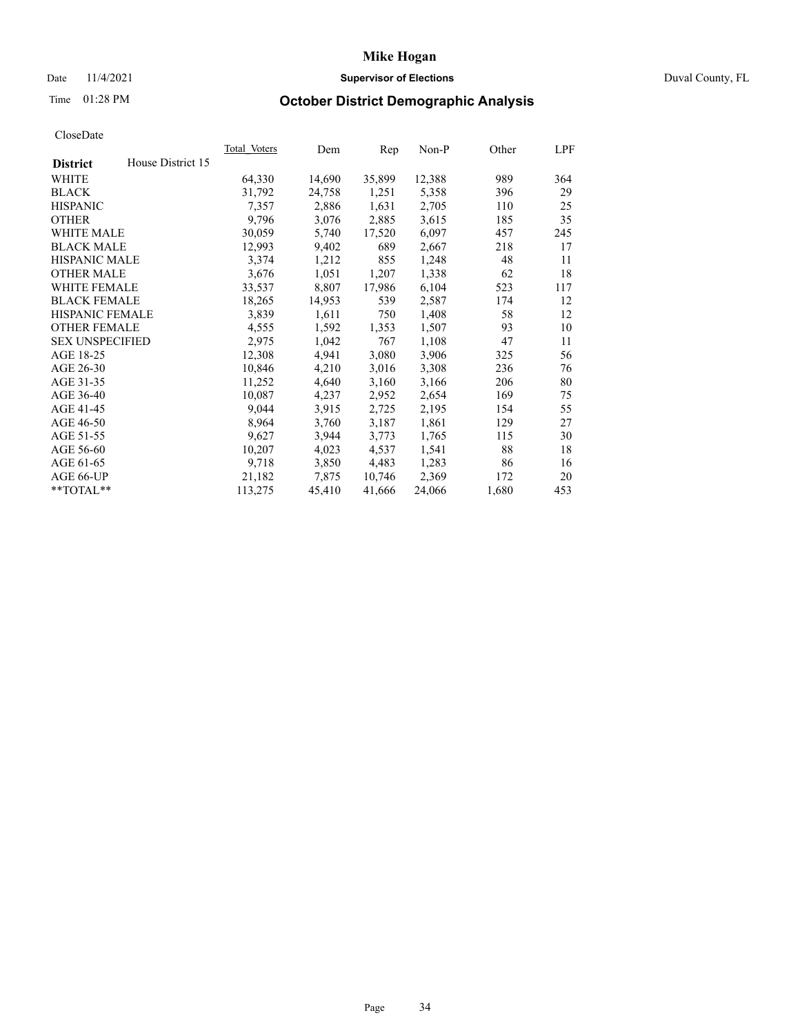# Mike Hogan

Date 11/4/2021 **Supervisor of Elections** Duval County, FL

Time 01:28 PM **October District Demographic Analysis**

CloseDate

| **District** House District 15 | Total Voters | Dem | Rep | Non-P | Other | LPF |
|---|---|---|---|---|---|---|
| WHITE | 64,330 | 14,690 | 35,899 | 12,388 | 989 | 364 |
| BLACK | 31,792 | 24,758 | 1,251 | 5,358 | 396 | 29 |
| HISPANIC | 7,357 | 2,886 | 1,631 | 2,705 | 110 | 25 |
| OTHER | 9,796 | 3,076 | 2,885 | 3,615 | 185 | 35 |
| WHITE MALE | 30,059 | 5,740 | 17,520 | 6,097 | 457 | 245 |
| BLACK MALE | 12,993 | 9,402 | 689 | 2,667 | 218 | 17 |
| HISPANIC MALE | 3,374 | 1,212 | 855 | 1,248 | 48 | 11 |
| OTHER MALE | 3,676 | 1,051 | 1,207 | 1,338 | 62 | 18 |
| WHITE FEMALE | 33,537 | 8,807 | 17,986 | 6,104 | 523 | 117 |
| BLACK FEMALE | 18,265 | 14,953 | 539 | 2,587 | 174 | 12 |
| HISPANIC FEMALE | 3,839 | 1,611 | 750 | 1,408 | 58 | 12 |
| OTHER FEMALE | 4,555 | 1,592 | 1,353 | 1,507 | 93 | 10 |
| SEX UNSPECIFIED | 2,975 | 1,042 | 767 | 1,108 | 47 | 11 |
| AGE 18-25 | 12,308 | 4,941 | 3,080 | 3,906 | 325 | 56 |
| AGE 26-30 | 10,846 | 4,210 | 3,016 | 3,308 | 236 | 76 |
| AGE 31-35 | 11,252 | 4,640 | 3,160 | 3,166 | 206 | 80 |
| AGE 36-40 | 10,087 | 4,237 | 2,952 | 2,654 | 169 | 75 |
| AGE 41-45 | 9,044 | 3,915 | 2,725 | 2,195 | 154 | 55 |
| AGE 46-50 | 8,964 | 3,760 | 3,187 | 1,861 | 129 | 27 |
| AGE 51-55 | 9,627 | 3,944 | 3,773 | 1,765 | 115 | 30 |
| AGE 56-60 | 10,207 | 4,023 | 4,537 | 1,541 | 88 | 18 |
| AGE 61-65 | 9,718 | 3,850 | 4,483 | 1,283 | 86 | 16 |
| AGE 66-UP | 21,182 | 7,875 | 10,746 | 2,369 | 172 | 20 |
| **TOTAL** | 113,275 | 45,410 | 41,666 | 24,066 | 1,680 | 453 |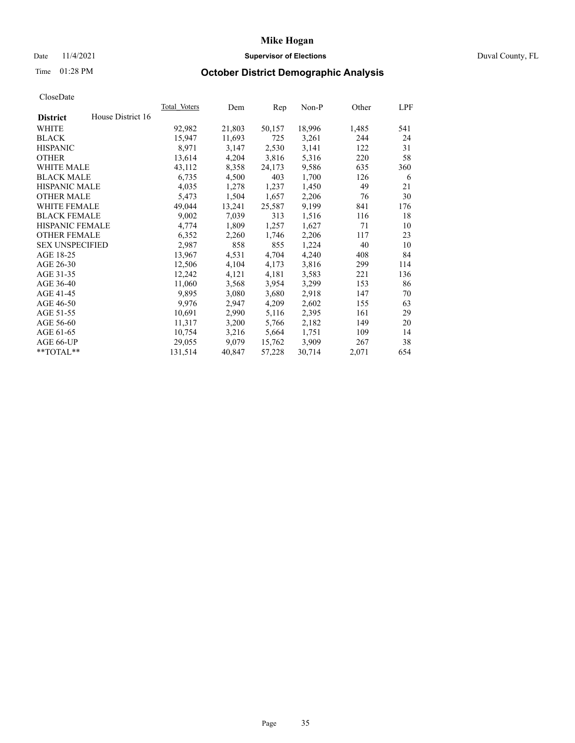Mike Hogan

Date 11/4/2021 **Supervisor of Elections** Duval County, FL

Time 01:28 PM

## October District Demographic Analysis

CloseDate

| **District** | House District 16 | Total_Voters | Dem | Rep | Non-P | Other | LPF |
|---|---|---|---|---|---|---|---|
| WHITE | | 92,982 | 21,803 | 50,157 | 18,996 | 1,485 | 541 |
| BLACK | | 15,947 | 11,693 | 725 | 3,261 | 244 | 24 |
| HISPANIC | | 8,971 | 3,147 | 2,530 | 3,141 | 122 | 31 |
| OTHER | | 13,614 | 4,204 | 3,816 | 5,316 | 220 | 58 |
| WHITE MALE | | 43,112 | 8,358 | 24,173 | 9,586 | 635 | 360 |
| BLACK MALE | | 6,735 | 4,500 | 403 | 1,700 | 126 | 6 |
| HISPANIC MALE | | 4,035 | 1,278 | 1,237 | 1,450 | 49 | 21 |
| OTHER MALE | | 5,473 | 1,504 | 1,657 | 2,206 | 76 | 30 |
| WHITE FEMALE | | 49,044 | 13,241 | 25,587 | 9,199 | 841 | 176 |
| BLACK FEMALE | | 9,002 | 7,039 | 313 | 1,516 | 116 | 18 |
| HISPANIC FEMALE | | 4,774 | 1,809 | 1,257 | 1,627 | 71 | 10 |
| OTHER FEMALE | | 6,352 | 2,260 | 1,746 | 2,206 | 117 | 23 |
| SEX UNSPECIFIED | | 2,987 | 858 | 855 | 1,224 | 40 | 10 |
| AGE 18-25 | | 13,967 | 4,531 | 4,704 | 4,240 | 408 | 84 |
| AGE 26-30 | | 12,506 | 4,104 | 4,173 | 3,816 | 299 | 114 |
| AGE 31-35 | | 12,242 | 4,121 | 4,181 | 3,583 | 221 | 136 |
| AGE 36-40 | | 11,060 | 3,568 | 3,954 | 3,299 | 153 | 86 |
| AGE 41-45 | | 9,895 | 3,080 | 3,680 | 2,918 | 147 | 70 |
| AGE 46-50 | | 9,976 | 2,947 | 4,209 | 2,602 | 155 | 63 |
| AGE 51-55 | | 10,691 | 2,990 | 5,116 | 2,395 | 161 | 29 |
| AGE 56-60 | | 11,317 | 3,200 | 5,766 | 2,182 | 149 | 20 |
| AGE 61-65 | | 10,754 | 3,216 | 5,664 | 1,751 | 109 | 14 |
| AGE 66-UP | | 29,055 | 9,079 | 15,762 | 3,909 | 267 | 38 |
| **TOTAL** | | 131,514 | 40,847 | 57,228 | 30,714 | 2,071 | 654 |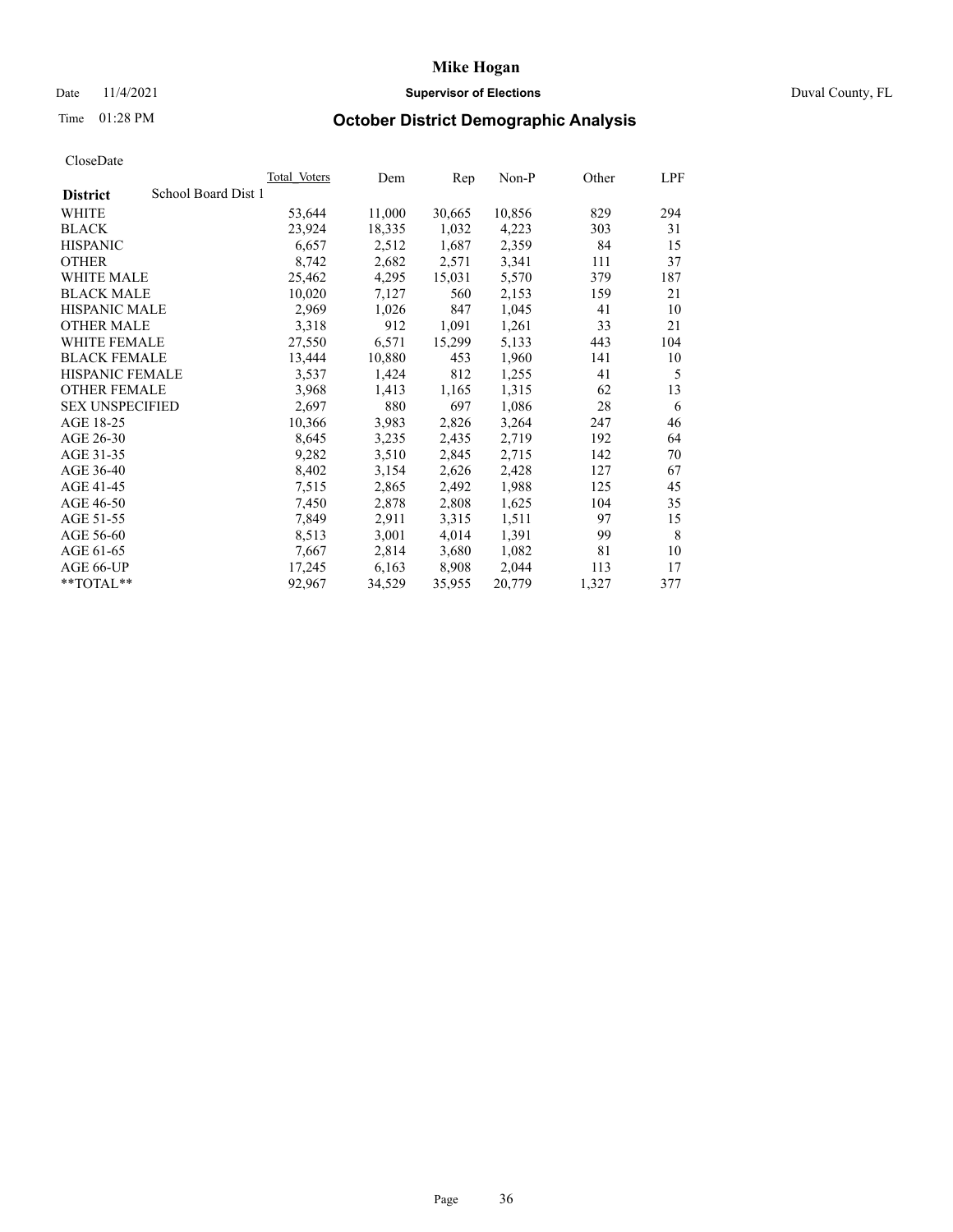# Mike Hogan

Date 11/4/2021 **Supervisor of Elections** Duval County, FL

Time 01:28 PM **October District Demographic Analysis**

CloseDate

| **District** School Board Dist 1 | Total Voters | Dem | Rep | Non-P | Other | LPF |
|---|---|---|---|---|---|---|
| WHITE | 53,644 | 11,000 | 30,665 | 10,856 | 829 | 294 |
| BLACK | 23,924 | 18,335 | 1,032 | 4,223 | 303 | 31 |
| HISPANIC | 6,657 | 2,512 | 1,687 | 2,359 | 84 | 15 |
| OTHER | 8,742 | 2,682 | 2,571 | 3,341 | 111 | 37 |
| WHITE MALE | 25,462 | 4,295 | 15,031 | 5,570 | 379 | 187 |
| BLACK MALE | 10,020 | 7,127 | 560 | 2,153 | 159 | 21 |
| HISPANIC MALE | 2,969 | 1,026 | 847 | 1,045 | 41 | 10 |
| OTHER MALE | 3,318 | 912 | 1,091 | 1,261 | 33 | 21 |
| WHITE FEMALE | 27,550 | 6,571 | 15,299 | 5,133 | 443 | 104 |
| BLACK FEMALE | 13,444 | 10,880 | 453 | 1,960 | 141 | 10 |
| HISPANIC FEMALE | 3,537 | 1,424 | 812 | 1,255 | 41 | 5 |
| OTHER FEMALE | 3,968 | 1,413 | 1,165 | 1,315 | 62 | 13 |
| SEX UNSPECIFIED | 2,697 | 880 | 697 | 1,086 | 28 | 6 |
| AGE 18-25 | 10,366 | 3,983 | 2,826 | 3,264 | 247 | 46 |
| AGE 26-30 | 8,645 | 3,235 | 2,435 | 2,719 | 192 | 64 |
| AGE 31-35 | 9,282 | 3,510 | 2,845 | 2,715 | 142 | 70 |
| AGE 36-40 | 8,402 | 3,154 | 2,626 | 2,428 | 127 | 67 |
| AGE 41-45 | 7,515 | 2,865 | 2,492 | 1,988 | 125 | 45 |
| AGE 46-50 | 7,450 | 2,878 | 2,808 | 1,625 | 104 | 35 |
| AGE 51-55 | 7,849 | 2,911 | 3,315 | 1,511 | 97 | 15 |
| AGE 56-60 | 8,513 | 3,001 | 4,014 | 1,391 | 99 | 8 |
| AGE 61-65 | 7,667 | 2,814 | 3,680 | 1,082 | 81 | 10 |
| AGE 66-UP | 17,245 | 6,163 | 8,908 | 2,044 | 113 | 17 |
| **TOTAL** | 92,967 | 34,529 | 35,955 | 20,779 | 1,327 | 377 |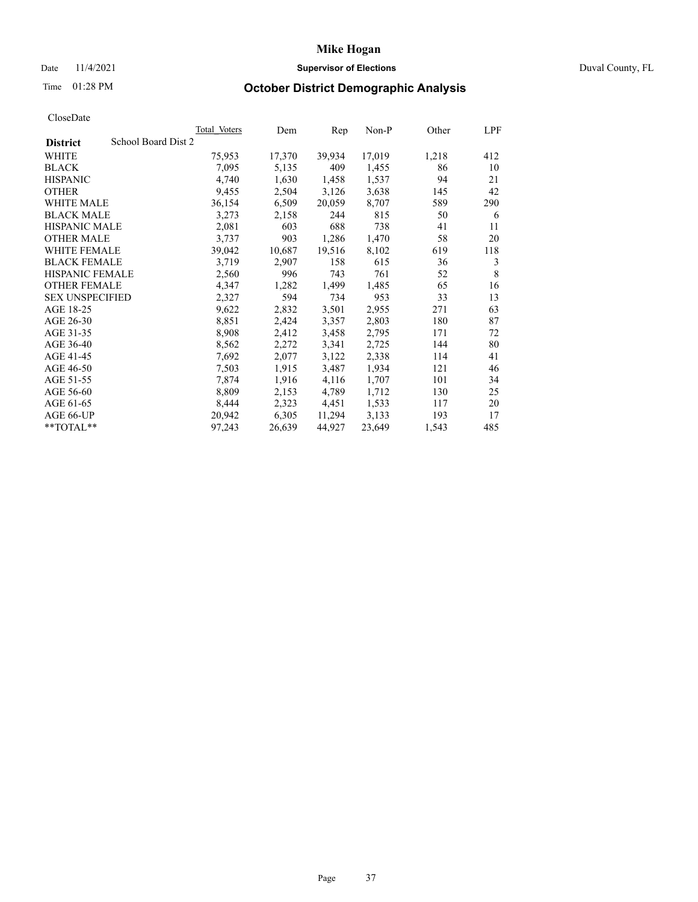# Mike Hogan

Date 11/4/2021 **Supervisor of Elections** Duval County, FL

Time 01:28 PM **October District Demographic Analysis**

CloseDate

| **District** | Total Voters | Dem | Rep | Non-P | Other | LPF |
|---|---|---|---|---|---|---|
| School Board Dist 2 | | | | | | |
| WHITE | 75,953 | 17,370 | 39,934 | 17,019 | 1,218 | 412 |
| BLACK | 7,095 | 5,135 | 409 | 1,455 | 86 | 10 |
| HISPANIC | 4,740 | 1,630 | 1,458 | 1,537 | 94 | 21 |
| OTHER | 9,455 | 2,504 | 3,126 | 3,638 | 145 | 42 |
| WHITE MALE | 36,154 | 6,509 | 20,059 | 8,707 | 589 | 290 |
| BLACK MALE | 3,273 | 2,158 | 244 | 815 | 50 | 6 |
| HISPANIC MALE | 2,081 | 603 | 688 | 738 | 41 | 11 |
| OTHER MALE | 3,737 | 903 | 1,286 | 1,470 | 58 | 20 |
| WHITE FEMALE | 39,042 | 10,687 | 19,516 | 8,102 | 619 | 118 |
| BLACK FEMALE | 3,719 | 2,907 | 158 | 615 | 36 | 3 |
| HISPANIC FEMALE | 2,560 | 996 | 743 | 761 | 52 | 8 |
| OTHER FEMALE | 4,347 | 1,282 | 1,499 | 1,485 | 65 | 16 |
| SEX UNSPECIFIED | 2,327 | 594 | 734 | 953 | 33 | 13 |
| AGE 18-25 | 9,622 | 2,832 | 3,501 | 2,955 | 271 | 63 |
| AGE 26-30 | 8,851 | 2,424 | 3,357 | 2,803 | 180 | 87 |
| AGE 31-35 | 8,908 | 2,412 | 3,458 | 2,795 | 171 | 72 |
| AGE 36-40 | 8,562 | 2,272 | 3,341 | 2,725 | 144 | 80 |
| AGE 41-45 | 7,692 | 2,077 | 3,122 | 2,338 | 114 | 41 |
| AGE 46-50 | 7,503 | 1,915 | 3,487 | 1,934 | 121 | 46 |
| AGE 51-55 | 7,874 | 1,916 | 4,116 | 1,707 | 101 | 34 |
| AGE 56-60 | 8,809 | 2,153 | 4,789 | 1,712 | 130 | 25 |
| AGE 61-65 | 8,444 | 2,323 | 4,451 | 1,533 | 117 | 20 |
| AGE 66-UP | 20,942 | 6,305 | 11,294 | 3,133 | 193 | 17 |
| **TOTAL** | 97,243 | 26,639 | 44,927 | 23,649 | 1,543 | 485 |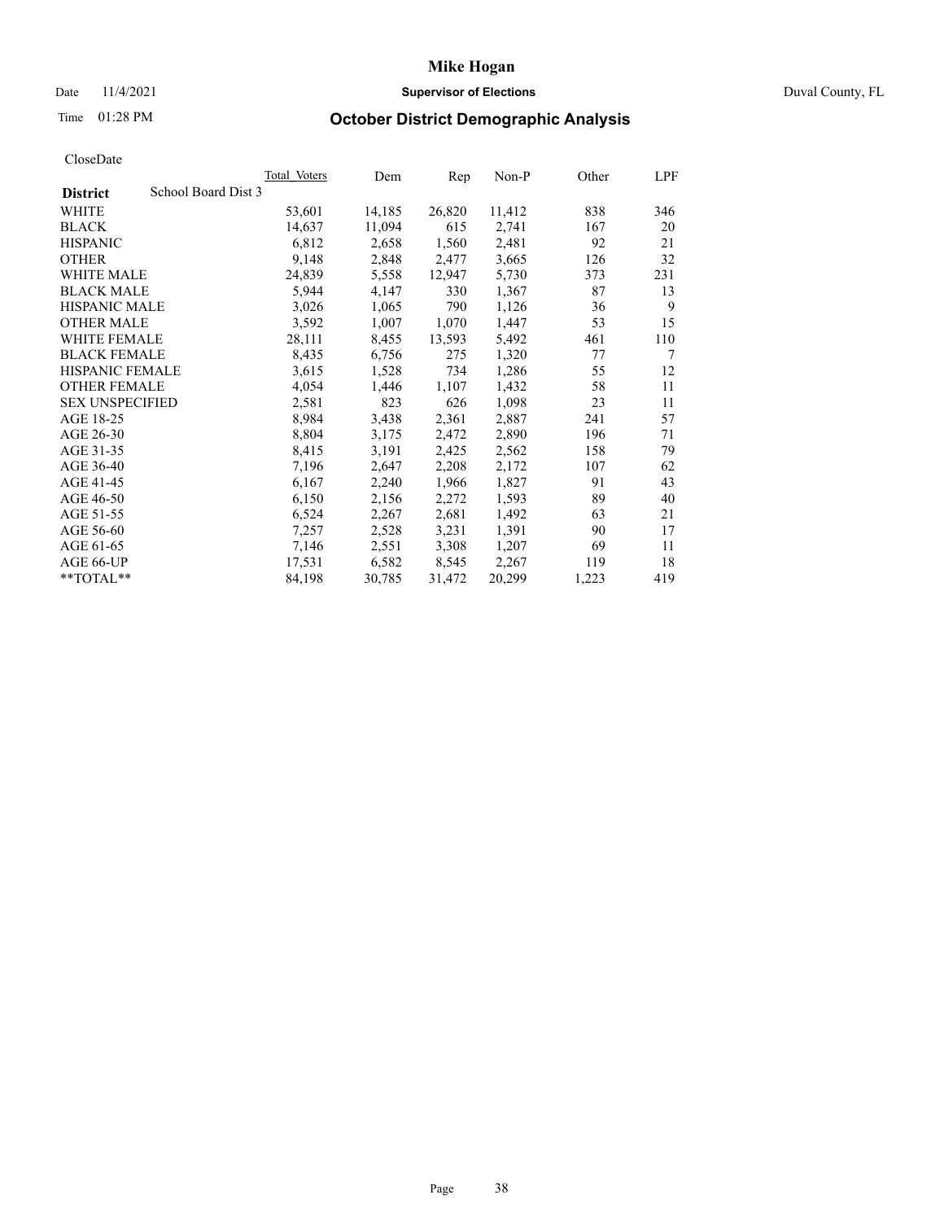# Mike Hogan

Date 11/4/2021 **Supervisor of Elections** Duval County, FL

Time 01:28 PM **October District Demographic Analysis**

CloseDate

| District School Board Dist 3 | Total Voters | Dem | Rep | Non-P | Other | LPF |
|---|---|---|---|---|---|---|
| WHITE | 53,601 | 14,185 | 26,820 | 11,412 | 838 | 346 |
| BLACK | 14,637 | 11,094 | 615 | 2,741 | 167 | 20 |
| HISPANIC | 6,812 | 2,658 | 1,560 | 2,481 | 92 | 21 |
| OTHER | 9,148 | 2,848 | 2,477 | 3,665 | 126 | 32 |
| WHITE MALE | 24,839 | 5,558 | 12,947 | 5,730 | 373 | 231 |
| BLACK MALE | 5,944 | 4,147 | 330 | 1,367 | 87 | 13 |
| HISPANIC MALE | 3,026 | 1,065 | 790 | 1,126 | 36 | 9 |
| OTHER MALE | 3,592 | 1,007 | 1,070 | 1,447 | 53 | 15 |
| WHITE FEMALE | 28,111 | 8,455 | 13,593 | 5,492 | 461 | 110 |
| BLACK FEMALE | 8,435 | 6,756 | 275 | 1,320 | 77 | 7 |
| HISPANIC FEMALE | 3,615 | 1,528 | 734 | 1,286 | 55 | 12 |
| OTHER FEMALE | 4,054 | 1,446 | 1,107 | 1,432 | 58 | 11 |
| SEX UNSPECIFIED | 2,581 | 823 | 626 | 1,098 | 23 | 11 |
| AGE 18-25 | 8,984 | 3,438 | 2,361 | 2,887 | 241 | 57 |
| AGE 26-30 | 8,804 | 3,175 | 2,472 | 2,890 | 196 | 71 |
| AGE 31-35 | 8,415 | 3,191 | 2,425 | 2,562 | 158 | 79 |
| AGE 36-40 | 7,196 | 2,647 | 2,208 | 2,172 | 107 | 62 |
| AGE 41-45 | 6,167 | 2,240 | 1,966 | 1,827 | 91 | 43 |
| AGE 46-50 | 6,150 | 2,156 | 2,272 | 1,593 | 89 | 40 |
| AGE 51-55 | 6,524 | 2,267 | 2,681 | 1,492 | 63 | 21 |
| AGE 56-60 | 7,257 | 2,528 | 3,231 | 1,391 | 90 | 17 |
| AGE 61-65 | 7,146 | 2,551 | 3,308 | 1,207 | 69 | 11 |
| AGE 66-UP | 17,531 | 6,582 | 8,545 | 2,267 | 119 | 18 |
| **TOTAL** | 84,198 | 30,785 | 31,472 | 20,299 | 1,223 | 419 |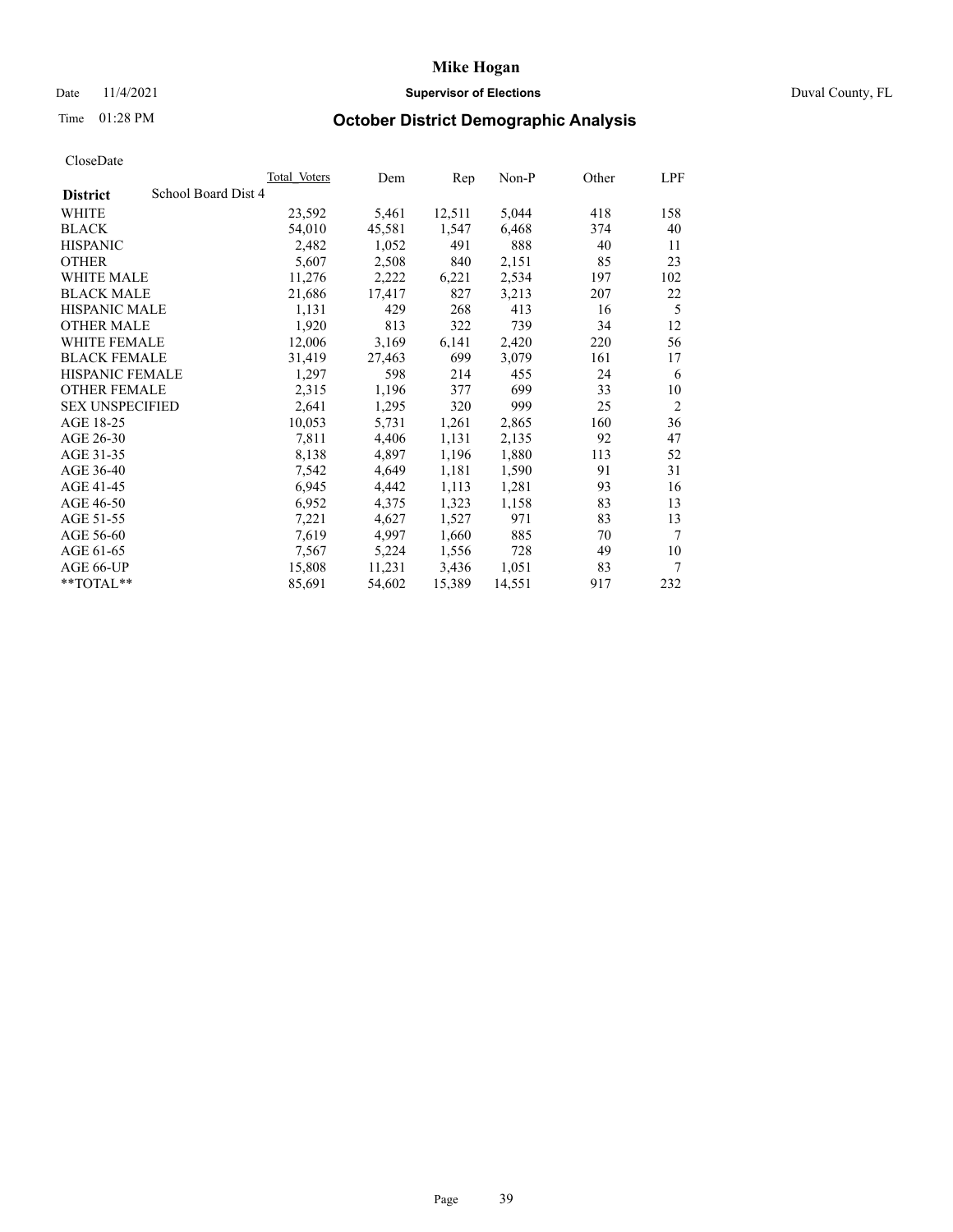# Mike Hogan

Date 11/4/2021 **Supervisor of Elections** Duval County, FL

Time 01:28 PM **October District Demographic Analysis**

CloseDate

| District | School Board Dist 4 | Total Voters | Dem | Rep | Non-P | Other | LPF |
|---|---|---|---|---|---|---|---|
| WHITE | | 23,592 | 5,461 | 12,511 | 5,044 | 418 | 158 |
| BLACK | | 54,010 | 45,581 | 1,547 | 6,468 | 374 | 40 |
| HISPANIC | | 2,482 | 1,052 | 491 | 888 | 40 | 11 |
| OTHER | | 5,607 | 2,508 | 840 | 2,151 | 85 | 23 |
| WHITE MALE | | 11,276 | 2,222 | 6,221 | 2,534 | 197 | 102 |
| BLACK MALE | | 21,686 | 17,417 | 827 | 3,213 | 207 | 22 |
| HISPANIC MALE | | 1,131 | 429 | 268 | 413 | 16 | 5 |
| OTHER MALE | | 1,920 | 813 | 322 | 739 | 34 | 12 |
| WHITE FEMALE | | 12,006 | 3,169 | 6,141 | 2,420 | 220 | 56 |
| BLACK FEMALE | | 31,419 | 27,463 | 699 | 3,079 | 161 | 17 |
| HISPANIC FEMALE | | 1,297 | 598 | 214 | 455 | 24 | 6 |
| OTHER FEMALE | | 2,315 | 1,196 | 377 | 699 | 33 | 10 |
| SEX UNSPECIFIED | | 2,641 | 1,295 | 320 | 999 | 25 | 2 |
| AGE 18-25 | | 10,053 | 5,731 | 1,261 | 2,865 | 160 | 36 |
| AGE 26-30 | | 7,811 | 4,406 | 1,131 | 2,135 | 92 | 47 |
| AGE 31-35 | | 8,138 | 4,897 | 1,196 | 1,880 | 113 | 52 |
| AGE 36-40 | | 7,542 | 4,649 | 1,181 | 1,590 | 91 | 31 |
| AGE 41-45 | | 6,945 | 4,442 | 1,113 | 1,281 | 93 | 16 |
| AGE 46-50 | | 6,952 | 4,375 | 1,323 | 1,158 | 83 | 13 |
| AGE 51-55 | | 7,221 | 4,627 | 1,527 | 971 | 83 | 13 |
| AGE 56-60 | | 7,619 | 4,997 | 1,660 | 885 | 70 | 7 |
| AGE 61-65 | | 7,567 | 5,224 | 1,556 | 728 | 49 | 10 |
| AGE 66-UP | | 15,808 | 11,231 | 3,436 | 1,051 | 83 | 7 |
| **TOTAL** | | 85,691 | 54,602 | 15,389 | 14,551 | 917 | 232 |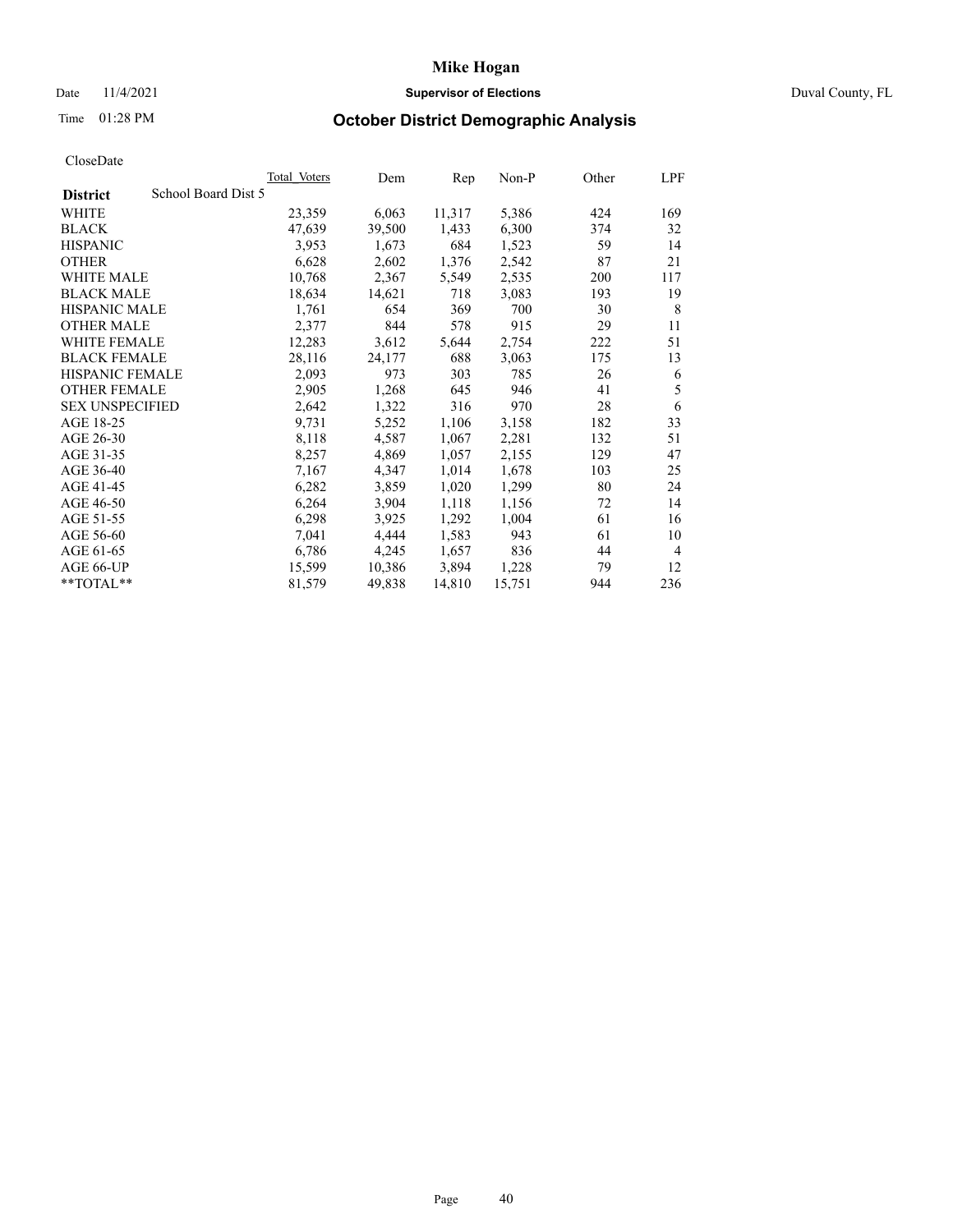# Mike Hogan

Date 11/4/2021 **Supervisor of Elections** Duval County, FL

Time 01:28 PM **October District Demographic Analysis**

CloseDate

| **District** School Board Dist 5 | Total Voters | Dem | Rep | Non-P | Other | LPF |
|---|---|---|---|---|---|---|
| WHITE | 23,359 | 6,063 | 11,317 | 5,386 | 424 | 169 |
| BLACK | 47,639 | 39,500 | 1,433 | 6,300 | 374 | 32 |
| HISPANIC | 3,953 | 1,673 | 684 | 1,523 | 59 | 14 |
| OTHER | 6,628 | 2,602 | 1,376 | 2,542 | 87 | 21 |
| WHITE MALE | 10,768 | 2,367 | 5,549 | 2,535 | 200 | 117 |
| BLACK MALE | 18,634 | 14,621 | 718 | 3,083 | 193 | 19 |
| HISPANIC MALE | 1,761 | 654 | 369 | 700 | 30 | 8 |
| OTHER MALE | 2,377 | 844 | 578 | 915 | 29 | 11 |
| WHITE FEMALE | 12,283 | 3,612 | 5,644 | 2,754 | 222 | 51 |
| BLACK FEMALE | 28,116 | 24,177 | 688 | 3,063 | 175 | 13 |
| HISPANIC FEMALE | 2,093 | 973 | 303 | 785 | 26 | 6 |
| OTHER FEMALE | 2,905 | 1,268 | 645 | 946 | 41 | 5 |
| SEX UNSPECIFIED | 2,642 | 1,322 | 316 | 970 | 28 | 6 |
| AGE 18-25 | 9,731 | 5,252 | 1,106 | 3,158 | 182 | 33 |
| AGE 26-30 | 8,118 | 4,587 | 1,067 | 2,281 | 132 | 51 |
| AGE 31-35 | 8,257 | 4,869 | 1,057 | 2,155 | 129 | 47 |
| AGE 36-40 | 7,167 | 4,347 | 1,014 | 1,678 | 103 | 25 |
| AGE 41-45 | 6,282 | 3,859 | 1,020 | 1,299 | 80 | 24 |
| AGE 46-50 | 6,264 | 3,904 | 1,118 | 1,156 | 72 | 14 |
| AGE 51-55 | 6,298 | 3,925 | 1,292 | 1,004 | 61 | 16 |
| AGE 56-60 | 7,041 | 4,444 | 1,583 | 943 | 61 | 10 |
| AGE 61-65 | 6,786 | 4,245 | 1,657 | 836 | 44 | 4 |
| AGE 66-UP | 15,599 | 10,386 | 3,894 | 1,228 | 79 | 12 |
| **TOTAL** | 81,579 | 49,838 | 14,810 | 15,751 | 944 | 236 |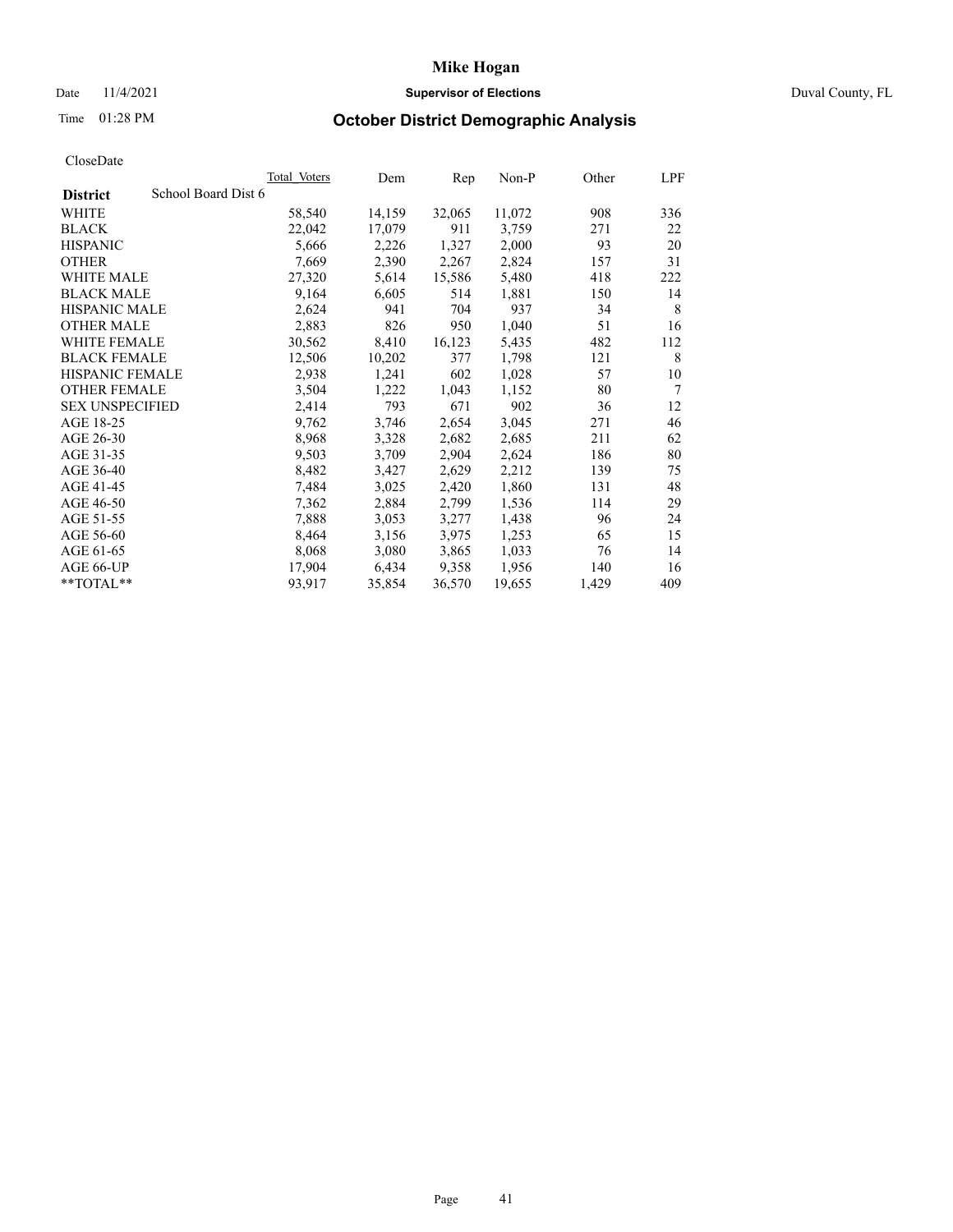# Mike Hogan

Date 11/4/2021 **Supervisor of Elections** Duval County, FL

Time 01:28 PM **October District Demographic Analysis**

CloseDate

| District | Total_Voters | Dem | Rep | Non-P | Other | LPF |
|---|---|---|---|---|---|---|
| School Board Dist 6 | | | | | | |
| WHITE | 58,540 | 14,159 | 32,065 | 11,072 | 908 | 336 |
| BLACK | 22,042 | 17,079 | 911 | 3,759 | 271 | 22 |
| HISPANIC | 5,666 | 2,226 | 1,327 | 2,000 | 93 | 20 |
| OTHER | 7,669 | 2,390 | 2,267 | 2,824 | 157 | 31 |
| WHITE MALE | 27,320 | 5,614 | 15,586 | 5,480 | 418 | 222 |
| BLACK MALE | 9,164 | 6,605 | 514 | 1,881 | 150 | 14 |
| HISPANIC MALE | 2,624 | 941 | 704 | 937 | 34 | 8 |
| OTHER MALE | 2,883 | 826 | 950 | 1,040 | 51 | 16 |
| WHITE FEMALE | 30,562 | 8,410 | 16,123 | 5,435 | 482 | 112 |
| BLACK FEMALE | 12,506 | 10,202 | 377 | 1,798 | 121 | 8 |
| HISPANIC FEMALE | 2,938 | 1,241 | 602 | 1,028 | 57 | 10 |
| OTHER FEMALE | 3,504 | 1,222 | 1,043 | 1,152 | 80 | 7 |
| SEX UNSPECIFIED | 2,414 | 793 | 671 | 902 | 36 | 12 |
| AGE 18-25 | 9,762 | 3,746 | 2,654 | 3,045 | 271 | 46 |
| AGE 26-30 | 8,968 | 3,328 | 2,682 | 2,685 | 211 | 62 |
| AGE 31-35 | 9,503 | 3,709 | 2,904 | 2,624 | 186 | 80 |
| AGE 36-40 | 8,482 | 3,427 | 2,629 | 2,212 | 139 | 75 |
| AGE 41-45 | 7,484 | 3,025 | 2,420 | 1,860 | 131 | 48 |
| AGE 46-50 | 7,362 | 2,884 | 2,799 | 1,536 | 114 | 29 |
| AGE 51-55 | 7,888 | 3,053 | 3,277 | 1,438 | 96 | 24 |
| AGE 56-60 | 8,464 | 3,156 | 3,975 | 1,253 | 65 | 15 |
| AGE 61-65 | 8,068 | 3,080 | 3,865 | 1,033 | 76 | 14 |
| AGE 66-UP | 17,904 | 6,434 | 9,358 | 1,956 | 140 | 16 |
| **TOTAL** | 93,917 | 35,854 | 36,570 | 19,655 | 1,429 | 409 |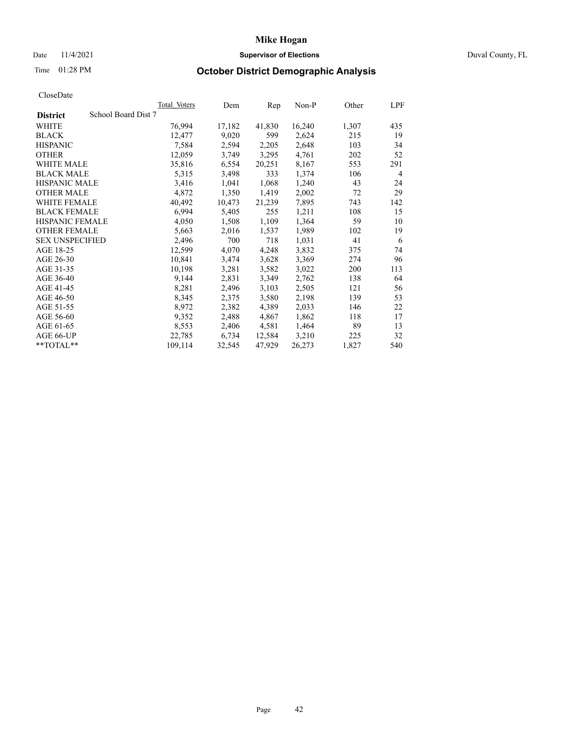# Mike Hogan

Date 11/4/2021 **Supervisor of Elections** Duval County, FL

Time 01:28 PM **October District Demographic Analysis**

CloseDate

| **District** School Board Dist 7 | Total Voters | Dem | Rep | Non-P | Other | LPF |
|---|---|---|---|---|---|---|
| WHITE | 76,994 | 17,182 | 41,830 | 16,240 | 1,307 | 435 |
| BLACK | 12,477 | 9,020 | 599 | 2,624 | 215 | 19 |
| HISPANIC | 7,584 | 2,594 | 2,205 | 2,648 | 103 | 34 |
| OTHER | 12,059 | 3,749 | 3,295 | 4,761 | 202 | 52 |
| WHITE MALE | 35,816 | 6,554 | 20,251 | 8,167 | 553 | 291 |
| BLACK MALE | 5,315 | 3,498 | 333 | 1,374 | 106 | 4 |
| HISPANIC MALE | 3,416 | 1,041 | 1,068 | 1,240 | 43 | 24 |
| OTHER MALE | 4,872 | 1,350 | 1,419 | 2,002 | 72 | 29 |
| WHITE FEMALE | 40,492 | 10,473 | 21,239 | 7,895 | 743 | 142 |
| BLACK FEMALE | 6,994 | 5,405 | 255 | 1,211 | 108 | 15 |
| HISPANIC FEMALE | 4,050 | 1,508 | 1,109 | 1,364 | 59 | 10 |
| OTHER FEMALE | 5,663 | 2,016 | 1,537 | 1,989 | 102 | 19 |
| SEX UNSPECIFIED | 2,496 | 700 | 718 | 1,031 | 41 | 6 |
| AGE 18-25 | 12,599 | 4,070 | 4,248 | 3,832 | 375 | 74 |
| AGE 26-30 | 10,841 | 3,474 | 3,628 | 3,369 | 274 | 96 |
| AGE 31-35 | 10,198 | 3,281 | 3,582 | 3,022 | 200 | 113 |
| AGE 36-40 | 9,144 | 2,831 | 3,349 | 2,762 | 138 | 64 |
| AGE 41-45 | 8,281 | 2,496 | 3,103 | 2,505 | 121 | 56 |
| AGE 46-50 | 8,345 | 2,375 | 3,580 | 2,198 | 139 | 53 |
| AGE 51-55 | 8,972 | 2,382 | 4,389 | 2,033 | 146 | 22 |
| AGE 56-60 | 9,352 | 2,488 | 4,867 | 1,862 | 118 | 17 |
| AGE 61-65 | 8,553 | 2,406 | 4,581 | 1,464 | 89 | 13 |
| AGE 66-UP | 22,785 | 6,734 | 12,584 | 3,210 | 225 | 32 |
| **TOTAL** | 109,114 | 32,545 | 47,929 | 26,273 | 1,827 | 540 |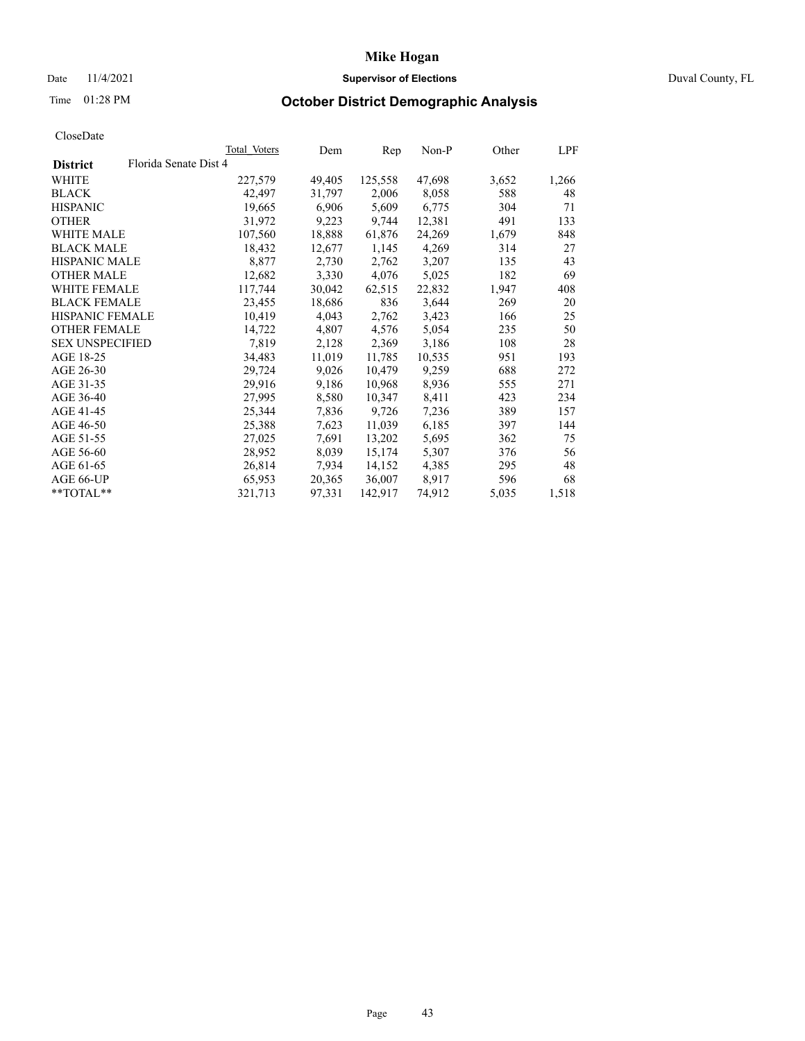# Mike Hogan

Date 11/4/2021 **Supervisor of Elections** Duval County, FL

Time 01:28 PM **October District Demographic Analysis**

CloseDate

| | Total Voters | Dem | Rep | Non-P | Other | LPF |
|---|---|---|---|---|---|---|
| **District** Florida Senate Dist 4 | | | | | | |
| WHITE | 227,579 | 49,405 | 125,558 | 47,698 | 3,652 | 1,266 |
| BLACK | 42,497 | 31,797 | 2,006 | 8,058 | 588 | 48 |
| HISPANIC | 19,665 | 6,906 | 5,609 | 6,775 | 304 | 71 |
| OTHER | 31,972 | 9,223 | 9,744 | 12,381 | 491 | 133 |
| WHITE MALE | 107,560 | 18,888 | 61,876 | 24,269 | 1,679 | 848 |
| BLACK MALE | 18,432 | 12,677 | 1,145 | 4,269 | 314 | 27 |
| HISPANIC MALE | 8,877 | 2,730 | 2,762 | 3,207 | 135 | 43 |
| OTHER MALE | 12,682 | 3,330 | 4,076 | 5,025 | 182 | 69 |
| WHITE FEMALE | 117,744 | 30,042 | 62,515 | 22,832 | 1,947 | 408 |
| BLACK FEMALE | 23,455 | 18,686 | 836 | 3,644 | 269 | 20 |
| HISPANIC FEMALE | 10,419 | 4,043 | 2,762 | 3,423 | 166 | 25 |
| OTHER FEMALE | 14,722 | 4,807 | 4,576 | 5,054 | 235 | 50 |
| SEX UNSPECIFIED | 7,819 | 2,128 | 2,369 | 3,186 | 108 | 28 |
| AGE 18-25 | 34,483 | 11,019 | 11,785 | 10,535 | 951 | 193 |
| AGE 26-30 | 29,724 | 9,026 | 10,479 | 9,259 | 688 | 272 |
| AGE 31-35 | 29,916 | 9,186 | 10,968 | 8,936 | 555 | 271 |
| AGE 36-40 | 27,995 | 8,580 | 10,347 | 8,411 | 423 | 234 |
| AGE 41-45 | 25,344 | 7,836 | 9,726 | 7,236 | 389 | 157 |
| AGE 46-50 | 25,388 | 7,623 | 11,039 | 6,185 | 397 | 144 |
| AGE 51-55 | 27,025 | 7,691 | 13,202 | 5,695 | 362 | 75 |
| AGE 56-60 | 28,952 | 8,039 | 15,174 | 5,307 | 376 | 56 |
| AGE 61-65 | 26,814 | 7,934 | 14,152 | 4,385 | 295 | 48 |
| AGE 66-UP | 65,953 | 20,365 | 36,007 | 8,917 | 596 | 68 |
| **TOTAL** | 321,713 | 97,331 | 142,917 | 74,912 | 5,035 | 1,518 |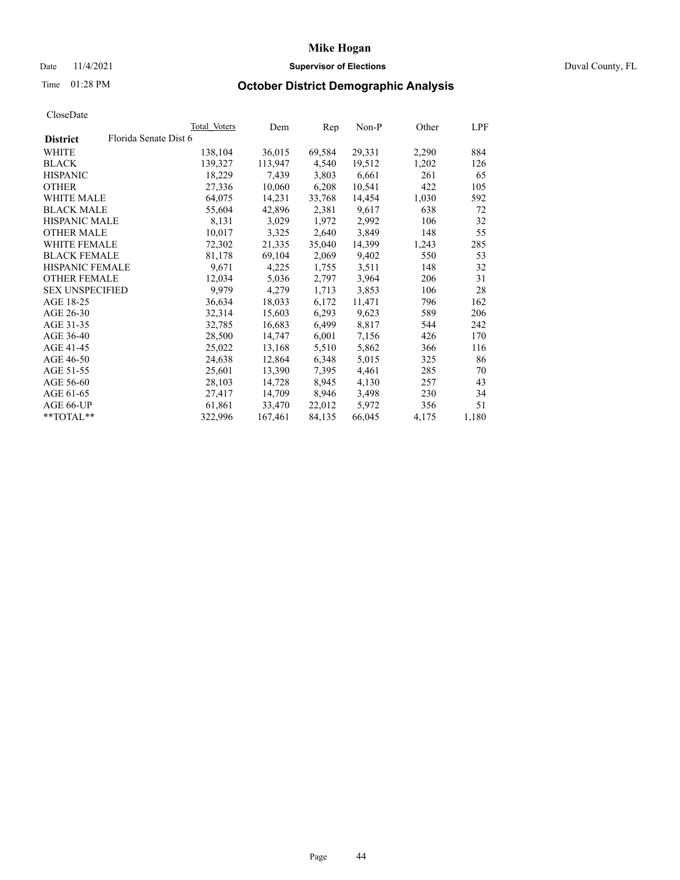# Mike Hogan

Date 11/4/2021 **Supervisor of Elections** Duval County, FL

Time 01:28 PM **October District Demographic Analysis**

CloseDate

| **District** Florida Senate Dist 6 | Total Voters | Dem | Rep | Non-P | Other | LPF |
|---|---|---|---|---|---|---|
| WHITE | 138,104 | 36,015 | 69,584 | 29,331 | 2,290 | 884 |
| BLACK | 139,327 | 113,947 | 4,540 | 19,512 | 1,202 | 126 |
| HISPANIC | 18,229 | 7,439 | 3,803 | 6,661 | 261 | 65 |
| OTHER | 27,336 | 10,060 | 6,208 | 10,541 | 422 | 105 |
| WHITE MALE | 64,075 | 14,231 | 33,768 | 14,454 | 1,030 | 592 |
| BLACK MALE | 55,604 | 42,896 | 2,381 | 9,617 | 638 | 72 |
| HISPANIC MALE | 8,131 | 3,029 | 1,972 | 2,992 | 106 | 32 |
| OTHER MALE | 10,017 | 3,325 | 2,640 | 3,849 | 148 | 55 |
| WHITE FEMALE | 72,302 | 21,335 | 35,040 | 14,399 | 1,243 | 285 |
| BLACK FEMALE | 81,178 | 69,104 | 2,069 | 9,402 | 550 | 53 |
| HISPANIC FEMALE | 9,671 | 4,225 | 1,755 | 3,511 | 148 | 32 |
| OTHER FEMALE | 12,034 | 5,036 | 2,797 | 3,964 | 206 | 31 |
| SEX UNSPECIFIED | 9,979 | 4,279 | 1,713 | 3,853 | 106 | 28 |
| AGE 18-25 | 36,634 | 18,033 | 6,172 | 11,471 | 796 | 162 |
| AGE 26-30 | 32,314 | 15,603 | 6,293 | 9,623 | 589 | 206 |
| AGE 31-35 | 32,785 | 16,683 | 6,499 | 8,817 | 544 | 242 |
| AGE 36-40 | 28,500 | 14,747 | 6,001 | 7,156 | 426 | 170 |
| AGE 41-45 | 25,022 | 13,168 | 5,510 | 5,862 | 366 | 116 |
| AGE 46-50 | 24,638 | 12,864 | 6,348 | 5,015 | 325 | 86 |
| AGE 51-55 | 25,601 | 13,390 | 7,395 | 4,461 | 285 | 70 |
| AGE 56-60 | 28,103 | 14,728 | 8,945 | 4,130 | 257 | 43 |
| AGE 61-65 | 27,417 | 14,709 | 8,946 | 3,498 | 230 | 34 |
| AGE 66-UP | 61,861 | 33,470 | 22,012 | 5,972 | 356 | 51 |
| **TOTAL** | 322,996 | 167,461 | 84,135 | 66,045 | 4,175 | 1,180 |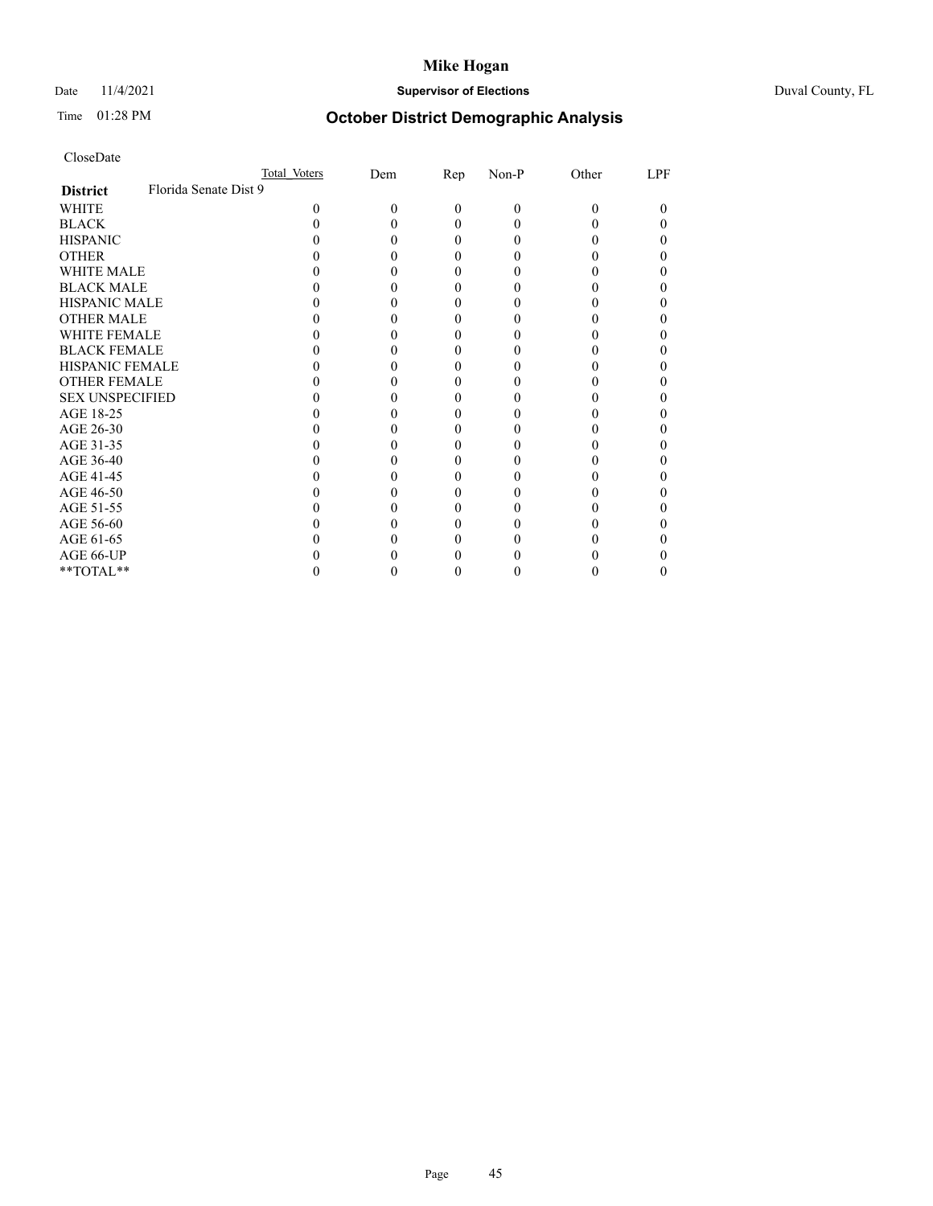**Mike Hogan**

Date 11/4/2021 **Supervisor of Elections** Duval County, FL

Time 01:28 PM **October District Demographic Analysis**

CloseDate

| | Total Voters | Dem | Rep | Non-P | Other | LPF |
|---|---|---|---|---|---|---|
| **District** Florida Senate Dist 9 | | | | | | |
| WHITE | 0 | 0 | 0 | 0 | 0 | 0 |
| BLACK | 0 | 0 | 0 | 0 | 0 | 0 |
| HISPANIC | 0 | 0 | 0 | 0 | 0 | 0 |
| OTHER | 0 | 0 | 0 | 0 | 0 | 0 |
| WHITE MALE | 0 | 0 | 0 | 0 | 0 | 0 |
| BLACK MALE | 0 | 0 | 0 | 0 | 0 | 0 |
| HISPANIC MALE | 0 | 0 | 0 | 0 | 0 | 0 |
| OTHER MALE | 0 | 0 | 0 | 0 | 0 | 0 |
| WHITE FEMALE | 0 | 0 | 0 | 0 | 0 | 0 |
| BLACK FEMALE | 0 | 0 | 0 | 0 | 0 | 0 |
| HISPANIC FEMALE | 0 | 0 | 0 | 0 | 0 | 0 |
| OTHER FEMALE | 0 | 0 | 0 | 0 | 0 | 0 |
| SEX UNSPECIFIED | 0 | 0 | 0 | 0 | 0 | 0 |
| AGE 18-25 | 0 | 0 | 0 | 0 | 0 | 0 |
| AGE 26-30 | 0 | 0 | 0 | 0 | 0 | 0 |
| AGE 31-35 | 0 | 0 | 0 | 0 | 0 | 0 |
| AGE 36-40 | 0 | 0 | 0 | 0 | 0 | 0 |
| AGE 41-45 | 0 | 0 | 0 | 0 | 0 | 0 |
| AGE 46-50 | 0 | 0 | 0 | 0 | 0 | 0 |
| AGE 51-55 | 0 | 0 | 0 | 0 | 0 | 0 |
| AGE 56-60 | 0 | 0 | 0 | 0 | 0 | 0 |
| AGE 61-65 | 0 | 0 | 0 | 0 | 0 | 0 |
| AGE 66-UP | 0 | 0 | 0 | 0 | 0 | 0 |
| **TOTAL** | 0 | 0 | 0 | 0 | 0 | 0 |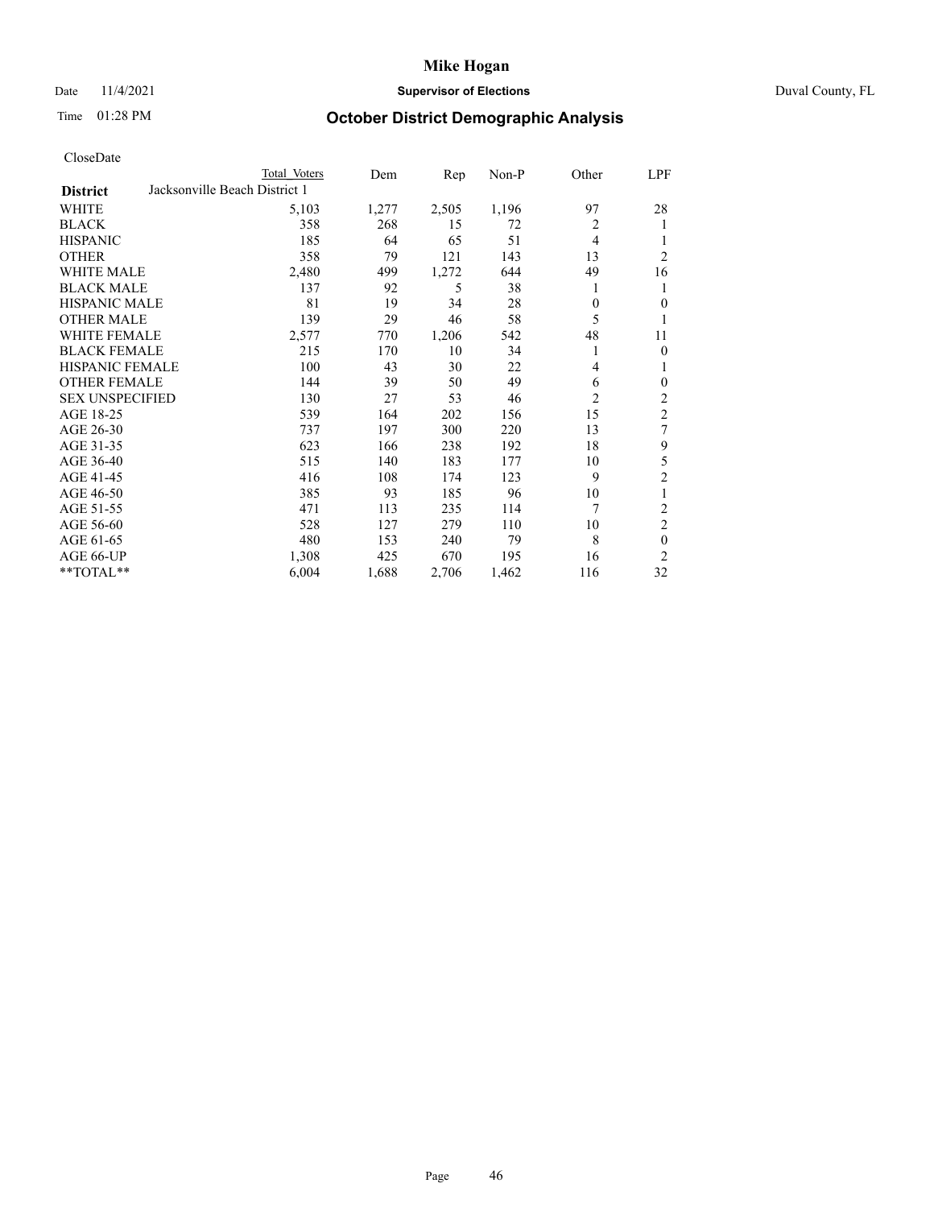# Mike Hogan

Date 11/4/2021 **Supervisor of Elections** Duval County, FL

Time 01:28 PM **October District Demographic Analysis**

CloseDate

| District | Total Voters | Dem | Rep | Non-P | Other | LPF |
|---|---|---|---|---|---|---|
| Jacksonville Beach District 1 | | | | | | |
| WHITE | 5,103 | 1,277 | 2,505 | 1,196 | 97 | 28 |
| BLACK | 358 | 268 | 15 | 72 | 2 | 1 |
| HISPANIC | 185 | 64 | 65 | 51 | 4 | 1 |
| OTHER | 358 | 79 | 121 | 143 | 13 | 2 |
| WHITE MALE | 2,480 | 499 | 1,272 | 644 | 49 | 16 |
| BLACK MALE | 137 | 92 | 5 | 38 | 1 | 1 |
| HISPANIC MALE | 81 | 19 | 34 | 28 | 0 | 0 |
| OTHER MALE | 139 | 29 | 46 | 58 | 5 | 1 |
| WHITE FEMALE | 2,577 | 770 | 1,206 | 542 | 48 | 11 |
| BLACK FEMALE | 215 | 170 | 10 | 34 | 1 | 0 |
| HISPANIC FEMALE | 100 | 43 | 30 | 22 | 4 | 1 |
| OTHER FEMALE | 144 | 39 | 50 | 49 | 6 | 0 |
| SEX UNSPECIFIED | 130 | 27 | 53 | 46 | 2 | 2 |
| AGE 18-25 | 539 | 164 | 202 | 156 | 15 | 2 |
| AGE 26-30 | 737 | 197 | 300 | 220 | 13 | 7 |
| AGE 31-35 | 623 | 166 | 238 | 192 | 18 | 9 |
| AGE 36-40 | 515 | 140 | 183 | 177 | 10 | 5 |
| AGE 41-45 | 416 | 108 | 174 | 123 | 9 | 2 |
| AGE 46-50 | 385 | 93 | 185 | 96 | 10 | 1 |
| AGE 51-55 | 471 | 113 | 235 | 114 | 7 | 2 |
| AGE 56-60 | 528 | 127 | 279 | 110 | 10 | 2 |
| AGE 61-65 | 480 | 153 | 240 | 79 | 8 | 0 |
| AGE 66-UP | 1,308 | 425 | 670 | 195 | 16 | 2 |
| **TOTAL** | 6,004 | 1,688 | 2,706 | 1,462 | 116 | 32 |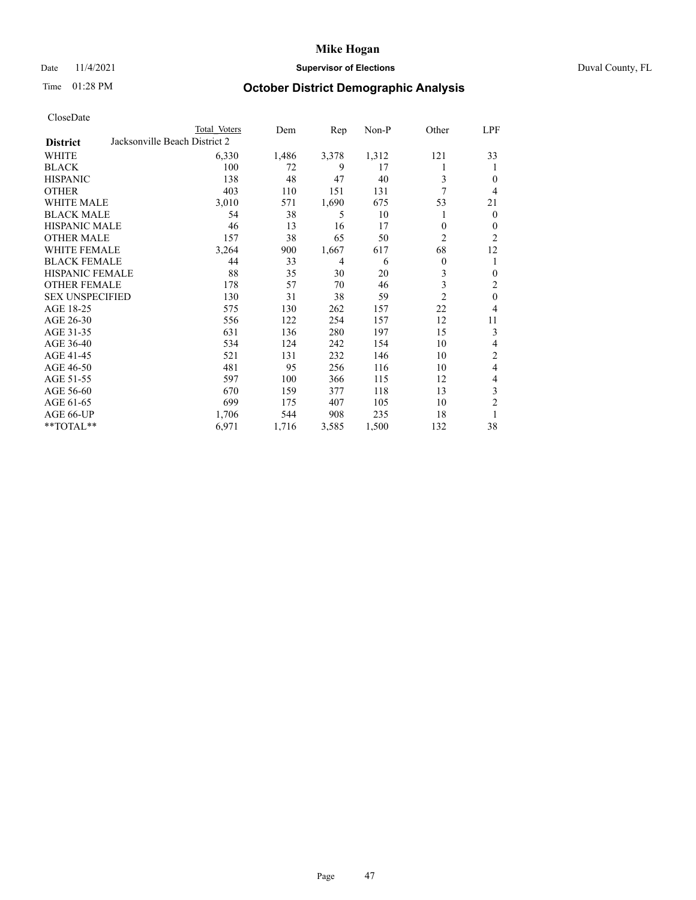# Mike Hogan

Date 11/4/2021 **Supervisor of Elections** Duval County, FL

Time 01:28 PM **October District Demographic Analysis**

CloseDate

| District | Total Voters | Dem | Rep | Non-P | Other | LPF |
|---|---|---|---|---|---|---|
| Jacksonville Beach District 2 | | | | | | |
| WHITE | 6,330 | 1,486 | 3,378 | 1,312 | 121 | 33 |
| BLACK | 100 | 72 | 9 | 17 | 1 | 1 |
| HISPANIC | 138 | 48 | 47 | 40 | 3 | 0 |
| OTHER | 403 | 110 | 151 | 131 | 7 | 4 |
| WHITE MALE | 3,010 | 571 | 1,690 | 675 | 53 | 21 |
| BLACK MALE | 54 | 38 | 5 | 10 | 1 | 0 |
| HISPANIC MALE | 46 | 13 | 16 | 17 | 0 | 0 |
| OTHER MALE | 157 | 38 | 65 | 50 | 2 | 2 |
| WHITE FEMALE | 3,264 | 900 | 1,667 | 617 | 68 | 12 |
| BLACK FEMALE | 44 | 33 | 4 | 6 | 0 | 1 |
| HISPANIC FEMALE | 88 | 35 | 30 | 20 | 3 | 0 |
| OTHER FEMALE | 178 | 57 | 70 | 46 | 3 | 2 |
| SEX UNSPECIFIED | 130 | 31 | 38 | 59 | 2 | 0 |
| AGE 18-25 | 575 | 130 | 262 | 157 | 22 | 4 |
| AGE 26-30 | 556 | 122 | 254 | 157 | 12 | 11 |
| AGE 31-35 | 631 | 136 | 280 | 197 | 15 | 3 |
| AGE 36-40 | 534 | 124 | 242 | 154 | 10 | 4 |
| AGE 41-45 | 521 | 131 | 232 | 146 | 10 | 2 |
| AGE 46-50 | 481 | 95 | 256 | 116 | 10 | 4 |
| AGE 51-55 | 597 | 100 | 366 | 115 | 12 | 4 |
| AGE 56-60 | 670 | 159 | 377 | 118 | 13 | 3 |
| AGE 61-65 | 699 | 175 | 407 | 105 | 10 | 2 |
| AGE 66-UP | 1,706 | 544 | 908 | 235 | 18 | 1 |
| **TOTAL** | 6,971 | 1,716 | 3,585 | 1,500 | 132 | 38 |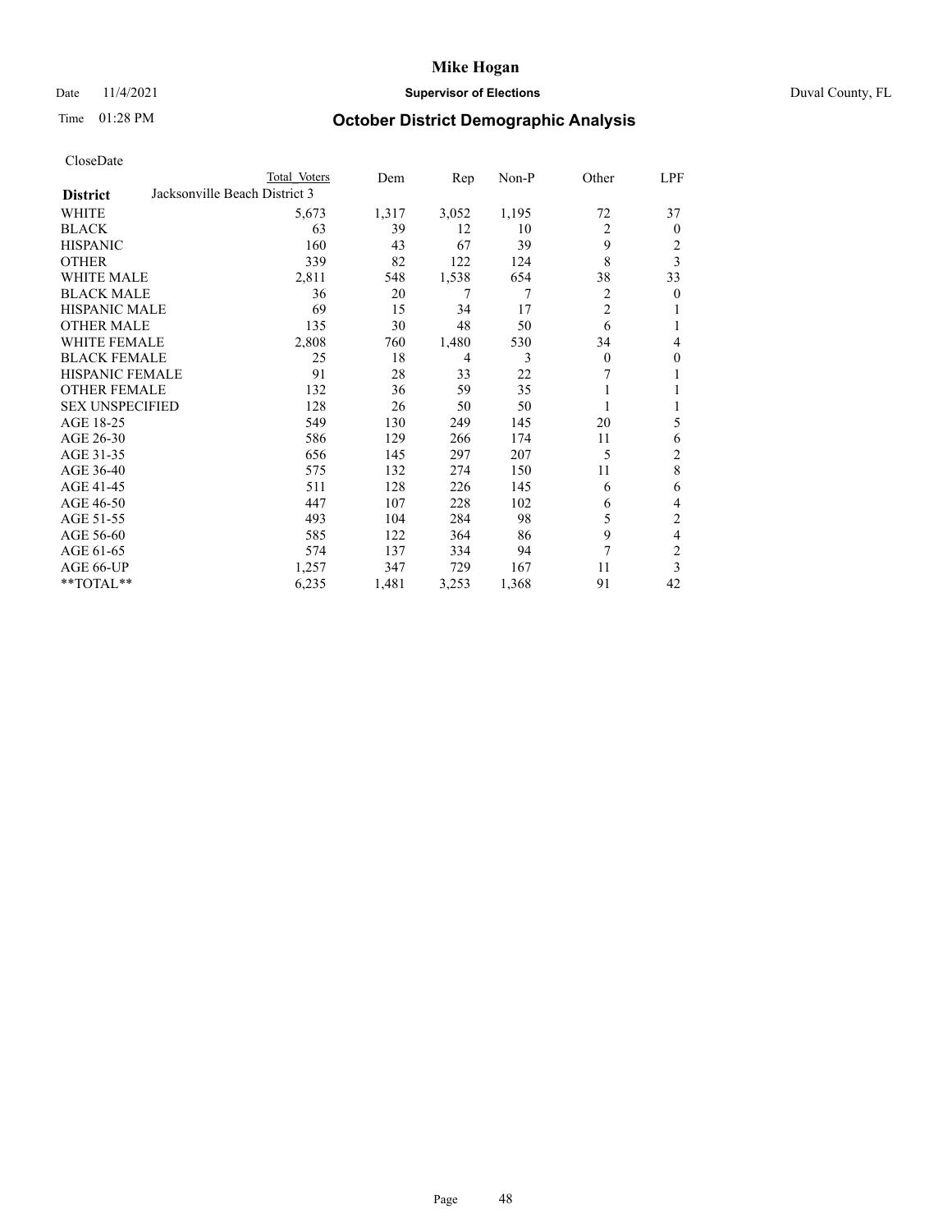# Mike Hogan

Date 11/4/2021 **Supervisor of Elections** Duval County, FL

Time 01:28 PM **October District Demographic Analysis**

CloseDate

| **District** | Total Voters | Dem | Rep | Non-P | Other | LPF |
|---|---|---|---|---|---|---|
| Jacksonville Beach District 3 | | | | | | |
| WHITE | 5,673 | 1,317 | 3,052 | 1,195 | 72 | 37 |
| BLACK | 63 | 39 | 12 | 10 | 2 | 0 |
| HISPANIC | 160 | 43 | 67 | 39 | 9 | 2 |
| OTHER | 339 | 82 | 122 | 124 | 8 | 3 |
| WHITE MALE | 2,811 | 548 | 1,538 | 654 | 38 | 33 |
| BLACK MALE | 36 | 20 | 7 | 7 | 2 | 0 |
| HISPANIC MALE | 69 | 15 | 34 | 17 | 2 | 1 |
| OTHER MALE | 135 | 30 | 48 | 50 | 6 | 1 |
| WHITE FEMALE | 2,808 | 760 | 1,480 | 530 | 34 | 4 |
| BLACK FEMALE | 25 | 18 | 4 | 3 | 0 | 0 |
| HISPANIC FEMALE | 91 | 28 | 33 | 22 | 7 | 1 |
| OTHER FEMALE | 132 | 36 | 59 | 35 | 1 | 1 |
| SEX UNSPECIFIED | 128 | 26 | 50 | 50 | 1 | 1 |
| AGE 18-25 | 549 | 130 | 249 | 145 | 20 | 5 |
| AGE 26-30 | 586 | 129 | 266 | 174 | 11 | 6 |
| AGE 31-35 | 656 | 145 | 297 | 207 | 5 | 2 |
| AGE 36-40 | 575 | 132 | 274 | 150 | 11 | 8 |
| AGE 41-45 | 511 | 128 | 226 | 145 | 6 | 6 |
| AGE 46-50 | 447 | 107 | 228 | 102 | 6 | 4 |
| AGE 51-55 | 493 | 104 | 284 | 98 | 5 | 2 |
| AGE 56-60 | 585 | 122 | 364 | 86 | 9 | 4 |
| AGE 61-65 | 574 | 137 | 334 | 94 | 7 | 2 |
| AGE 66-UP | 1,257 | 347 | 729 | 167 | 11 | 3 |
| **TOTAL** | 6,235 | 1,481 | 3,253 | 1,368 | 91 | 42 |